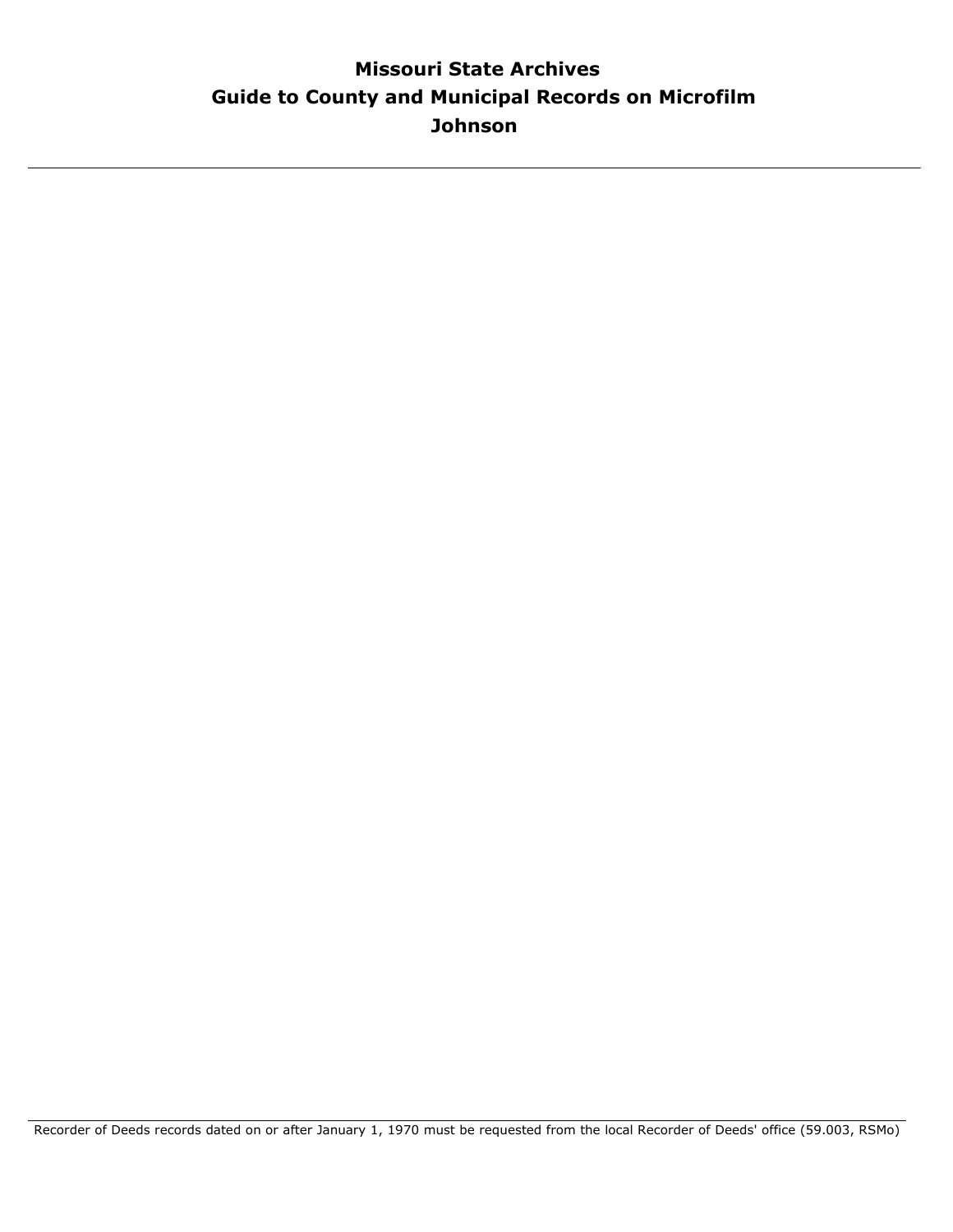# Missouri State Archives
## Guide to County and Municipal Records on Microfilm
## Johnson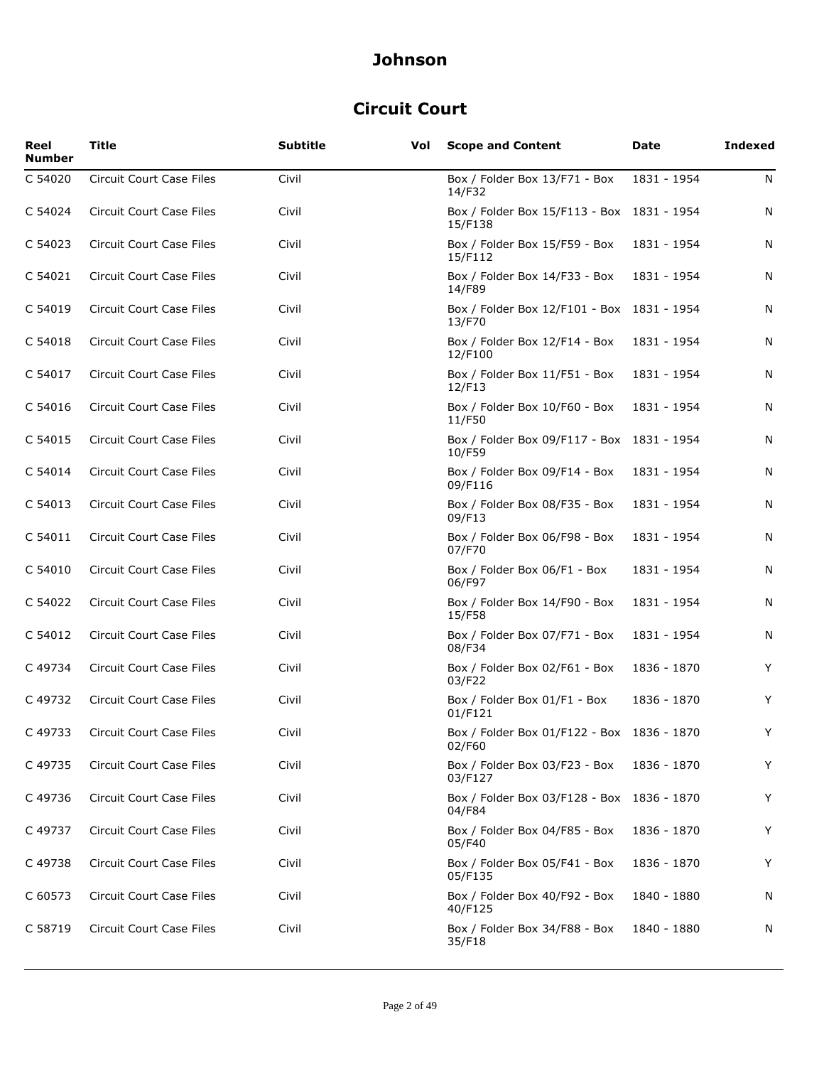# Johnson

## Circuit Court

| Reel Number | Title | Subtitle | Vol | Scope and Content | Date | Indexed |
|---|---|---|---|---|---|---|
| C 54020 | Circuit Court Case Files | Civil | | Box / Folder Box 13/F71 - Box 14/F32 | 1831 - 1954 | N |
| C 54024 | Circuit Court Case Files | Civil | | Box / Folder Box 15/F113 - Box 15/F138 | 1831 - 1954 | N |
| C 54023 | Circuit Court Case Files | Civil | | Box / Folder Box 15/F59 - Box 15/F112 | 1831 - 1954 | N |
| C 54021 | Circuit Court Case Files | Civil | | Box / Folder Box 14/F33 - Box 14/F89 | 1831 - 1954 | N |
| C 54019 | Circuit Court Case Files | Civil | | Box / Folder Box 12/F101 - Box 13/F70 | 1831 - 1954 | N |
| C 54018 | Circuit Court Case Files | Civil | | Box / Folder Box 12/F14 - Box 12/F100 | 1831 - 1954 | N |
| C 54017 | Circuit Court Case Files | Civil | | Box / Folder Box 11/F51 - Box 12/F13 | 1831 - 1954 | N |
| C 54016 | Circuit Court Case Files | Civil | | Box / Folder Box 10/F60 - Box 11/F50 | 1831 - 1954 | N |
| C 54015 | Circuit Court Case Files | Civil | | Box / Folder Box 09/F117 - Box 10/F59 | 1831 - 1954 | N |
| C 54014 | Circuit Court Case Files | Civil | | Box / Folder Box 09/F14 - Box 09/F116 | 1831 - 1954 | N |
| C 54013 | Circuit Court Case Files | Civil | | Box / Folder Box 08/F35 - Box 09/F13 | 1831 - 1954 | N |
| C 54011 | Circuit Court Case Files | Civil | | Box / Folder Box 06/F98 - Box 07/F70 | 1831 - 1954 | N |
| C 54010 | Circuit Court Case Files | Civil | | Box / Folder Box 06/F1 - Box 06/F97 | 1831 - 1954 | N |
| C 54022 | Circuit Court Case Files | Civil | | Box / Folder Box 14/F90 - Box 15/F58 | 1831 - 1954 | N |
| C 54012 | Circuit Court Case Files | Civil | | Box / Folder Box 07/F71 - Box 08/F34 | 1831 - 1954 | N |
| C 49734 | Circuit Court Case Files | Civil | | Box / Folder Box 02/F61 - Box 03/F22 | 1836 - 1870 | Y |
| C 49732 | Circuit Court Case Files | Civil | | Box / Folder Box 01/F1 - Box 01/F121 | 1836 - 1870 | Y |
| C 49733 | Circuit Court Case Files | Civil | | Box / Folder Box 01/F122 - Box 02/F60 | 1836 - 1870 | Y |
| C 49735 | Circuit Court Case Files | Civil | | Box / Folder Box 03/F23 - Box 03/F127 | 1836 - 1870 | Y |
| C 49736 | Circuit Court Case Files | Civil | | Box / Folder Box 03/F128 - Box 04/F84 | 1836 - 1870 | Y |
| C 49737 | Circuit Court Case Files | Civil | | Box / Folder Box 04/F85 - Box 05/F40 | 1836 - 1870 | Y |
| C 49738 | Circuit Court Case Files | Civil | | Box / Folder Box 05/F41 - Box 05/F135 | 1836 - 1870 | Y |
| C 60573 | Circuit Court Case Files | Civil | | Box / Folder Box 40/F92 - Box 40/F125 | 1840 - 1880 | N |
| C 58719 | Circuit Court Case Files | Civil | | Box / Folder Box 34/F88 - Box 35/F18 | 1840 - 1880 | N |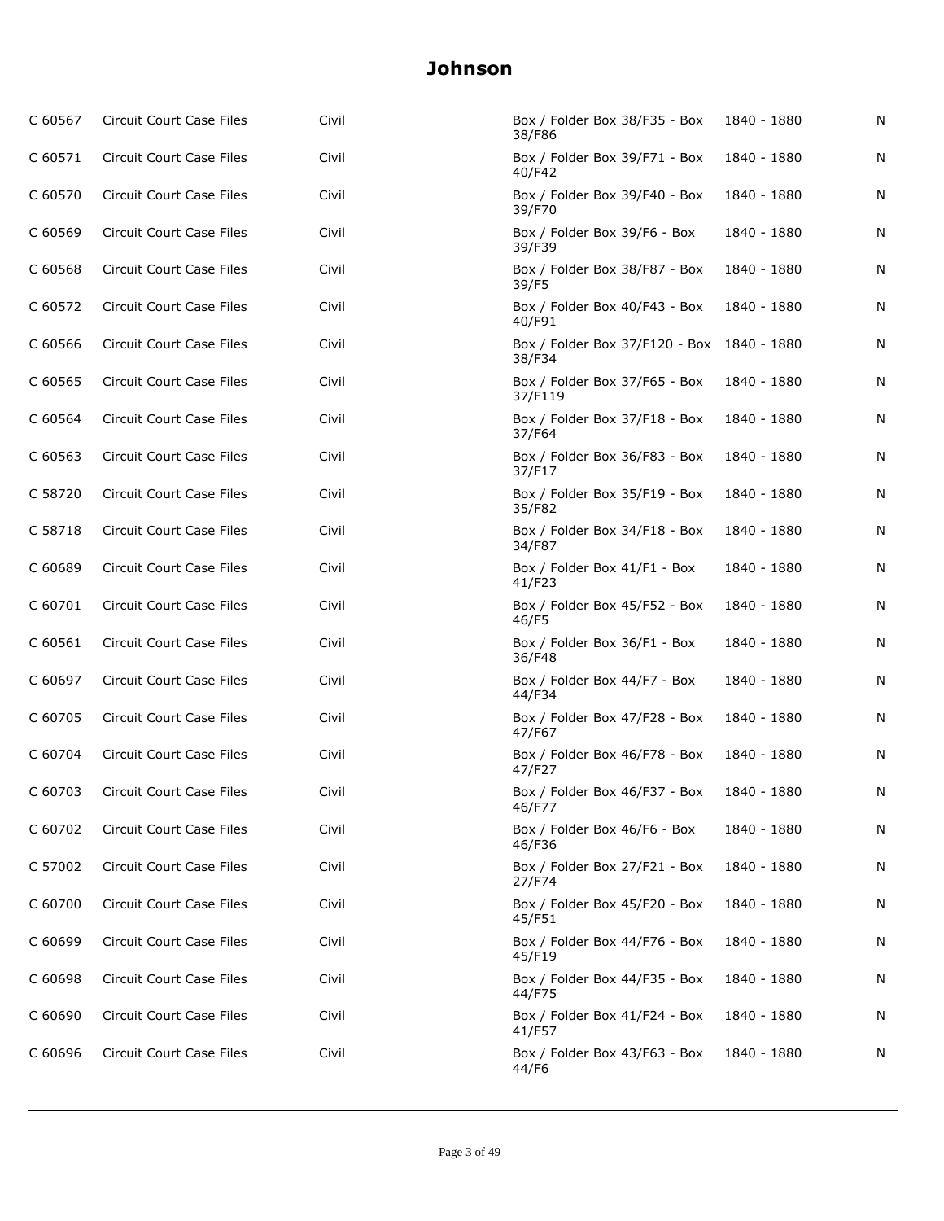# Johnson

| | | | | | |
|---|---|---|---|---|---|
| C 60567 | Circuit Court Case Files | Civil | Box / Folder Box 38/F35 - Box 38/F86 | 1840 - 1880 | N |
| C 60571 | Circuit Court Case Files | Civil | Box / Folder Box 39/F71 - Box 40/F42 | 1840 - 1880 | N |
| C 60570 | Circuit Court Case Files | Civil | Box / Folder Box 39/F40 - Box 39/F70 | 1840 - 1880 | N |
| C 60569 | Circuit Court Case Files | Civil | Box / Folder Box 39/F6 - Box 39/F39 | 1840 - 1880 | N |
| C 60568 | Circuit Court Case Files | Civil | Box / Folder Box 38/F87 - Box 39/F5 | 1840 - 1880 | N |
| C 60572 | Circuit Court Case Files | Civil | Box / Folder Box 40/F43 - Box 40/F91 | 1840 - 1880 | N |
| C 60566 | Circuit Court Case Files | Civil | Box / Folder Box 37/F120 - Box 38/F34 | 1840 - 1880 | N |
| C 60565 | Circuit Court Case Files | Civil | Box / Folder Box 37/F65 - Box 37/F119 | 1840 - 1880 | N |
| C 60564 | Circuit Court Case Files | Civil | Box / Folder Box 37/F18 - Box 37/F64 | 1840 - 1880 | N |
| C 60563 | Circuit Court Case Files | Civil | Box / Folder Box 36/F83 - Box 37/F17 | 1840 - 1880 | N |
| C 58720 | Circuit Court Case Files | Civil | Box / Folder Box 35/F19 - Box 35/F82 | 1840 - 1880 | N |
| C 58718 | Circuit Court Case Files | Civil | Box / Folder Box 34/F18 - Box 34/F87 | 1840 - 1880 | N |
| C 60689 | Circuit Court Case Files | Civil | Box / Folder Box 41/F1 - Box 41/F23 | 1840 - 1880 | N |
| C 60701 | Circuit Court Case Files | Civil | Box / Folder Box 45/F52 - Box 46/F5 | 1840 - 1880 | N |
| C 60561 | Circuit Court Case Files | Civil | Box / Folder Box 36/F1 - Box 36/F48 | 1840 - 1880 | N |
| C 60697 | Circuit Court Case Files | Civil | Box / Folder Box 44/F7 - Box 44/F34 | 1840 - 1880 | N |
| C 60705 | Circuit Court Case Files | Civil | Box / Folder Box 47/F28 - Box 47/F67 | 1840 - 1880 | N |
| C 60704 | Circuit Court Case Files | Civil | Box / Folder Box 46/F78 - Box 47/F27 | 1840 - 1880 | N |
| C 60703 | Circuit Court Case Files | Civil | Box / Folder Box 46/F37 - Box 46/F77 | 1840 - 1880 | N |
| C 60702 | Circuit Court Case Files | Civil | Box / Folder Box 46/F6 - Box 46/F36 | 1840 - 1880 | N |
| C 57002 | Circuit Court Case Files | Civil | Box / Folder Box 27/F21 - Box 27/F74 | 1840 - 1880 | N |
| C 60700 | Circuit Court Case Files | Civil | Box / Folder Box 45/F20 - Box 45/F51 | 1840 - 1880 | N |
| C 60699 | Circuit Court Case Files | Civil | Box / Folder Box 44/F76 - Box 45/F19 | 1840 - 1880 | N |
| C 60698 | Circuit Court Case Files | Civil | Box / Folder Box 44/F35 - Box 44/F75 | 1840 - 1880 | N |
| C 60690 | Circuit Court Case Files | Civil | Box / Folder Box 41/F24 - Box 41/F57 | 1840 - 1880 | N |
| C 60696 | Circuit Court Case Files | Civil | Box / Folder Box 43/F63 - Box 44/F6 | 1840 - 1880 | N |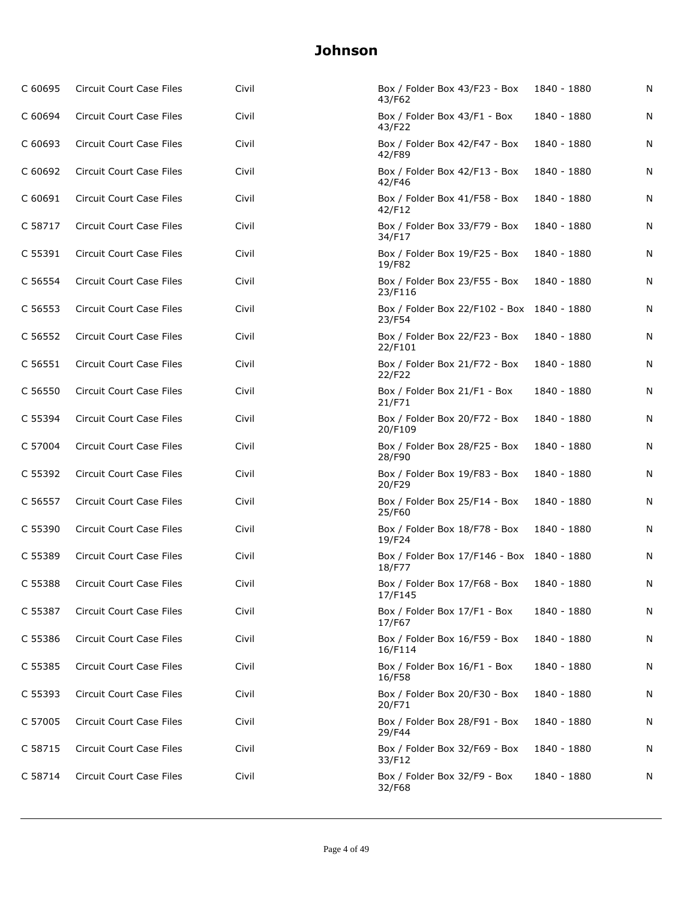# Johnson

| | | | | | |
|---|---|---|---|---|---|
| C 60695 | Circuit Court Case Files | Civil | Box / Folder Box 43/F23 - Box 43/F62 | 1840 - 1880 | N |
| C 60694 | Circuit Court Case Files | Civil | Box / Folder Box 43/F1 - Box 43/F22 | 1840 - 1880 | N |
| C 60693 | Circuit Court Case Files | Civil | Box / Folder Box 42/F47 - Box 42/F89 | 1840 - 1880 | N |
| C 60692 | Circuit Court Case Files | Civil | Box / Folder Box 42/F13 - Box 42/F46 | 1840 - 1880 | N |
| C 60691 | Circuit Court Case Files | Civil | Box / Folder Box 41/F58 - Box 42/F12 | 1840 - 1880 | N |
| C 58717 | Circuit Court Case Files | Civil | Box / Folder Box 33/F79 - Box 34/F17 | 1840 - 1880 | N |
| C 55391 | Circuit Court Case Files | Civil | Box / Folder Box 19/F25 - Box 19/F82 | 1840 - 1880 | N |
| C 56554 | Circuit Court Case Files | Civil | Box / Folder Box 23/F55 - Box 23/F116 | 1840 - 1880 | N |
| C 56553 | Circuit Court Case Files | Civil | Box / Folder Box 22/F102 - Box 23/F54 | 1840 - 1880 | N |
| C 56552 | Circuit Court Case Files | Civil | Box / Folder Box 22/F23 - Box 22/F101 | 1840 - 1880 | N |
| C 56551 | Circuit Court Case Files | Civil | Box / Folder Box 21/F72 - Box 22/F22 | 1840 - 1880 | N |
| C 56550 | Circuit Court Case Files | Civil | Box / Folder Box 21/F1 - Box 21/F71 | 1840 - 1880 | N |
| C 55394 | Circuit Court Case Files | Civil | Box / Folder Box 20/F72 - Box 20/F109 | 1840 - 1880 | N |
| C 57004 | Circuit Court Case Files | Civil | Box / Folder Box 28/F25 - Box 28/F90 | 1840 - 1880 | N |
| C 55392 | Circuit Court Case Files | Civil | Box / Folder Box 19/F83 - Box 20/F29 | 1840 - 1880 | N |
| C 56557 | Circuit Court Case Files | Civil | Box / Folder Box 25/F14 - Box 25/F60 | 1840 - 1880 | N |
| C 55390 | Circuit Court Case Files | Civil | Box / Folder Box 18/F78 - Box 19/F24 | 1840 - 1880 | N |
| C 55389 | Circuit Court Case Files | Civil | Box / Folder Box 17/F146 - Box 18/F77 | 1840 - 1880 | N |
| C 55388 | Circuit Court Case Files | Civil | Box / Folder Box 17/F68 - Box 17/F145 | 1840 - 1880 | N |
| C 55387 | Circuit Court Case Files | Civil | Box / Folder Box 17/F1 - Box 17/F67 | 1840 - 1880 | N |
| C 55386 | Circuit Court Case Files | Civil | Box / Folder Box 16/F59 - Box 16/F114 | 1840 - 1880 | N |
| C 55385 | Circuit Court Case Files | Civil | Box / Folder Box 16/F1 - Box 16/F58 | 1840 - 1880 | N |
| C 55393 | Circuit Court Case Files | Civil | Box / Folder Box 20/F30 - Box 20/F71 | 1840 - 1880 | N |
| C 57005 | Circuit Court Case Files | Civil | Box / Folder Box 28/F91 - Box 29/F44 | 1840 - 1880 | N |
| C 58715 | Circuit Court Case Files | Civil | Box / Folder Box 32/F69 - Box 33/F12 | 1840 - 1880 | N |
| C 58714 | Circuit Court Case Files | Civil | Box / Folder Box 32/F9 - Box 32/F68 | 1840 - 1880 | N |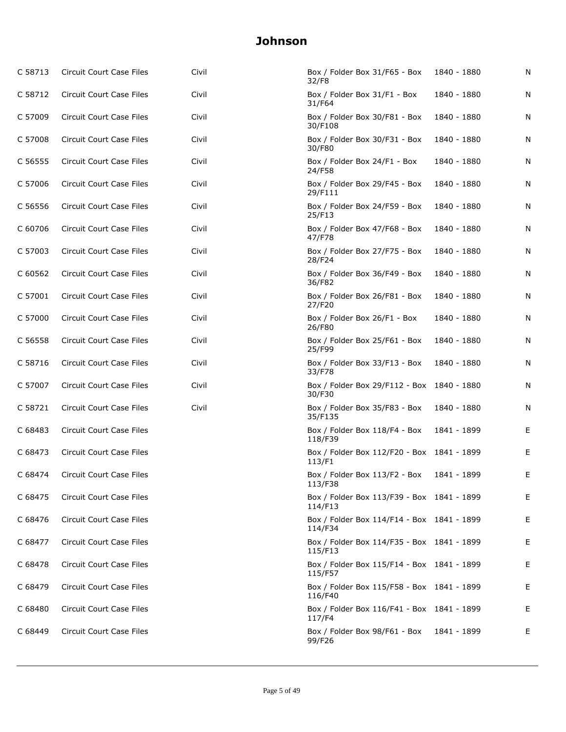# Johnson

| | | | | | |
|---|---|---|---|---|---|
| C 58713 | Circuit Court Case Files | Civil | Box / Folder Box 31/F65 - Box 32/F8 | 1840 - 1880 | N |
| C 58712 | Circuit Court Case Files | Civil | Box / Folder Box 31/F1 - Box 31/F64 | 1840 - 1880 | N |
| C 57009 | Circuit Court Case Files | Civil | Box / Folder Box 30/F81 - Box 30/F108 | 1840 - 1880 | N |
| C 57008 | Circuit Court Case Files | Civil | Box / Folder Box 30/F31 - Box 30/F80 | 1840 - 1880 | N |
| C 56555 | Circuit Court Case Files | Civil | Box / Folder Box 24/F1 - Box 24/F58 | 1840 - 1880 | N |
| C 57006 | Circuit Court Case Files | Civil | Box / Folder Box 29/F45 - Box 29/F111 | 1840 - 1880 | N |
| C 56556 | Circuit Court Case Files | Civil | Box / Folder Box 24/F59 - Box 25/F13 | 1840 - 1880 | N |
| C 60706 | Circuit Court Case Files | Civil | Box / Folder Box 47/F68 - Box 47/F78 | 1840 - 1880 | N |
| C 57003 | Circuit Court Case Files | Civil | Box / Folder Box 27/F75 - Box 28/F24 | 1840 - 1880 | N |
| C 60562 | Circuit Court Case Files | Civil | Box / Folder Box 36/F49 - Box 36/F82 | 1840 - 1880 | N |
| C 57001 | Circuit Court Case Files | Civil | Box / Folder Box 26/F81 - Box 27/F20 | 1840 - 1880 | N |
| C 57000 | Circuit Court Case Files | Civil | Box / Folder Box 26/F1 - Box 26/F80 | 1840 - 1880 | N |
| C 56558 | Circuit Court Case Files | Civil | Box / Folder Box 25/F61 - Box 25/F99 | 1840 - 1880 | N |
| C 58716 | Circuit Court Case Files | Civil | Box / Folder Box 33/F13 - Box 33/F78 | 1840 - 1880 | N |
| C 57007 | Circuit Court Case Files | Civil | Box / Folder Box 29/F112 - Box 30/F30 | 1840 - 1880 | N |
| C 58721 | Circuit Court Case Files | Civil | Box / Folder Box 35/F83 - Box 35/F135 | 1840 - 1880 | N |
| C 68483 | Circuit Court Case Files | | Box / Folder Box 118/F4 - Box 118/F39 | 1841 - 1899 | E |
| C 68473 | Circuit Court Case Files | | Box / Folder Box 112/F20 - Box 113/F1 | 1841 - 1899 | E |
| C 68474 | Circuit Court Case Files | | Box / Folder Box 113/F2 - Box 113/F38 | 1841 - 1899 | E |
| C 68475 | Circuit Court Case Files | | Box / Folder Box 113/F39 - Box 114/F13 | 1841 - 1899 | E |
| C 68476 | Circuit Court Case Files | | Box / Folder Box 114/F14 - Box 114/F34 | 1841 - 1899 | E |
| C 68477 | Circuit Court Case Files | | Box / Folder Box 114/F35 - Box 115/F13 | 1841 - 1899 | E |
| C 68478 | Circuit Court Case Files | | Box / Folder Box 115/F14 - Box 115/F57 | 1841 - 1899 | E |
| C 68479 | Circuit Court Case Files | | Box / Folder Box 115/F58 - Box 116/F40 | 1841 - 1899 | E |
| C 68480 | Circuit Court Case Files | | Box / Folder Box 116/F41 - Box 117/F4 | 1841 - 1899 | E |
| C 68449 | Circuit Court Case Files | | Box / Folder Box 98/F61 - Box 99/F26 | 1841 - 1899 | E |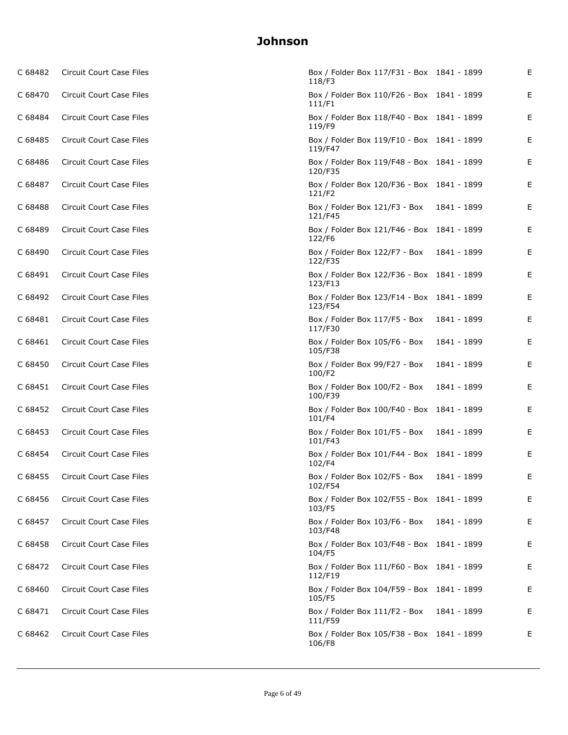# Johnson

| | | | | |
|---|---|---|---|---|
| C 68482 | Circuit Court Case Files | Box / Folder Box 117/F31 - Box 118/F3 | 1841 - 1899 | E |
| C 68470 | Circuit Court Case Files | Box / Folder Box 110/F26 - Box 111/F1 | 1841 - 1899 | E |
| C 68484 | Circuit Court Case Files | Box / Folder Box 118/F40 - Box 119/F9 | 1841 - 1899 | E |
| C 68485 | Circuit Court Case Files | Box / Folder Box 119/F10 - Box 119/F47 | 1841 - 1899 | E |
| C 68486 | Circuit Court Case Files | Box / Folder Box 119/F48 - Box 120/F35 | 1841 - 1899 | E |
| C 68487 | Circuit Court Case Files | Box / Folder Box 120/F36 - Box 121/F2 | 1841 - 1899 | E |
| C 68488 | Circuit Court Case Files | Box / Folder Box 121/F3 - Box 121/F45 | 1841 - 1899 | E |
| C 68489 | Circuit Court Case Files | Box / Folder Box 121/F46 - Box 122/F6 | 1841 - 1899 | E |
| C 68490 | Circuit Court Case Files | Box / Folder Box 122/F7 - Box 122/F35 | 1841 - 1899 | E |
| C 68491 | Circuit Court Case Files | Box / Folder Box 122/F36 - Box 123/F13 | 1841 - 1899 | E |
| C 68492 | Circuit Court Case Files | Box / Folder Box 123/F14 - Box 123/F54 | 1841 - 1899 | E |
| C 68481 | Circuit Court Case Files | Box / Folder Box 117/F5 - Box 117/F30 | 1841 - 1899 | E |
| C 68461 | Circuit Court Case Files | Box / Folder Box 105/F6 - Box 105/F38 | 1841 - 1899 | E |
| C 68450 | Circuit Court Case Files | Box / Folder Box 99/F27 - Box 100/F2 | 1841 - 1899 | E |
| C 68451 | Circuit Court Case Files | Box / Folder Box 100/F2 - Box 100/F39 | 1841 - 1899 | E |
| C 68452 | Circuit Court Case Files | Box / Folder Box 100/F40 - Box 101/F4 | 1841 - 1899 | E |
| C 68453 | Circuit Court Case Files | Box / Folder Box 101/F5 - Box 101/F43 | 1841 - 1899 | E |
| C 68454 | Circuit Court Case Files | Box / Folder Box 101/F44 - Box 102/F4 | 1841 - 1899 | E |
| C 68455 | Circuit Court Case Files | Box / Folder Box 102/F5 - Box 102/F54 | 1841 - 1899 | E |
| C 68456 | Circuit Court Case Files | Box / Folder Box 102/F55 - Box 103/F5 | 1841 - 1899 | E |
| C 68457 | Circuit Court Case Files | Box / Folder Box 103/F6 - Box 103/F48 | 1841 - 1899 | E |
| C 68458 | Circuit Court Case Files | Box / Folder Box 103/F48 - Box 104/F5 | 1841 - 1899 | E |
| C 68472 | Circuit Court Case Files | Box / Folder Box 111/F60 - Box 112/F19 | 1841 - 1899 | E |
| C 68460 | Circuit Court Case Files | Box / Folder Box 104/F59 - Box 105/F5 | 1841 - 1899 | E |
| C 68471 | Circuit Court Case Files | Box / Folder Box 111/F2 - Box 111/F59 | 1841 - 1899 | E |
| C 68462 | Circuit Court Case Files | Box / Folder Box 105/F38 - Box 106/F8 | 1841 - 1899 | E |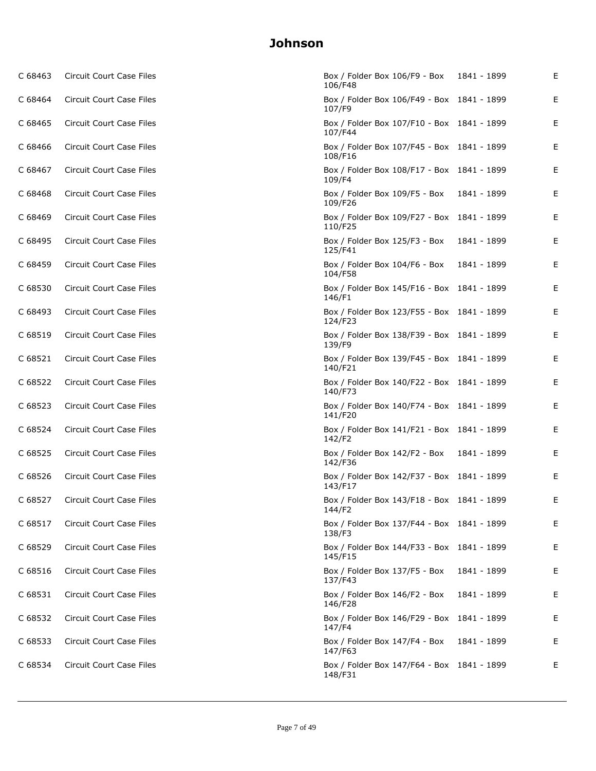# Johnson

| | | | | |
|---|---|---|---|---|
| C 68463 | Circuit Court Case Files | Box / Folder Box 106/F9 - Box 106/F48 | 1841 - 1899 | E |
| C 68464 | Circuit Court Case Files | Box / Folder Box 106/F49 - Box 107/F9 | 1841 - 1899 | E |
| C 68465 | Circuit Court Case Files | Box / Folder Box 107/F10 - Box 107/F44 | 1841 - 1899 | E |
| C 68466 | Circuit Court Case Files | Box / Folder Box 107/F45 - Box 108/F16 | 1841 - 1899 | E |
| C 68467 | Circuit Court Case Files | Box / Folder Box 108/F17 - Box 109/F4 | 1841 - 1899 | E |
| C 68468 | Circuit Court Case Files | Box / Folder Box 109/F5 - Box 109/F26 | 1841 - 1899 | E |
| C 68469 | Circuit Court Case Files | Box / Folder Box 109/F27 - Box 110/F25 | 1841 - 1899 | E |
| C 68495 | Circuit Court Case Files | Box / Folder Box 125/F3 - Box 125/F41 | 1841 - 1899 | E |
| C 68459 | Circuit Court Case Files | Box / Folder Box 104/F6 - Box 104/F58 | 1841 - 1899 | E |
| C 68530 | Circuit Court Case Files | Box / Folder Box 145/F16 - Box 146/F1 | 1841 - 1899 | E |
| C 68493 | Circuit Court Case Files | Box / Folder Box 123/F55 - Box 124/F23 | 1841 - 1899 | E |
| C 68519 | Circuit Court Case Files | Box / Folder Box 138/F39 - Box 139/F9 | 1841 - 1899 | E |
| C 68521 | Circuit Court Case Files | Box / Folder Box 139/F45 - Box 140/F21 | 1841 - 1899 | E |
| C 68522 | Circuit Court Case Files | Box / Folder Box 140/F22 - Box 140/F73 | 1841 - 1899 | E |
| C 68523 | Circuit Court Case Files | Box / Folder Box 140/F74 - Box 141/F20 | 1841 - 1899 | E |
| C 68524 | Circuit Court Case Files | Box / Folder Box 141/F21 - Box 142/F2 | 1841 - 1899 | E |
| C 68525 | Circuit Court Case Files | Box / Folder Box 142/F2 - Box 142/F36 | 1841 - 1899 | E |
| C 68526 | Circuit Court Case Files | Box / Folder Box 142/F37 - Box 143/F17 | 1841 - 1899 | E |
| C 68527 | Circuit Court Case Files | Box / Folder Box 143/F18 - Box 144/F2 | 1841 - 1899 | E |
| C 68517 | Circuit Court Case Files | Box / Folder Box 137/F44 - Box 138/F3 | 1841 - 1899 | E |
| C 68529 | Circuit Court Case Files | Box / Folder Box 144/F33 - Box 145/F15 | 1841 - 1899 | E |
| C 68516 | Circuit Court Case Files | Box / Folder Box 137/F5 - Box 137/F43 | 1841 - 1899 | E |
| C 68531 | Circuit Court Case Files | Box / Folder Box 146/F2 - Box 146/F28 | 1841 - 1899 | E |
| C 68532 | Circuit Court Case Files | Box / Folder Box 146/F29 - Box 147/F4 | 1841 - 1899 | E |
| C 68533 | Circuit Court Case Files | Box / Folder Box 147/F4 - Box 147/F63 | 1841 - 1899 | E |
| C 68534 | Circuit Court Case Files | Box / Folder Box 147/F64 - Box 148/F31 | 1841 - 1899 | E |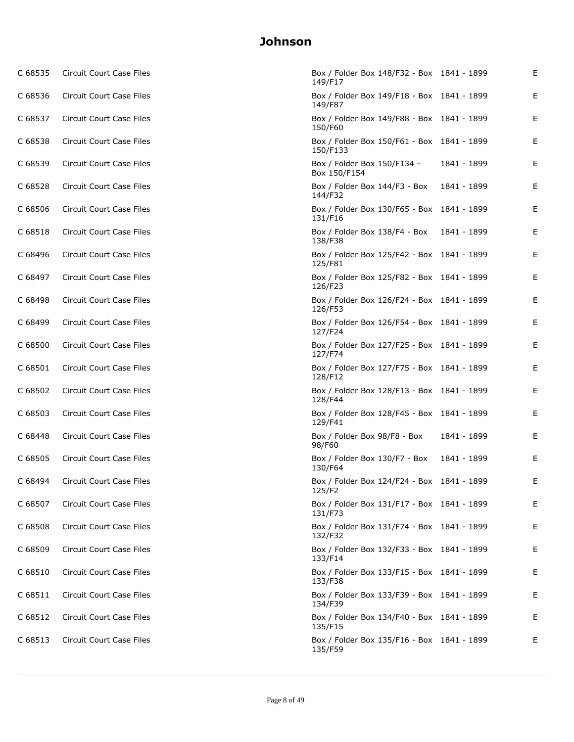# Johnson

| | | | | |
|---|---|---|---|---|
| C 68535 | Circuit Court Case Files | Box / Folder Box 148/F32 - Box 149/F17 | 1841 - 1899 | E |
| C 68536 | Circuit Court Case Files | Box / Folder Box 149/F18 - Box 149/F87 | 1841 - 1899 | E |
| C 68537 | Circuit Court Case Files | Box / Folder Box 149/F88 - Box 150/F60 | 1841 - 1899 | E |
| C 68538 | Circuit Court Case Files | Box / Folder Box 150/F61 - Box 150/F133 | 1841 - 1899 | E |
| C 68539 | Circuit Court Case Files | Box / Folder Box 150/F134 - Box 150/F154 | 1841 - 1899 | E |
| C 68528 | Circuit Court Case Files | Box / Folder Box 144/F3 - Box 144/F32 | 1841 - 1899 | E |
| C 68506 | Circuit Court Case Files | Box / Folder Box 130/F65 - Box 131/F16 | 1841 - 1899 | E |
| C 68518 | Circuit Court Case Files | Box / Folder Box 138/F4 - Box 138/F38 | 1841 - 1899 | E |
| C 68496 | Circuit Court Case Files | Box / Folder Box 125/F42 - Box 125/F81 | 1841 - 1899 | E |
| C 68497 | Circuit Court Case Files | Box / Folder Box 125/F82 - Box 126/F23 | 1841 - 1899 | E |
| C 68498 | Circuit Court Case Files | Box / Folder Box 126/F24 - Box 126/F53 | 1841 - 1899 | E |
| C 68499 | Circuit Court Case Files | Box / Folder Box 126/F54 - Box 127/F24 | 1841 - 1899 | E |
| C 68500 | Circuit Court Case Files | Box / Folder Box 127/F25 - Box 127/F74 | 1841 - 1899 | E |
| C 68501 | Circuit Court Case Files | Box / Folder Box 127/F75 - Box 128/F12 | 1841 - 1899 | E |
| C 68502 | Circuit Court Case Files | Box / Folder Box 128/F13 - Box 128/F44 | 1841 - 1899 | E |
| C 68503 | Circuit Court Case Files | Box / Folder Box 128/F45 - Box 129/F41 | 1841 - 1899 | E |
| C 68448 | Circuit Court Case Files | Box / Folder Box 98/F8 - Box 98/F60 | 1841 - 1899 | E |
| C 68505 | Circuit Court Case Files | Box / Folder Box 130/F7 - Box 130/F64 | 1841 - 1899 | E |
| C 68494 | Circuit Court Case Files | Box / Folder Box 124/F24 - Box 125/F2 | 1841 - 1899 | E |
| C 68507 | Circuit Court Case Files | Box / Folder Box 131/F17 - Box 131/F73 | 1841 - 1899 | E |
| C 68508 | Circuit Court Case Files | Box / Folder Box 131/F74 - Box 132/F32 | 1841 - 1899 | E |
| C 68509 | Circuit Court Case Files | Box / Folder Box 132/F33 - Box 133/F14 | 1841 - 1899 | E |
| C 68510 | Circuit Court Case Files | Box / Folder Box 133/F15 - Box 133/F38 | 1841 - 1899 | E |
| C 68511 | Circuit Court Case Files | Box / Folder Box 133/F39 - Box 134/F39 | 1841 - 1899 | E |
| C 68512 | Circuit Court Case Files | Box / Folder Box 134/F40 - Box 135/F15 | 1841 - 1899 | E |
| C 68513 | Circuit Court Case Files | Box / Folder Box 135/F16 - Box 135/F59 | 1841 - 1899 | E |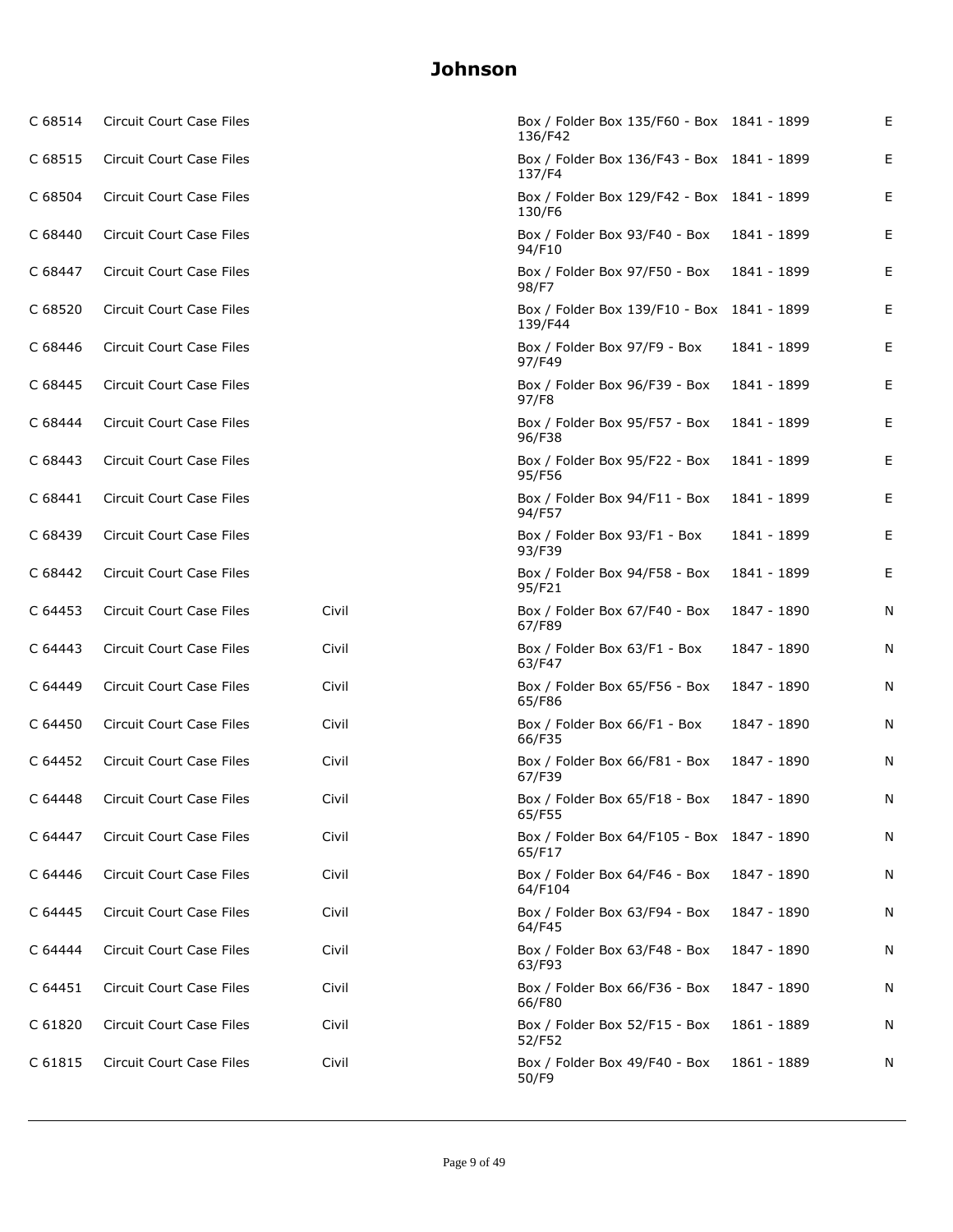# Johnson

| | | | | | |
|---|---|---|---|---|---|
| C 68514 | Circuit Court Case Files | | Box / Folder Box 135/F60 - Box 136/F42 | 1841 - 1899 | E |
| C 68515 | Circuit Court Case Files | | Box / Folder Box 136/F43 - Box 137/F4 | 1841 - 1899 | E |
| C 68504 | Circuit Court Case Files | | Box / Folder Box 129/F42 - Box 130/F6 | 1841 - 1899 | E |
| C 68440 | Circuit Court Case Files | | Box / Folder Box 93/F40 - Box 94/F10 | 1841 - 1899 | E |
| C 68447 | Circuit Court Case Files | | Box / Folder Box 97/F50 - Box 98/F7 | 1841 - 1899 | E |
| C 68520 | Circuit Court Case Files | | Box / Folder Box 139/F10 - Box 139/F44 | 1841 - 1899 | E |
| C 68446 | Circuit Court Case Files | | Box / Folder Box 97/F9 - Box 97/F49 | 1841 - 1899 | E |
| C 68445 | Circuit Court Case Files | | Box / Folder Box 96/F39 - Box 97/F8 | 1841 - 1899 | E |
| C 68444 | Circuit Court Case Files | | Box / Folder Box 95/F57 - Box 96/F38 | 1841 - 1899 | E |
| C 68443 | Circuit Court Case Files | | Box / Folder Box 95/F22 - Box 95/F56 | 1841 - 1899 | E |
| C 68441 | Circuit Court Case Files | | Box / Folder Box 94/F11 - Box 94/F57 | 1841 - 1899 | E |
| C 68439 | Circuit Court Case Files | | Box / Folder Box 93/F1 - Box 93/F39 | 1841 - 1899 | E |
| C 68442 | Circuit Court Case Files | | Box / Folder Box 94/F58 - Box 95/F21 | 1841 - 1899 | E |
| C 64453 | Circuit Court Case Files | Civil | Box / Folder Box 67/F40 - Box 67/F89 | 1847 - 1890 | N |
| C 64443 | Circuit Court Case Files | Civil | Box / Folder Box 63/F1 - Box 63/F47 | 1847 - 1890 | N |
| C 64449 | Circuit Court Case Files | Civil | Box / Folder Box 65/F56 - Box 65/F86 | 1847 - 1890 | N |
| C 64450 | Circuit Court Case Files | Civil | Box / Folder Box 66/F1 - Box 66/F35 | 1847 - 1890 | N |
| C 64452 | Circuit Court Case Files | Civil | Box / Folder Box 66/F81 - Box 67/F39 | 1847 - 1890 | N |
| C 64448 | Circuit Court Case Files | Civil | Box / Folder Box 65/F18 - Box 65/F55 | 1847 - 1890 | N |
| C 64447 | Circuit Court Case Files | Civil | Box / Folder Box 64/F105 - Box 65/F17 | 1847 - 1890 | N |
| C 64446 | Circuit Court Case Files | Civil | Box / Folder Box 64/F46 - Box 64/F104 | 1847 - 1890 | N |
| C 64445 | Circuit Court Case Files | Civil | Box / Folder Box 63/F94 - Box 64/F45 | 1847 - 1890 | N |
| C 64444 | Circuit Court Case Files | Civil | Box / Folder Box 63/F48 - Box 63/F93 | 1847 - 1890 | N |
| C 64451 | Circuit Court Case Files | Civil | Box / Folder Box 66/F36 - Box 66/F80 | 1847 - 1890 | N |
| C 61820 | Circuit Court Case Files | Civil | Box / Folder Box 52/F15 - Box 52/F52 | 1861 - 1889 | N |
| C 61815 | Circuit Court Case Files | Civil | Box / Folder Box 49/F40 - Box 50/F9 | 1861 - 1889 | N |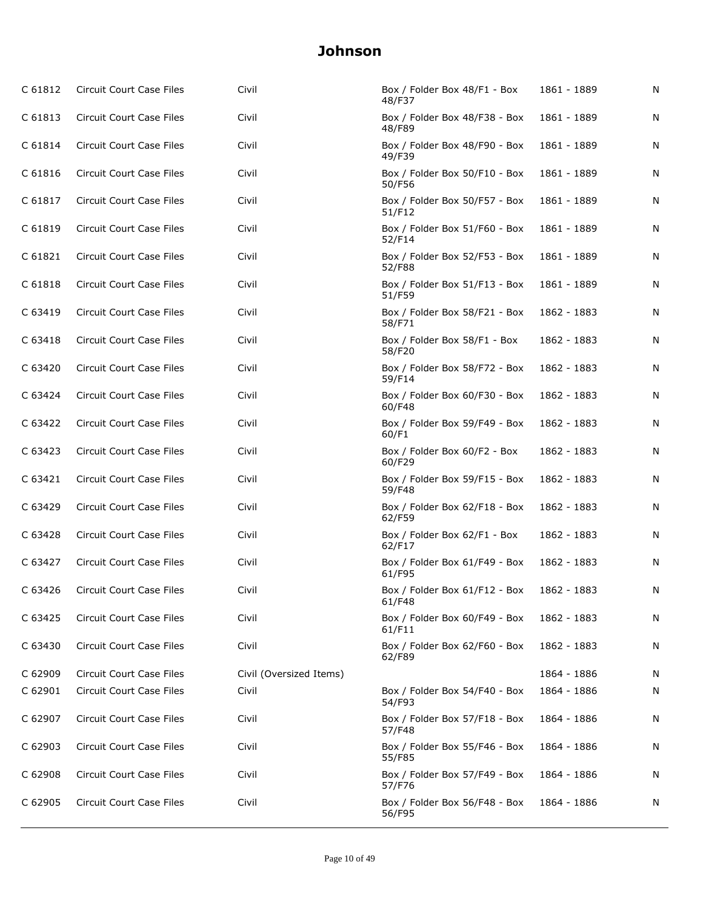# Johnson

| | | | | | |
|---|---|---|---|---|---|
| C 61812 | Circuit Court Case Files | Civil | Box / Folder Box 48/F1 - Box 48/F37 | 1861 - 1889 | N |
| C 61813 | Circuit Court Case Files | Civil | Box / Folder Box 48/F38 - Box 48/F89 | 1861 - 1889 | N |
| C 61814 | Circuit Court Case Files | Civil | Box / Folder Box 48/F90 - Box 49/F39 | 1861 - 1889 | N |
| C 61816 | Circuit Court Case Files | Civil | Box / Folder Box 50/F10 - Box 50/F56 | 1861 - 1889 | N |
| C 61817 | Circuit Court Case Files | Civil | Box / Folder Box 50/F57 - Box 51/F12 | 1861 - 1889 | N |
| C 61819 | Circuit Court Case Files | Civil | Box / Folder Box 51/F60 - Box 52/F14 | 1861 - 1889 | N |
| C 61821 | Circuit Court Case Files | Civil | Box / Folder Box 52/F53 - Box 52/F88 | 1861 - 1889 | N |
| C 61818 | Circuit Court Case Files | Civil | Box / Folder Box 51/F13 - Box 51/F59 | 1861 - 1889 | N |
| C 63419 | Circuit Court Case Files | Civil | Box / Folder Box 58/F21 - Box 58/F71 | 1862 - 1883 | N |
| C 63418 | Circuit Court Case Files | Civil | Box / Folder Box 58/F1 - Box 58/F20 | 1862 - 1883 | N |
| C 63420 | Circuit Court Case Files | Civil | Box / Folder Box 58/F72 - Box 59/F14 | 1862 - 1883 | N |
| C 63424 | Circuit Court Case Files | Civil | Box / Folder Box 60/F30 - Box 60/F48 | 1862 - 1883 | N |
| C 63422 | Circuit Court Case Files | Civil | Box / Folder Box 59/F49 - Box 60/F1 | 1862 - 1883 | N |
| C 63423 | Circuit Court Case Files | Civil | Box / Folder Box 60/F2 - Box 60/F29 | 1862 - 1883 | N |
| C 63421 | Circuit Court Case Files | Civil | Box / Folder Box 59/F15 - Box 59/F48 | 1862 - 1883 | N |
| C 63429 | Circuit Court Case Files | Civil | Box / Folder Box 62/F18 - Box 62/F59 | 1862 - 1883 | N |
| C 63428 | Circuit Court Case Files | Civil | Box / Folder Box 62/F1 - Box 62/F17 | 1862 - 1883 | N |
| C 63427 | Circuit Court Case Files | Civil | Box / Folder Box 61/F49 - Box 61/F95 | 1862 - 1883 | N |
| C 63426 | Circuit Court Case Files | Civil | Box / Folder Box 61/F12 - Box 61/F48 | 1862 - 1883 | N |
| C 63425 | Circuit Court Case Files | Civil | Box / Folder Box 60/F49 - Box 61/F11 | 1862 - 1883 | N |
| C 63430 | Circuit Court Case Files | Civil | Box / Folder Box 62/F60 - Box 62/F89 | 1862 - 1883 | N |
| C 62909 | Circuit Court Case Files | Civil (Oversized Items) | | 1864 - 1886 | N |
| C 62901 | Circuit Court Case Files | Civil | Box / Folder Box 54/F40 - Box 54/F93 | 1864 - 1886 | N |
| C 62907 | Circuit Court Case Files | Civil | Box / Folder Box 57/F18 - Box 57/F48 | 1864 - 1886 | N |
| C 62903 | Circuit Court Case Files | Civil | Box / Folder Box 55/F46 - Box 55/F85 | 1864 - 1886 | N |
| C 62908 | Circuit Court Case Files | Civil | Box / Folder Box 57/F49 - Box 57/F76 | 1864 - 1886 | N |
| C 62905 | Circuit Court Case Files | Civil | Box / Folder Box 56/F48 - Box 56/F95 | 1864 - 1886 | N |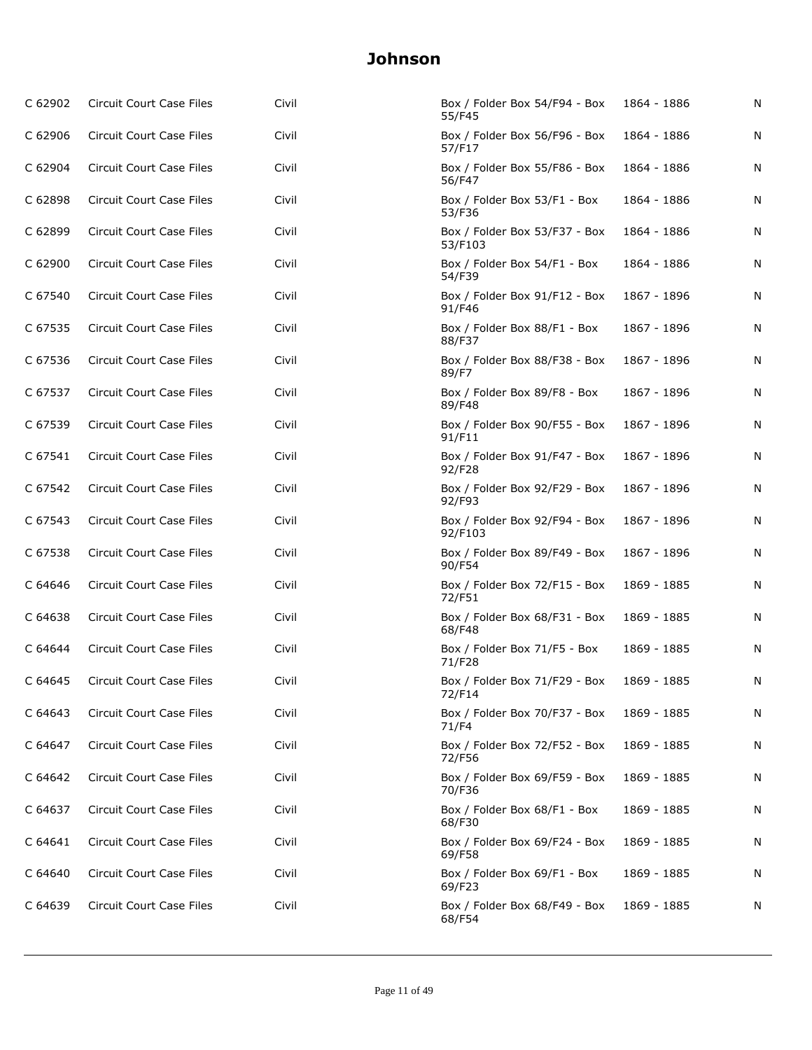# Johnson

| | | | | | |
|---|---|---|---|---|---|
| C 62902 | Circuit Court Case Files | Civil | Box / Folder Box 54/F94 - Box 55/F45 | 1864 - 1886 | N |
| C 62906 | Circuit Court Case Files | Civil | Box / Folder Box 56/F96 - Box 57/F17 | 1864 - 1886 | N |
| C 62904 | Circuit Court Case Files | Civil | Box / Folder Box 55/F86 - Box 56/F47 | 1864 - 1886 | N |
| C 62898 | Circuit Court Case Files | Civil | Box / Folder Box 53/F1 - Box 53/F36 | 1864 - 1886 | N |
| C 62899 | Circuit Court Case Files | Civil | Box / Folder Box 53/F37 - Box 53/F103 | 1864 - 1886 | N |
| C 62900 | Circuit Court Case Files | Civil | Box / Folder Box 54/F1 - Box 54/F39 | 1864 - 1886 | N |
| C 67540 | Circuit Court Case Files | Civil | Box / Folder Box 91/F12 - Box 91/F46 | 1867 - 1896 | N |
| C 67535 | Circuit Court Case Files | Civil | Box / Folder Box 88/F1 - Box 88/F37 | 1867 - 1896 | N |
| C 67536 | Circuit Court Case Files | Civil | Box / Folder Box 88/F38 - Box 89/F7 | 1867 - 1896 | N |
| C 67537 | Circuit Court Case Files | Civil | Box / Folder Box 89/F8 - Box 89/F48 | 1867 - 1896 | N |
| C 67539 | Circuit Court Case Files | Civil | Box / Folder Box 90/F55 - Box 91/F11 | 1867 - 1896 | N |
| C 67541 | Circuit Court Case Files | Civil | Box / Folder Box 91/F47 - Box 92/F28 | 1867 - 1896 | N |
| C 67542 | Circuit Court Case Files | Civil | Box / Folder Box 92/F29 - Box 92/F93 | 1867 - 1896 | N |
| C 67543 | Circuit Court Case Files | Civil | Box / Folder Box 92/F94 - Box 92/F103 | 1867 - 1896 | N |
| C 67538 | Circuit Court Case Files | Civil | Box / Folder Box 89/F49 - Box 90/F54 | 1867 - 1896 | N |
| C 64646 | Circuit Court Case Files | Civil | Box / Folder Box 72/F15 - Box 72/F51 | 1869 - 1885 | N |
| C 64638 | Circuit Court Case Files | Civil | Box / Folder Box 68/F31 - Box 68/F48 | 1869 - 1885 | N |
| C 64644 | Circuit Court Case Files | Civil | Box / Folder Box 71/F5 - Box 71/F28 | 1869 - 1885 | N |
| C 64645 | Circuit Court Case Files | Civil | Box / Folder Box 71/F29 - Box 72/F14 | 1869 - 1885 | N |
| C 64643 | Circuit Court Case Files | Civil | Box / Folder Box 70/F37 - Box 71/F4 | 1869 - 1885 | N |
| C 64647 | Circuit Court Case Files | Civil | Box / Folder Box 72/F52 - Box 72/F56 | 1869 - 1885 | N |
| C 64642 | Circuit Court Case Files | Civil | Box / Folder Box 69/F59 - Box 70/F36 | 1869 - 1885 | N |
| C 64637 | Circuit Court Case Files | Civil | Box / Folder Box 68/F1 - Box 68/F30 | 1869 - 1885 | N |
| C 64641 | Circuit Court Case Files | Civil | Box / Folder Box 69/F24 - Box 69/F58 | 1869 - 1885 | N |
| C 64640 | Circuit Court Case Files | Civil | Box / Folder Box 69/F1 - Box 69/F23 | 1869 - 1885 | N |
| C 64639 | Circuit Court Case Files | Civil | Box / Folder Box 68/F49 - Box 68/F54 | 1869 - 1885 | N |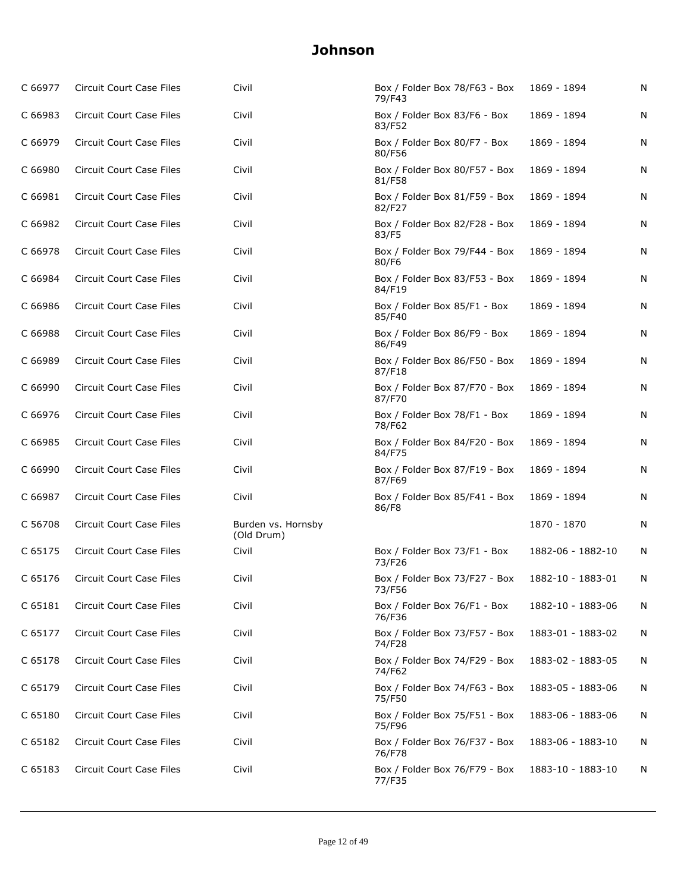# Johnson

| | | | | | |
|---|---|---|---|---|---|
| C 66977 | Circuit Court Case Files | Civil | Box / Folder Box 78/F63 - Box 79/F43 | 1869 - 1894 | N |
| C 66983 | Circuit Court Case Files | Civil | Box / Folder Box 83/F6 - Box 83/F52 | 1869 - 1894 | N |
| C 66979 | Circuit Court Case Files | Civil | Box / Folder Box 80/F7 - Box 80/F56 | 1869 - 1894 | N |
| C 66980 | Circuit Court Case Files | Civil | Box / Folder Box 80/F57 - Box 81/F58 | 1869 - 1894 | N |
| C 66981 | Circuit Court Case Files | Civil | Box / Folder Box 81/F59 - Box 82/F27 | 1869 - 1894 | N |
| C 66982 | Circuit Court Case Files | Civil | Box / Folder Box 82/F28 - Box 83/F5 | 1869 - 1894 | N |
| C 66978 | Circuit Court Case Files | Civil | Box / Folder Box 79/F44 - Box 80/F6 | 1869 - 1894 | N |
| C 66984 | Circuit Court Case Files | Civil | Box / Folder Box 83/F53 - Box 84/F19 | 1869 - 1894 | N |
| C 66986 | Circuit Court Case Files | Civil | Box / Folder Box 85/F1 - Box 85/F40 | 1869 - 1894 | N |
| C 66988 | Circuit Court Case Files | Civil | Box / Folder Box 86/F9 - Box 86/F49 | 1869 - 1894 | N |
| C 66989 | Circuit Court Case Files | Civil | Box / Folder Box 86/F50 - Box 87/F18 | 1869 - 1894 | N |
| C 66990 | Circuit Court Case Files | Civil | Box / Folder Box 87/F70 - Box 87/F70 | 1869 - 1894 | N |
| C 66976 | Circuit Court Case Files | Civil | Box / Folder Box 78/F1 - Box 78/F62 | 1869 - 1894 | N |
| C 66985 | Circuit Court Case Files | Civil | Box / Folder Box 84/F20 - Box 84/F75 | 1869 - 1894 | N |
| C 66990 | Circuit Court Case Files | Civil | Box / Folder Box 87/F19 - Box 87/F69 | 1869 - 1894 | N |
| C 66987 | Circuit Court Case Files | Civil | Box / Folder Box 85/F41 - Box 86/F8 | 1869 - 1894 | N |
| C 56708 | Circuit Court Case Files | Burden vs. Hornsby (Old Drum) | | 1870 - 1870 | N |
| C 65175 | Circuit Court Case Files | Civil | Box / Folder Box 73/F1 - Box 73/F26 | 1882-06 - 1882-10 | N |
| C 65176 | Circuit Court Case Files | Civil | Box / Folder Box 73/F27 - Box 73/F56 | 1882-10 - 1883-01 | N |
| C 65181 | Circuit Court Case Files | Civil | Box / Folder Box 76/F1 - Box 76/F36 | 1882-10 - 1883-06 | N |
| C 65177 | Circuit Court Case Files | Civil | Box / Folder Box 73/F57 - Box 74/F28 | 1883-01 - 1883-02 | N |
| C 65178 | Circuit Court Case Files | Civil | Box / Folder Box 74/F29 - Box 74/F62 | 1883-02 - 1883-05 | N |
| C 65179 | Circuit Court Case Files | Civil | Box / Folder Box 74/F63 - Box 75/F50 | 1883-05 - 1883-06 | N |
| C 65180 | Circuit Court Case Files | Civil | Box / Folder Box 75/F51 - Box 75/F96 | 1883-06 - 1883-06 | N |
| C 65182 | Circuit Court Case Files | Civil | Box / Folder Box 76/F37 - Box 76/F78 | 1883-06 - 1883-10 | N |
| C 65183 | Circuit Court Case Files | Civil | Box / Folder Box 76/F79 - Box 77/F35 | 1883-10 - 1883-10 | N |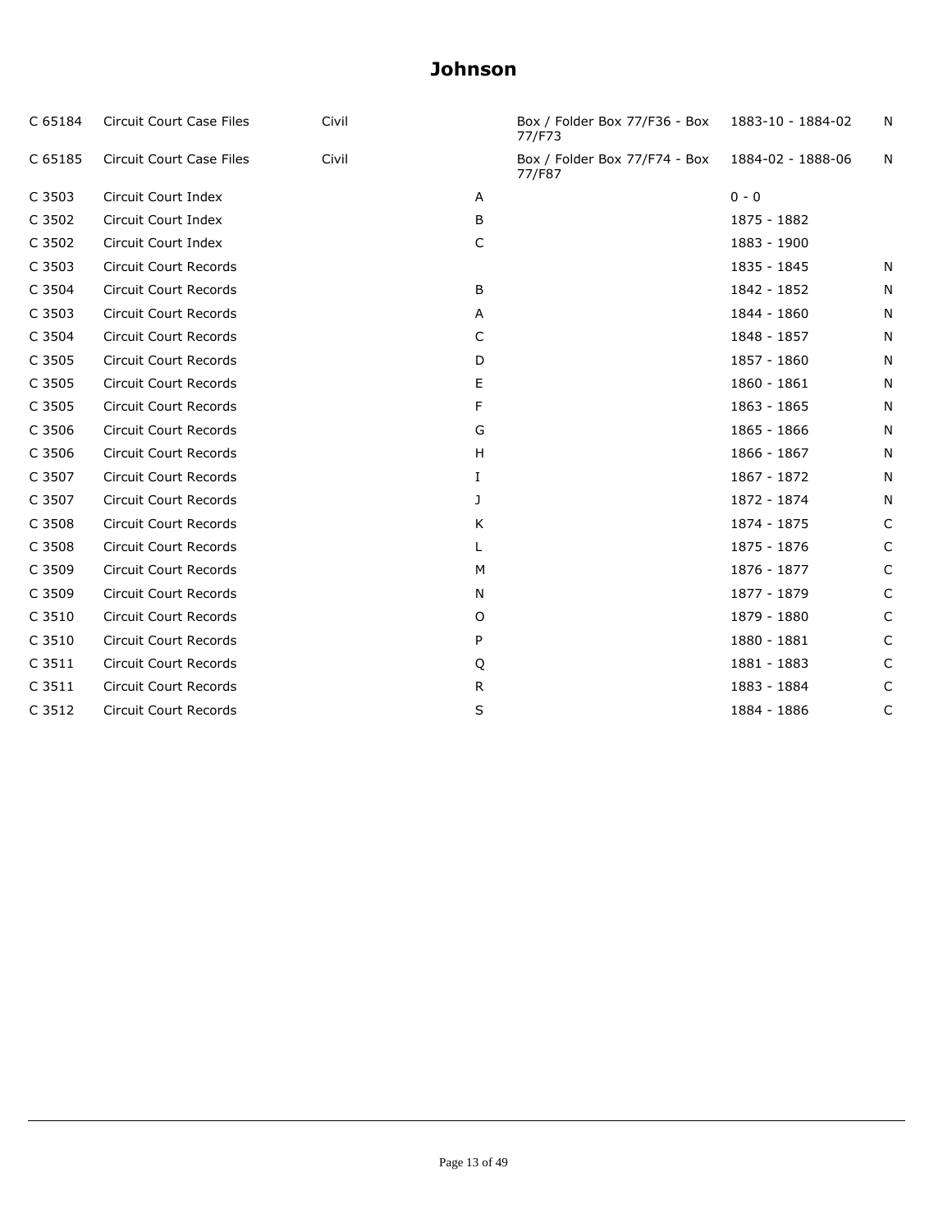# Johnson

| | | | | | | |
|---|---|---|---|---|---|---|
| C 65184 | Circuit Court Case Files | Civil | | Box / Folder Box 77/F36 - Box 77/F73 | 1883-10 - 1884-02 | N |
| C 65185 | Circuit Court Case Files | Civil | | Box / Folder Box 77/F74 - Box 77/F87 | 1884-02 - 1888-06 | N |
| C 3503 | Circuit Court Index | | A | | 0 - 0 | |
| C 3502 | Circuit Court Index | | B | | 1875 - 1882 | |
| C 3502 | Circuit Court Index | | C | | 1883 - 1900 | |
| C 3503 | Circuit Court Records | | | | 1835 - 1845 | N |
| C 3504 | Circuit Court Records | | B | | 1842 - 1852 | N |
| C 3503 | Circuit Court Records | | A | | 1844 - 1860 | N |
| C 3504 | Circuit Court Records | | C | | 1848 - 1857 | N |
| C 3505 | Circuit Court Records | | D | | 1857 - 1860 | N |
| C 3505 | Circuit Court Records | | E | | 1860 - 1861 | N |
| C 3505 | Circuit Court Records | | F | | 1863 - 1865 | N |
| C 3506 | Circuit Court Records | | G | | 1865 - 1866 | N |
| C 3506 | Circuit Court Records | | H | | 1866 - 1867 | N |
| C 3507 | Circuit Court Records | | I | | 1867 - 1872 | N |
| C 3507 | Circuit Court Records | | J | | 1872 - 1874 | N |
| C 3508 | Circuit Court Records | | K | | 1874 - 1875 | C |
| C 3508 | Circuit Court Records | | L | | 1875 - 1876 | C |
| C 3509 | Circuit Court Records | | M | | 1876 - 1877 | C |
| C 3509 | Circuit Court Records | | N | | 1877 - 1879 | C |
| C 3510 | Circuit Court Records | | O | | 1879 - 1880 | C |
| C 3510 | Circuit Court Records | | P | | 1880 - 1881 | C |
| C 3511 | Circuit Court Records | | Q | | 1881 - 1883 | C |
| C 3511 | Circuit Court Records | | R | | 1883 - 1884 | C |
| C 3512 | Circuit Court Records | | S | | 1884 - 1886 | C |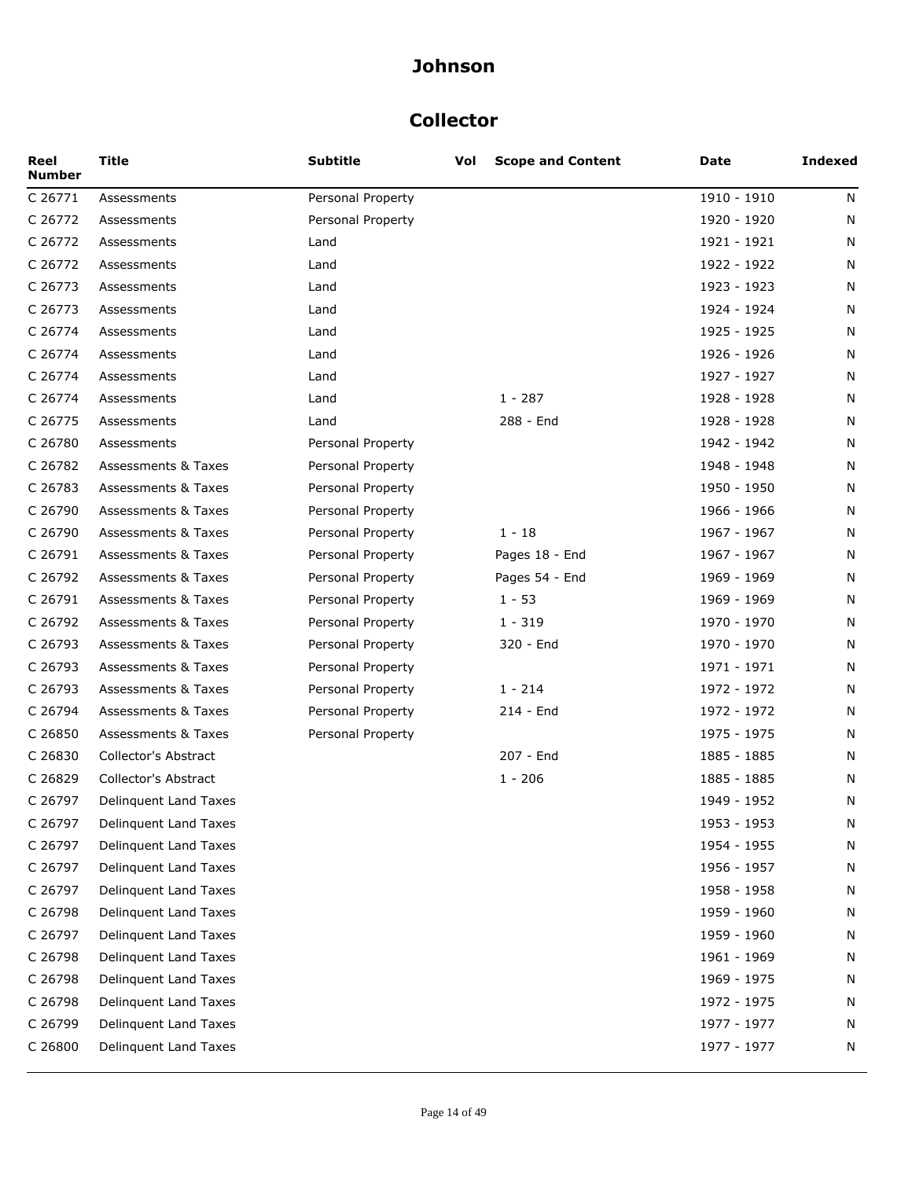# Johnson

## Collector

| Reel Number | Title | Subtitle | Vol | Scope and Content | Date | Indexed |
|---|---|---|---|---|---|---|
| C 26771 | Assessments | Personal Property | | | 1910 - 1910 | N |
| C 26772 | Assessments | Personal Property | | | 1920 - 1920 | N |
| C 26772 | Assessments | Land | | | 1921 - 1921 | N |
| C 26772 | Assessments | Land | | | 1922 - 1922 | N |
| C 26773 | Assessments | Land | | | 1923 - 1923 | N |
| C 26773 | Assessments | Land | | | 1924 - 1924 | N |
| C 26774 | Assessments | Land | | | 1925 - 1925 | N |
| C 26774 | Assessments | Land | | | 1926 - 1926 | N |
| C 26774 | Assessments | Land | | | 1927 - 1927 | N |
| C 26774 | Assessments | Land | | 1 - 287 | 1928 - 1928 | N |
| C 26775 | Assessments | Land | | 288 - End | 1928 - 1928 | N |
| C 26780 | Assessments | Personal Property | | | 1942 - 1942 | N |
| C 26782 | Assessments & Taxes | Personal Property | | | 1948 - 1948 | N |
| C 26783 | Assessments & Taxes | Personal Property | | | 1950 - 1950 | N |
| C 26790 | Assessments & Taxes | Personal Property | | | 1966 - 1966 | N |
| C 26790 | Assessments & Taxes | Personal Property | | 1 - 18 | 1967 - 1967 | N |
| C 26791 | Assessments & Taxes | Personal Property | | Pages 18 - End | 1967 - 1967 | N |
| C 26792 | Assessments & Taxes | Personal Property | | Pages 54 - End | 1969 - 1969 | N |
| C 26791 | Assessments & Taxes | Personal Property | | 1 - 53 | 1969 - 1969 | N |
| C 26792 | Assessments & Taxes | Personal Property | | 1 - 319 | 1970 - 1970 | N |
| C 26793 | Assessments & Taxes | Personal Property | | 320 - End | 1970 - 1970 | N |
| C 26793 | Assessments & Taxes | Personal Property | | | 1971 - 1971 | N |
| C 26793 | Assessments & Taxes | Personal Property | | 1 - 214 | 1972 - 1972 | N |
| C 26794 | Assessments & Taxes | Personal Property | | 214 - End | 1972 - 1972 | N |
| C 26850 | Assessments & Taxes | Personal Property | | | 1975 - 1975 | N |
| C 26830 | Collector's Abstract | | | 207 - End | 1885 - 1885 | N |
| C 26829 | Collector's Abstract | | | 1 - 206 | 1885 - 1885 | N |
| C 26797 | Delinquent Land Taxes | | | | 1949 - 1952 | N |
| C 26797 | Delinquent Land Taxes | | | | 1953 - 1953 | N |
| C 26797 | Delinquent Land Taxes | | | | 1954 - 1955 | N |
| C 26797 | Delinquent Land Taxes | | | | 1956 - 1957 | N |
| C 26797 | Delinquent Land Taxes | | | | 1958 - 1958 | N |
| C 26798 | Delinquent Land Taxes | | | | 1959 - 1960 | N |
| C 26797 | Delinquent Land Taxes | | | | 1959 - 1960 | N |
| C 26798 | Delinquent Land Taxes | | | | 1961 - 1969 | N |
| C 26798 | Delinquent Land Taxes | | | | 1969 - 1975 | N |
| C 26798 | Delinquent Land Taxes | | | | 1972 - 1975 | N |
| C 26799 | Delinquent Land Taxes | | | | 1977 - 1977 | N |
| C 26800 | Delinquent Land Taxes | | | | 1977 - 1977 | N |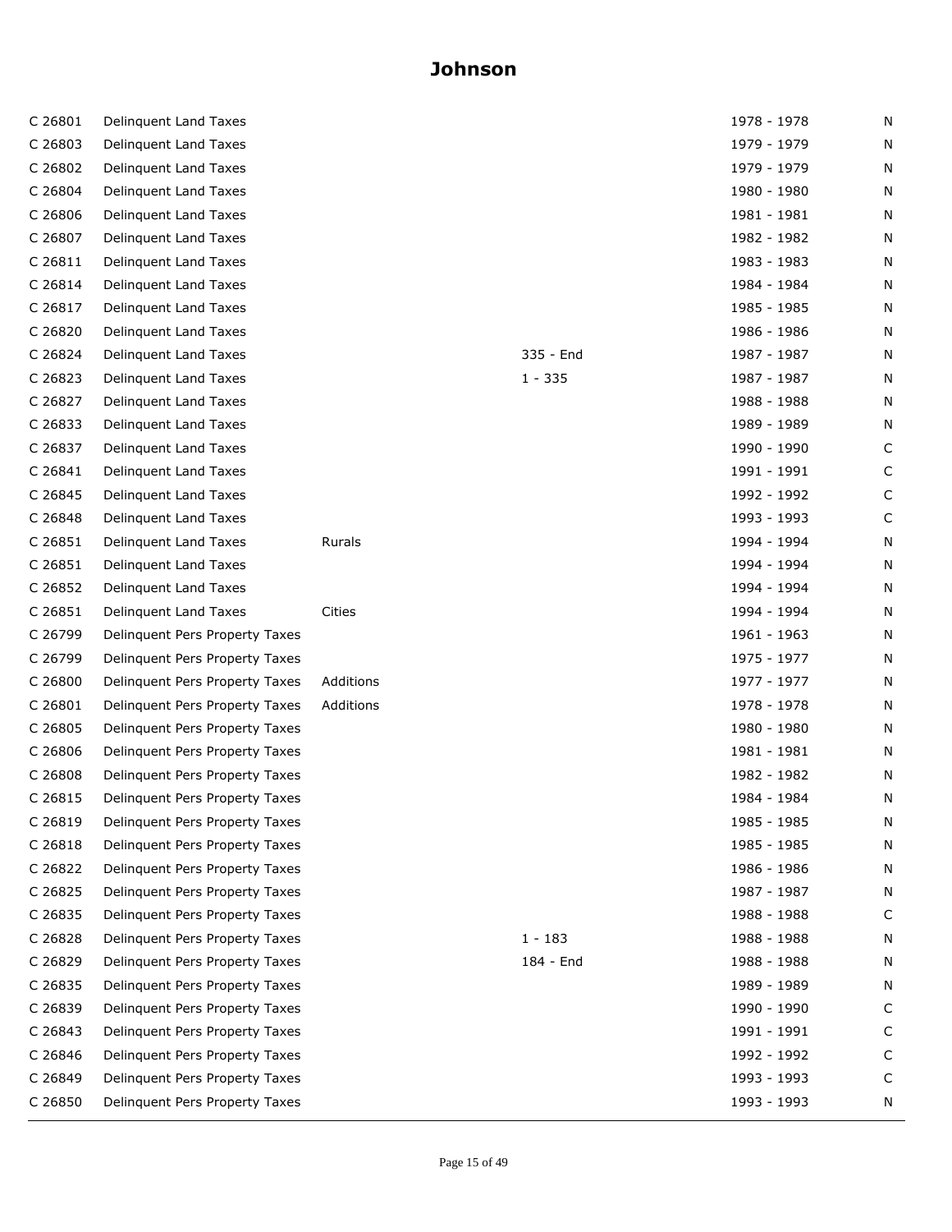# Johnson

| | | | | | |
|---|---|---|---|---|---|
| C 26801 | Delinquent Land Taxes | | | 1978 - 1978 | N |
| C 26803 | Delinquent Land Taxes | | | 1979 - 1979 | N |
| C 26802 | Delinquent Land Taxes | | | 1979 - 1979 | N |
| C 26804 | Delinquent Land Taxes | | | 1980 - 1980 | N |
| C 26806 | Delinquent Land Taxes | | | 1981 - 1981 | N |
| C 26807 | Delinquent Land Taxes | | | 1982 - 1982 | N |
| C 26811 | Delinquent Land Taxes | | | 1983 - 1983 | N |
| C 26814 | Delinquent Land Taxes | | | 1984 - 1984 | N |
| C 26817 | Delinquent Land Taxes | | | 1985 - 1985 | N |
| C 26820 | Delinquent Land Taxes | | | 1986 - 1986 | N |
| C 26824 | Delinquent Land Taxes | | 335 - End | 1987 - 1987 | N |
| C 26823 | Delinquent Land Taxes | | 1 - 335 | 1987 - 1987 | N |
| C 26827 | Delinquent Land Taxes | | | 1988 - 1988 | N |
| C 26833 | Delinquent Land Taxes | | | 1989 - 1989 | N |
| C 26837 | Delinquent Land Taxes | | | 1990 - 1990 | C |
| C 26841 | Delinquent Land Taxes | | | 1991 - 1991 | C |
| C 26845 | Delinquent Land Taxes | | | 1992 - 1992 | C |
| C 26848 | Delinquent Land Taxes | | | 1993 - 1993 | C |
| C 26851 | Delinquent Land Taxes | Rurals | | 1994 - 1994 | N |
| C 26851 | Delinquent Land Taxes | | | 1994 - 1994 | N |
| C 26852 | Delinquent Land Taxes | | | 1994 - 1994 | N |
| C 26851 | Delinquent Land Taxes | Cities | | 1994 - 1994 | N |
| C 26799 | Delinquent Pers Property Taxes | | | 1961 - 1963 | N |
| C 26799 | Delinquent Pers Property Taxes | | | 1975 - 1977 | N |
| C 26800 | Delinquent Pers Property Taxes | Additions | | 1977 - 1977 | N |
| C 26801 | Delinquent Pers Property Taxes | Additions | | 1978 - 1978 | N |
| C 26805 | Delinquent Pers Property Taxes | | | 1980 - 1980 | N |
| C 26806 | Delinquent Pers Property Taxes | | | 1981 - 1981 | N |
| C 26808 | Delinquent Pers Property Taxes | | | 1982 - 1982 | N |
| C 26815 | Delinquent Pers Property Taxes | | | 1984 - 1984 | N |
| C 26819 | Delinquent Pers Property Taxes | | | 1985 - 1985 | N |
| C 26818 | Delinquent Pers Property Taxes | | | 1985 - 1985 | N |
| C 26822 | Delinquent Pers Property Taxes | | | 1986 - 1986 | N |
| C 26825 | Delinquent Pers Property Taxes | | | 1987 - 1987 | N |
| C 26835 | Delinquent Pers Property Taxes | | | 1988 - 1988 | C |
| C 26828 | Delinquent Pers Property Taxes | | 1 - 183 | 1988 - 1988 | N |
| C 26829 | Delinquent Pers Property Taxes | | 184 - End | 1988 - 1988 | N |
| C 26835 | Delinquent Pers Property Taxes | | | 1989 - 1989 | N |
| C 26839 | Delinquent Pers Property Taxes | | | 1990 - 1990 | C |
| C 26843 | Delinquent Pers Property Taxes | | | 1991 - 1991 | C |
| C 26846 | Delinquent Pers Property Taxes | | | 1992 - 1992 | C |
| C 26849 | Delinquent Pers Property Taxes | | | 1993 - 1993 | C |
| C 26850 | Delinquent Pers Property Taxes | | | 1993 - 1993 | N |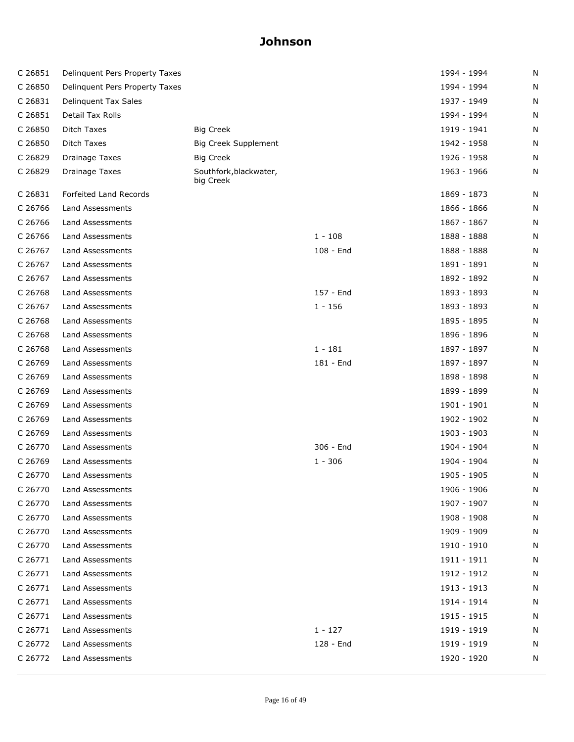# Johnson

| | | | | | |
|---|---|---|---|---|---|
| C 26851 | Delinquent Pers Property Taxes | | | 1994 - 1994 | N |
| C 26850 | Delinquent Pers Property Taxes | | | 1994 - 1994 | N |
| C 26831 | Delinquent Tax Sales | | | 1937 - 1949 | N |
| C 26851 | Detail Tax Rolls | | | 1994 - 1994 | N |
| C 26850 | Ditch Taxes | Big Creek | | 1919 - 1941 | N |
| C 26850 | Ditch Taxes | Big Creek Supplement | | 1942 - 1958 | N |
| C 26829 | Drainage Taxes | Big Creek | | 1926 - 1958 | N |
| C 26829 | Drainage Taxes | Southfork,blackwater, big Creek | | 1963 - 1966 | N |
| C 26831 | Forfeited Land Records | | | 1869 - 1873 | N |
| C 26766 | Land Assessments | | | 1866 - 1866 | N |
| C 26766 | Land Assessments | | | 1867 - 1867 | N |
| C 26766 | Land Assessments | | 1 - 108 | 1888 - 1888 | N |
| C 26767 | Land Assessments | | 108 - End | 1888 - 1888 | N |
| C 26767 | Land Assessments | | | 1891 - 1891 | N |
| C 26767 | Land Assessments | | | 1892 - 1892 | N |
| C 26768 | Land Assessments | | 157 - End | 1893 - 1893 | N |
| C 26767 | Land Assessments | | 1 - 156 | 1893 - 1893 | N |
| C 26768 | Land Assessments | | | 1895 - 1895 | N |
| C 26768 | Land Assessments | | | 1896 - 1896 | N |
| C 26768 | Land Assessments | | 1 - 181 | 1897 - 1897 | N |
| C 26769 | Land Assessments | | 181 - End | 1897 - 1897 | N |
| C 26769 | Land Assessments | | | 1898 - 1898 | N |
| C 26769 | Land Assessments | | | 1899 - 1899 | N |
| C 26769 | Land Assessments | | | 1901 - 1901 | N |
| C 26769 | Land Assessments | | | 1902 - 1902 | N |
| C 26769 | Land Assessments | | | 1903 - 1903 | N |
| C 26770 | Land Assessments | | 306 - End | 1904 - 1904 | N |
| C 26769 | Land Assessments | | 1 - 306 | 1904 - 1904 | N |
| C 26770 | Land Assessments | | | 1905 - 1905 | N |
| C 26770 | Land Assessments | | | 1906 - 1906 | N |
| C 26770 | Land Assessments | | | 1907 - 1907 | N |
| C 26770 | Land Assessments | | | 1908 - 1908 | N |
| C 26770 | Land Assessments | | | 1909 - 1909 | N |
| C 26770 | Land Assessments | | | 1910 - 1910 | N |
| C 26771 | Land Assessments | | | 1911 - 1911 | N |
| C 26771 | Land Assessments | | | 1912 - 1912 | N |
| C 26771 | Land Assessments | | | 1913 - 1913 | N |
| C 26771 | Land Assessments | | | 1914 - 1914 | N |
| C 26771 | Land Assessments | | | 1915 - 1915 | N |
| C 26771 | Land Assessments | | 1 - 127 | 1919 - 1919 | N |
| C 26772 | Land Assessments | | 128 - End | 1919 - 1919 | N |
| C 26772 | Land Assessments | | | 1920 - 1920 | N |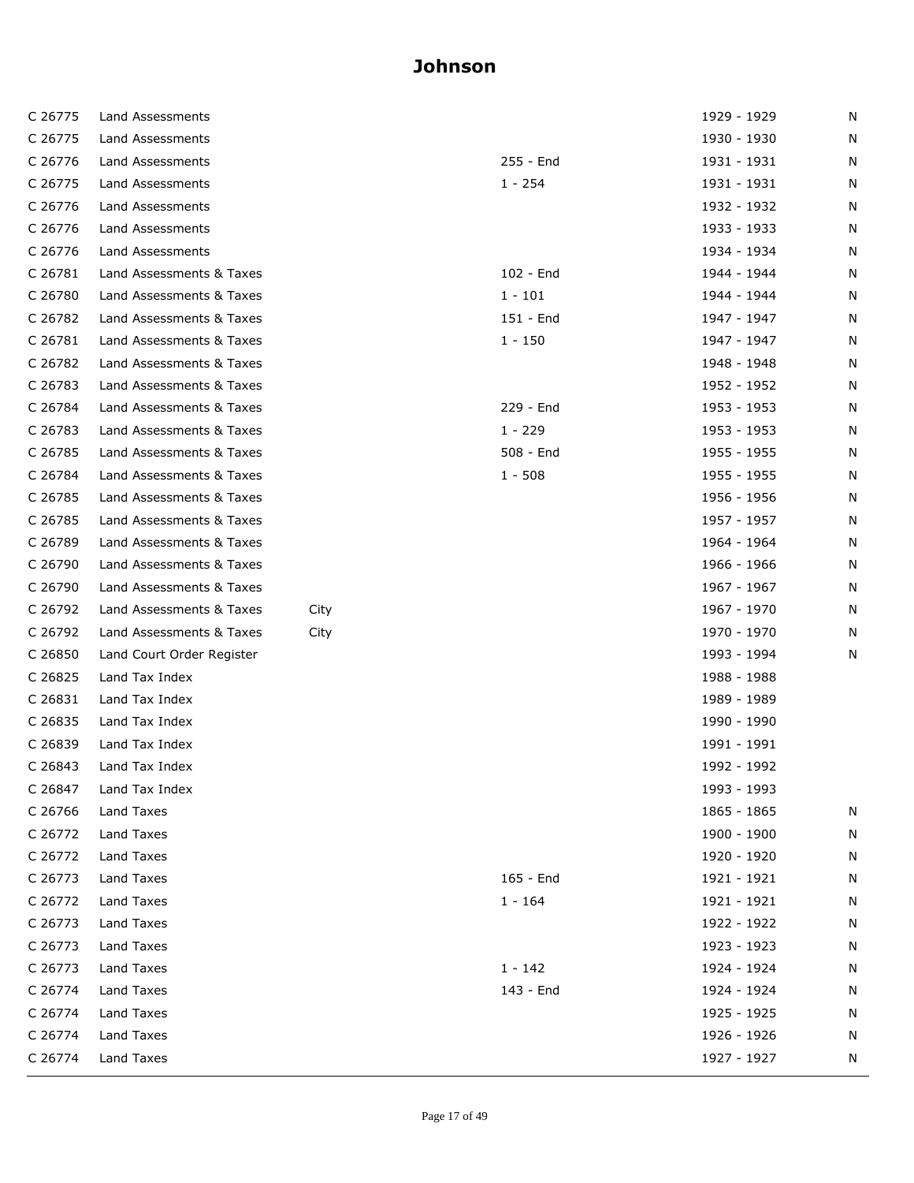# Johnson

| | | | | | |
|---|---|---|---|---|---|
| C 26775 | Land Assessments | | | 1929 - 1929 | N |
| C 26775 | Land Assessments | | | 1930 - 1930 | N |
| C 26776 | Land Assessments | | 255 - End | 1931 - 1931 | N |
| C 26775 | Land Assessments | | 1 - 254 | 1931 - 1931 | N |
| C 26776 | Land Assessments | | | 1932 - 1932 | N |
| C 26776 | Land Assessments | | | 1933 - 1933 | N |
| C 26776 | Land Assessments | | | 1934 - 1934 | N |
| C 26781 | Land Assessments & Taxes | | 102 - End | 1944 - 1944 | N |
| C 26780 | Land Assessments & Taxes | | 1 - 101 | 1944 - 1944 | N |
| C 26782 | Land Assessments & Taxes | | 151 - End | 1947 - 1947 | N |
| C 26781 | Land Assessments & Taxes | | 1 - 150 | 1947 - 1947 | N |
| C 26782 | Land Assessments & Taxes | | | 1948 - 1948 | N |
| C 26783 | Land Assessments & Taxes | | | 1952 - 1952 | N |
| C 26784 | Land Assessments & Taxes | | 229 - End | 1953 - 1953 | N |
| C 26783 | Land Assessments & Taxes | | 1 - 229 | 1953 - 1953 | N |
| C 26785 | Land Assessments & Taxes | | 508 - End | 1955 - 1955 | N |
| C 26784 | Land Assessments & Taxes | | 1 - 508 | 1955 - 1955 | N |
| C 26785 | Land Assessments & Taxes | | | 1956 - 1956 | N |
| C 26785 | Land Assessments & Taxes | | | 1957 - 1957 | N |
| C 26789 | Land Assessments & Taxes | | | 1964 - 1964 | N |
| C 26790 | Land Assessments & Taxes | | | 1966 - 1966 | N |
| C 26790 | Land Assessments & Taxes | | | 1967 - 1967 | N |
| C 26792 | Land Assessments & Taxes | City | | 1967 - 1970 | N |
| C 26792 | Land Assessments & Taxes | City | | 1970 - 1970 | N |
| C 26850 | Land Court Order Register | | | 1993 - 1994 | N |
| C 26825 | Land Tax Index | | | 1988 - 1988 | |
| C 26831 | Land Tax Index | | | 1989 - 1989 | |
| C 26835 | Land Tax Index | | | 1990 - 1990 | |
| C 26839 | Land Tax Index | | | 1991 - 1991 | |
| C 26843 | Land Tax Index | | | 1992 - 1992 | |
| C 26847 | Land Tax Index | | | 1993 - 1993 | |
| C 26766 | Land Taxes | | | 1865 - 1865 | N |
| C 26772 | Land Taxes | | | 1900 - 1900 | N |
| C 26772 | Land Taxes | | | 1920 - 1920 | N |
| C 26773 | Land Taxes | | 165 - End | 1921 - 1921 | N |
| C 26772 | Land Taxes | | 1 - 164 | 1921 - 1921 | N |
| C 26773 | Land Taxes | | | 1922 - 1922 | N |
| C 26773 | Land Taxes | | | 1923 - 1923 | N |
| C 26773 | Land Taxes | | 1 - 142 | 1924 - 1924 | N |
| C 26774 | Land Taxes | | 143 - End | 1924 - 1924 | N |
| C 26774 | Land Taxes | | | 1925 - 1925 | N |
| C 26774 | Land Taxes | | | 1926 - 1926 | N |
| C 26774 | Land Taxes | | | 1927 - 1927 | N |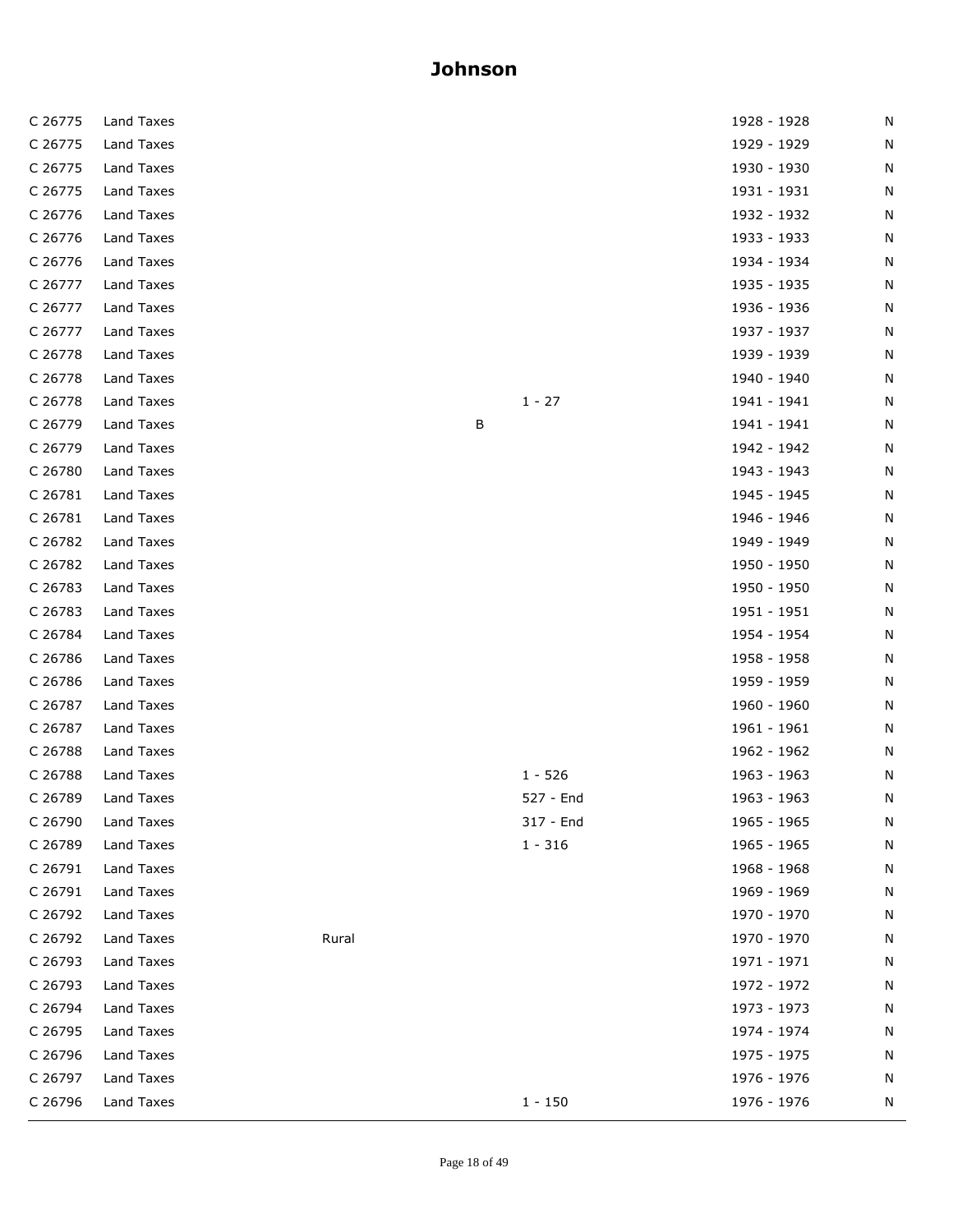# Johnson

| | | | | | | |
|---|---|---|---|---|---|---|
| C 26775 | Land Taxes | | | | 1928 - 1928 | N |
| C 26775 | Land Taxes | | | | 1929 - 1929 | N |
| C 26775 | Land Taxes | | | | 1930 - 1930 | N |
| C 26775 | Land Taxes | | | | 1931 - 1931 | N |
| C 26776 | Land Taxes | | | | 1932 - 1932 | N |
| C 26776 | Land Taxes | | | | 1933 - 1933 | N |
| C 26776 | Land Taxes | | | | 1934 - 1934 | N |
| C 26777 | Land Taxes | | | | 1935 - 1935 | N |
| C 26777 | Land Taxes | | | | 1936 - 1936 | N |
| C 26777 | Land Taxes | | | | 1937 - 1937 | N |
| C 26778 | Land Taxes | | | | 1939 - 1939 | N |
| C 26778 | Land Taxes | | | | 1940 - 1940 | N |
| C 26778 | Land Taxes | | | 1 - 27 | 1941 - 1941 | N |
| C 26779 | Land Taxes | | B | | 1941 - 1941 | N |
| C 26779 | Land Taxes | | | | 1942 - 1942 | N |
| C 26780 | Land Taxes | | | | 1943 - 1943 | N |
| C 26781 | Land Taxes | | | | 1945 - 1945 | N |
| C 26781 | Land Taxes | | | | 1946 - 1946 | N |
| C 26782 | Land Taxes | | | | 1949 - 1949 | N |
| C 26782 | Land Taxes | | | | 1950 - 1950 | N |
| C 26783 | Land Taxes | | | | 1950 - 1950 | N |
| C 26783 | Land Taxes | | | | 1951 - 1951 | N |
| C 26784 | Land Taxes | | | | 1954 - 1954 | N |
| C 26786 | Land Taxes | | | | 1958 - 1958 | N |
| C 26786 | Land Taxes | | | | 1959 - 1959 | N |
| C 26787 | Land Taxes | | | | 1960 - 1960 | N |
| C 26787 | Land Taxes | | | | 1961 - 1961 | N |
| C 26788 | Land Taxes | | | | 1962 - 1962 | N |
| C 26788 | Land Taxes | | | 1 - 526 | 1963 - 1963 | N |
| C 26789 | Land Taxes | | | 527 - End | 1963 - 1963 | N |
| C 26790 | Land Taxes | | | 317 - End | 1965 - 1965 | N |
| C 26789 | Land Taxes | | | 1 - 316 | 1965 - 1965 | N |
| C 26791 | Land Taxes | | | | 1968 - 1968 | N |
| C 26791 | Land Taxes | | | | 1969 - 1969 | N |
| C 26792 | Land Taxes | | | | 1970 - 1970 | N |
| C 26792 | Land Taxes | Rural | | | 1970 - 1970 | N |
| C 26793 | Land Taxes | | | | 1971 - 1971 | N |
| C 26793 | Land Taxes | | | | 1972 - 1972 | N |
| C 26794 | Land Taxes | | | | 1973 - 1973 | N |
| C 26795 | Land Taxes | | | | 1974 - 1974 | N |
| C 26796 | Land Taxes | | | | 1975 - 1975 | N |
| C 26797 | Land Taxes | | | | 1976 - 1976 | N |
| C 26796 | Land Taxes | | | 1 - 150 | 1976 - 1976 | N |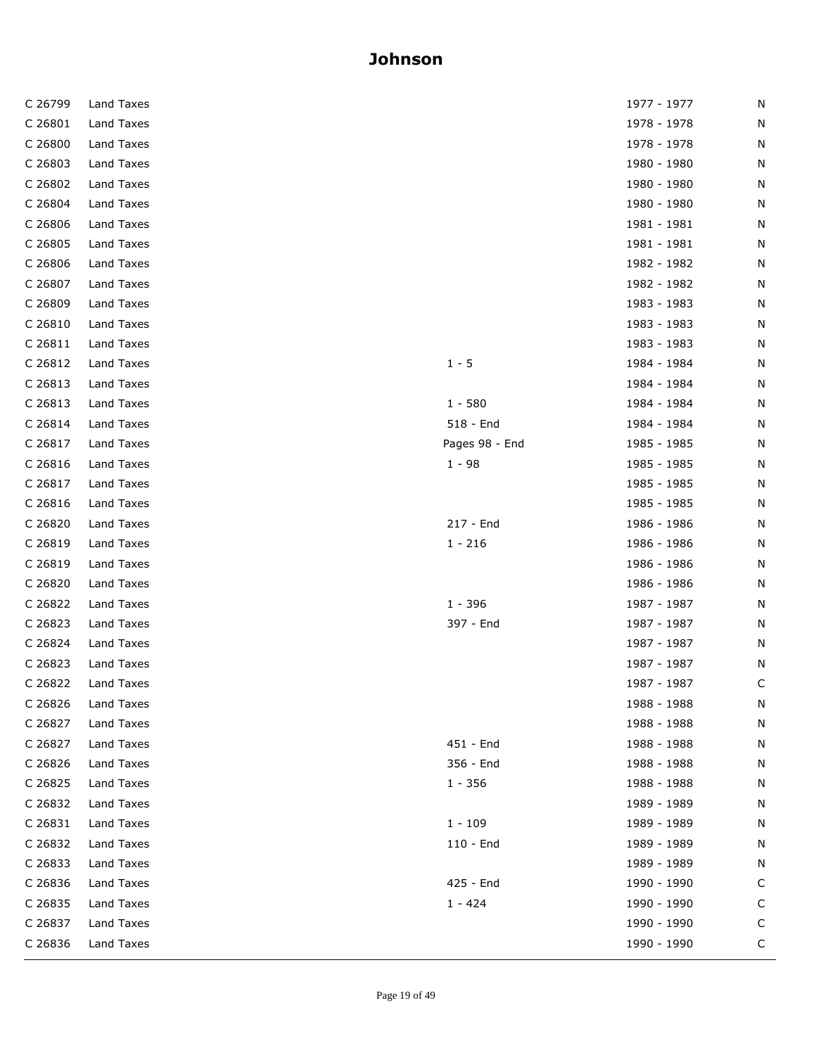# Johnson

| | | | | |
|---|---|---|---|---|
| C 26799 | Land Taxes | | 1977 - 1977 | N |
| C 26801 | Land Taxes | | 1978 - 1978 | N |
| C 26800 | Land Taxes | | 1978 - 1978 | N |
| C 26803 | Land Taxes | | 1980 - 1980 | N |
| C 26802 | Land Taxes | | 1980 - 1980 | N |
| C 26804 | Land Taxes | | 1980 - 1980 | N |
| C 26806 | Land Taxes | | 1981 - 1981 | N |
| C 26805 | Land Taxes | | 1981 - 1981 | N |
| C 26806 | Land Taxes | | 1982 - 1982 | N |
| C 26807 | Land Taxes | | 1982 - 1982 | N |
| C 26809 | Land Taxes | | 1983 - 1983 | N |
| C 26810 | Land Taxes | | 1983 - 1983 | N |
| C 26811 | Land Taxes | | 1983 - 1983 | N |
| C 26812 | Land Taxes | 1 - 5 | 1984 - 1984 | N |
| C 26813 | Land Taxes | | 1984 - 1984 | N |
| C 26813 | Land Taxes | 1 - 580 | 1984 - 1984 | N |
| C 26814 | Land Taxes | 518 - End | 1984 - 1984 | N |
| C 26817 | Land Taxes | Pages 98 - End | 1985 - 1985 | N |
| C 26816 | Land Taxes | 1 - 98 | 1985 - 1985 | N |
| C 26817 | Land Taxes | | 1985 - 1985 | N |
| C 26816 | Land Taxes | | 1985 - 1985 | N |
| C 26820 | Land Taxes | 217 - End | 1986 - 1986 | N |
| C 26819 | Land Taxes | 1 - 216 | 1986 - 1986 | N |
| C 26819 | Land Taxes | | 1986 - 1986 | N |
| C 26820 | Land Taxes | | 1986 - 1986 | N |
| C 26822 | Land Taxes | 1 - 396 | 1987 - 1987 | N |
| C 26823 | Land Taxes | 397 - End | 1987 - 1987 | N |
| C 26824 | Land Taxes | | 1987 - 1987 | N |
| C 26823 | Land Taxes | | 1987 - 1987 | N |
| C 26822 | Land Taxes | | 1987 - 1987 | C |
| C 26826 | Land Taxes | | 1988 - 1988 | N |
| C 26827 | Land Taxes | | 1988 - 1988 | N |
| C 26827 | Land Taxes | 451 - End | 1988 - 1988 | N |
| C 26826 | Land Taxes | 356 - End | 1988 - 1988 | N |
| C 26825 | Land Taxes | 1 - 356 | 1988 - 1988 | N |
| C 26832 | Land Taxes | | 1989 - 1989 | N |
| C 26831 | Land Taxes | 1 - 109 | 1989 - 1989 | N |
| C 26832 | Land Taxes | 110 - End | 1989 - 1989 | N |
| C 26833 | Land Taxes | | 1989 - 1989 | N |
| C 26836 | Land Taxes | 425 - End | 1990 - 1990 | C |
| C 26835 | Land Taxes | 1 - 424 | 1990 - 1990 | C |
| C 26837 | Land Taxes | | 1990 - 1990 | C |
| C 26836 | Land Taxes | | 1990 - 1990 | C |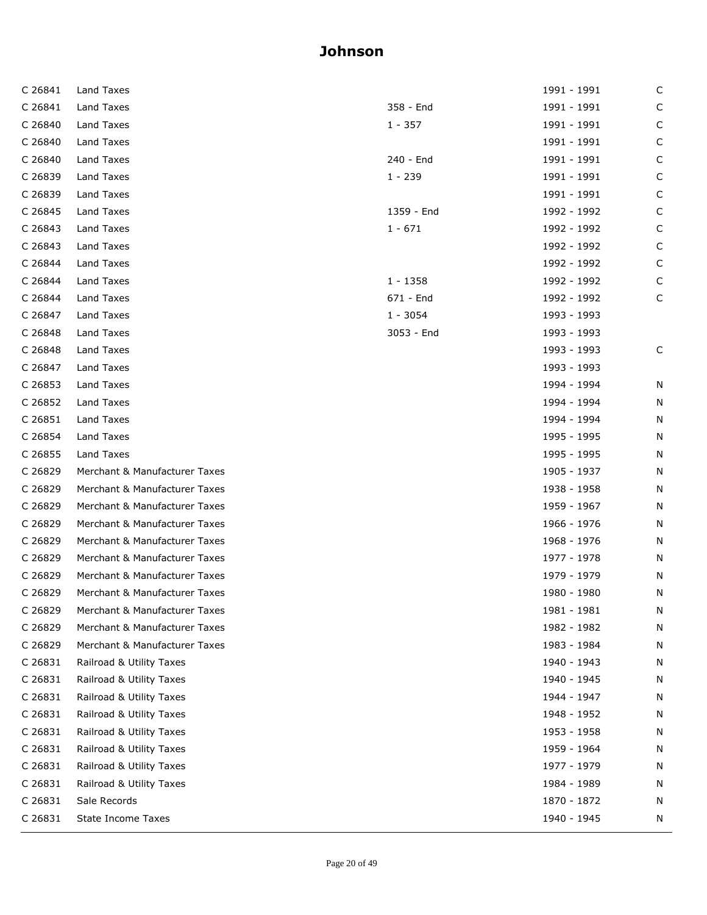# Johnson

| | | | | |
|---|---|---|---|---|
| C 26841 | Land Taxes | | 1991 - 1991 | C |
| C 26841 | Land Taxes | 358 - End | 1991 - 1991 | C |
| C 26840 | Land Taxes | 1 - 357 | 1991 - 1991 | C |
| C 26840 | Land Taxes | | 1991 - 1991 | C |
| C 26840 | Land Taxes | 240 - End | 1991 - 1991 | C |
| C 26839 | Land Taxes | 1 - 239 | 1991 - 1991 | C |
| C 26839 | Land Taxes | | 1991 - 1991 | C |
| C 26845 | Land Taxes | 1359 - End | 1992 - 1992 | C |
| C 26843 | Land Taxes | 1 - 671 | 1992 - 1992 | C |
| C 26843 | Land Taxes | | 1992 - 1992 | C |
| C 26844 | Land Taxes | | 1992 - 1992 | C |
| C 26844 | Land Taxes | 1 - 1358 | 1992 - 1992 | C |
| C 26844 | Land Taxes | 671 - End | 1992 - 1992 | C |
| C 26847 | Land Taxes | 1 - 3054 | 1993 - 1993 | |
| C 26848 | Land Taxes | 3053 - End | 1993 - 1993 | |
| C 26848 | Land Taxes | | 1993 - 1993 | C |
| C 26847 | Land Taxes | | 1993 - 1993 | |
| C 26853 | Land Taxes | | 1994 - 1994 | N |
| C 26852 | Land Taxes | | 1994 - 1994 | N |
| C 26851 | Land Taxes | | 1994 - 1994 | N |
| C 26854 | Land Taxes | | 1995 - 1995 | N |
| C 26855 | Land Taxes | | 1995 - 1995 | N |
| C 26829 | Merchant & Manufacturer Taxes | | 1905 - 1937 | N |
| C 26829 | Merchant & Manufacturer Taxes | | 1938 - 1958 | N |
| C 26829 | Merchant & Manufacturer Taxes | | 1959 - 1967 | N |
| C 26829 | Merchant & Manufacturer Taxes | | 1966 - 1976 | N |
| C 26829 | Merchant & Manufacturer Taxes | | 1968 - 1976 | N |
| C 26829 | Merchant & Manufacturer Taxes | | 1977 - 1978 | N |
| C 26829 | Merchant & Manufacturer Taxes | | 1979 - 1979 | N |
| C 26829 | Merchant & Manufacturer Taxes | | 1980 - 1980 | N |
| C 26829 | Merchant & Manufacturer Taxes | | 1981 - 1981 | N |
| C 26829 | Merchant & Manufacturer Taxes | | 1982 - 1982 | N |
| C 26829 | Merchant & Manufacturer Taxes | | 1983 - 1984 | N |
| C 26831 | Railroad & Utility Taxes | | 1940 - 1943 | N |
| C 26831 | Railroad & Utility Taxes | | 1940 - 1945 | N |
| C 26831 | Railroad & Utility Taxes | | 1944 - 1947 | N |
| C 26831 | Railroad & Utility Taxes | | 1948 - 1952 | N |
| C 26831 | Railroad & Utility Taxes | | 1953 - 1958 | N |
| C 26831 | Railroad & Utility Taxes | | 1959 - 1964 | N |
| C 26831 | Railroad & Utility Taxes | | 1977 - 1979 | N |
| C 26831 | Railroad & Utility Taxes | | 1984 - 1989 | N |
| C 26831 | Sale Records | | 1870 - 1872 | N |
| C 26831 | State Income Taxes | | 1940 - 1945 | N |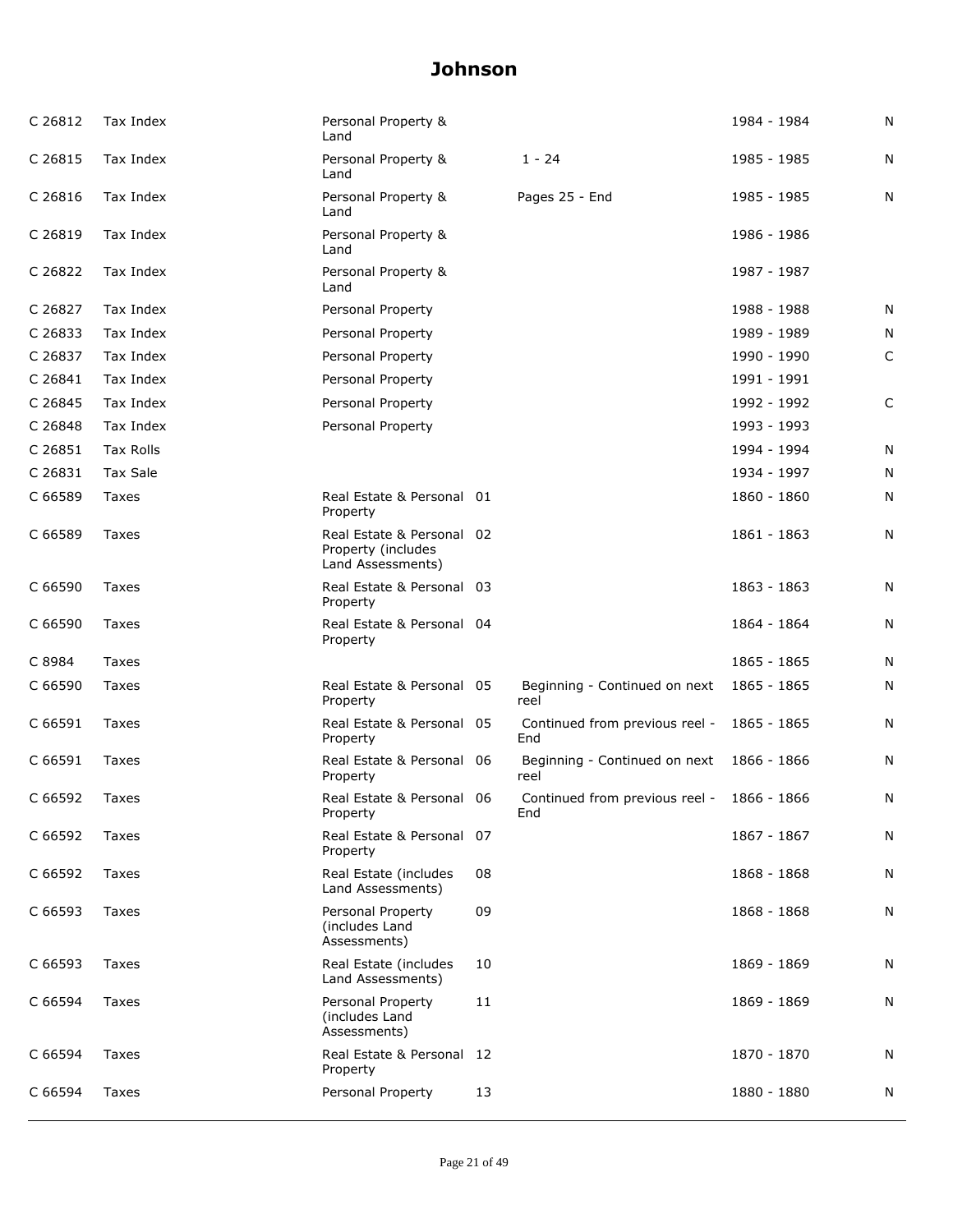# Johnson

| | | | | | | |
|---|---|---|---|---|---|---|
| C 26812 | Tax Index | Personal Property & Land | | | 1984 - 1984 | N |
| C 26815 | Tax Index | Personal Property & Land | | 1 - 24 | 1985 - 1985 | N |
| C 26816 | Tax Index | Personal Property & Land | | Pages 25 - End | 1985 - 1985 | N |
| C 26819 | Tax Index | Personal Property & Land | | | 1986 - 1986 | |
| C 26822 | Tax Index | Personal Property & Land | | | 1987 - 1987 | |
| C 26827 | Tax Index | Personal Property | | | 1988 - 1988 | N |
| C 26833 | Tax Index | Personal Property | | | 1989 - 1989 | N |
| C 26837 | Tax Index | Personal Property | | | 1990 - 1990 | C |
| C 26841 | Tax Index | Personal Property | | | 1991 - 1991 | |
| C 26845 | Tax Index | Personal Property | | | 1992 - 1992 | C |
| C 26848 | Tax Index | Personal Property | | | 1993 - 1993 | |
| C 26851 | Tax Rolls | | | | 1994 - 1994 | N |
| C 26831 | Tax Sale | | | | 1934 - 1997 | N |
| C 66589 | Taxes | Real Estate & Personal Property | 01 | | 1860 - 1860 | N |
| C 66589 | Taxes | Real Estate & Personal Property (includes Land Assessments) | 02 | | 1861 - 1863 | N |
| C 66590 | Taxes | Real Estate & Personal Property | 03 | | 1863 - 1863 | N |
| C 66590 | Taxes | Real Estate & Personal Property | 04 | | 1864 - 1864 | N |
| C 8984 | Taxes | | | | 1865 - 1865 | N |
| C 66590 | Taxes | Real Estate & Personal Property | 05 | Beginning - Continued on next reel | 1865 - 1865 | N |
| C 66591 | Taxes | Real Estate & Personal Property | 05 | Continued from previous reel - End | 1865 - 1865 | N |
| C 66591 | Taxes | Real Estate & Personal Property | 06 | Beginning - Continued on next reel | 1866 - 1866 | N |
| C 66592 | Taxes | Real Estate & Personal Property | 06 | Continued from previous reel - End | 1866 - 1866 | N |
| C 66592 | Taxes | Real Estate & Personal Property | 07 | | 1867 - 1867 | N |
| C 66592 | Taxes | Real Estate (includes Land Assessments) | 08 | | 1868 - 1868 | N |
| C 66593 | Taxes | Personal Property (includes Land Assessments) | 09 | | 1868 - 1868 | N |
| C 66593 | Taxes | Real Estate (includes Land Assessments) | 10 | | 1869 - 1869 | N |
| C 66594 | Taxes | Personal Property (includes Land Assessments) | 11 | | 1869 - 1869 | N |
| C 66594 | Taxes | Real Estate & Personal Property | 12 | | 1870 - 1870 | N |
| C 66594 | Taxes | Personal Property | 13 | | 1880 - 1880 | N |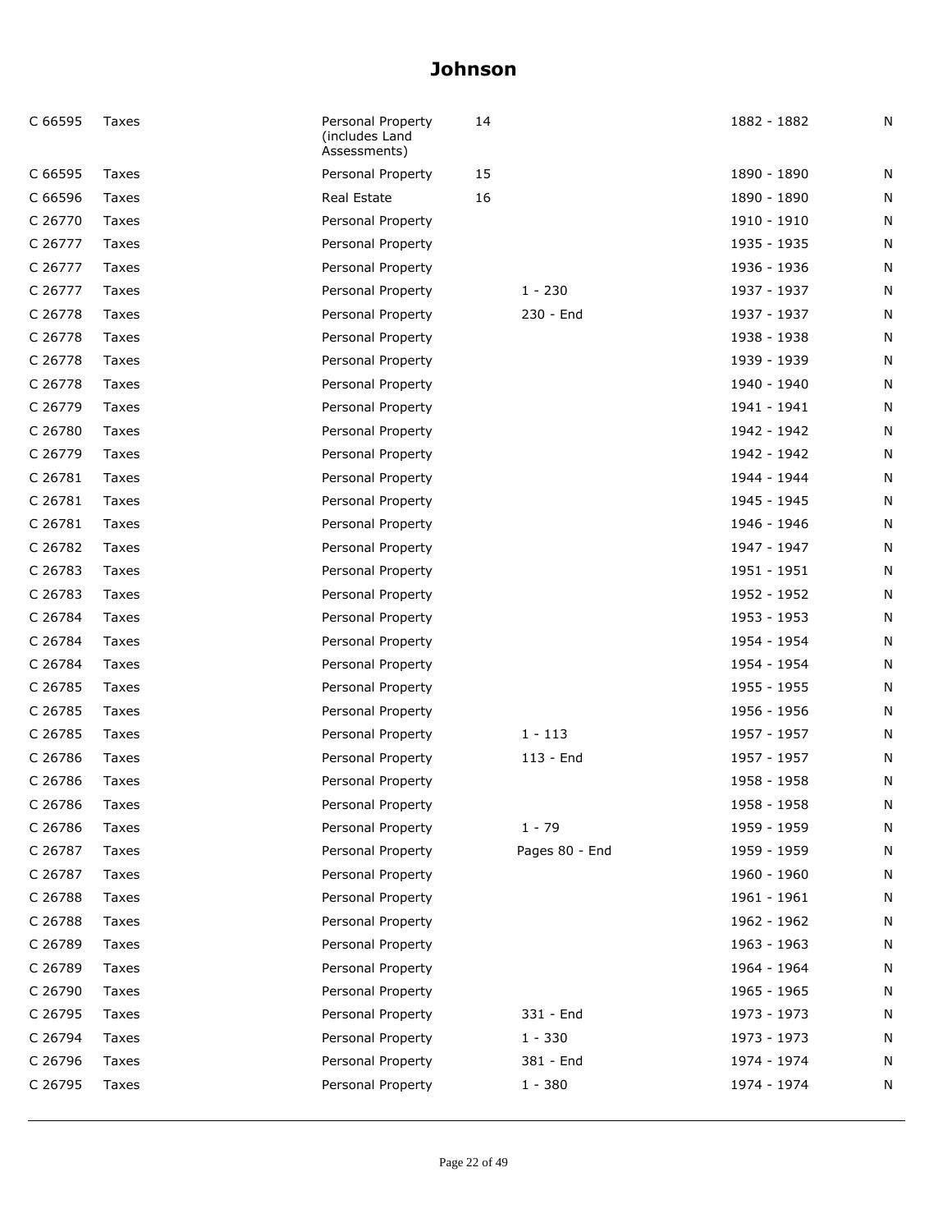# Johnson

| | | | | | | |
|---|---|---|---|---|---|---|
| C 66595 | Taxes | Personal Property (includes Land Assessments) | 14 | | 1882 - 1882 | N |
| C 66595 | Taxes | Personal Property | 15 | | 1890 - 1890 | N |
| C 66596 | Taxes | Real Estate | 16 | | 1890 - 1890 | N |
| C 26770 | Taxes | Personal Property | | | 1910 - 1910 | N |
| C 26777 | Taxes | Personal Property | | | 1935 - 1935 | N |
| C 26777 | Taxes | Personal Property | | | 1936 - 1936 | N |
| C 26777 | Taxes | Personal Property | | 1 - 230 | 1937 - 1937 | N |
| C 26778 | Taxes | Personal Property | | 230 - End | 1937 - 1937 | N |
| C 26778 | Taxes | Personal Property | | | 1938 - 1938 | N |
| C 26778 | Taxes | Personal Property | | | 1939 - 1939 | N |
| C 26778 | Taxes | Personal Property | | | 1940 - 1940 | N |
| C 26779 | Taxes | Personal Property | | | 1941 - 1941 | N |
| C 26780 | Taxes | Personal Property | | | 1942 - 1942 | N |
| C 26779 | Taxes | Personal Property | | | 1942 - 1942 | N |
| C 26781 | Taxes | Personal Property | | | 1944 - 1944 | N |
| C 26781 | Taxes | Personal Property | | | 1945 - 1945 | N |
| C 26781 | Taxes | Personal Property | | | 1946 - 1946 | N |
| C 26782 | Taxes | Personal Property | | | 1947 - 1947 | N |
| C 26783 | Taxes | Personal Property | | | 1951 - 1951 | N |
| C 26783 | Taxes | Personal Property | | | 1952 - 1952 | N |
| C 26784 | Taxes | Personal Property | | | 1953 - 1953 | N |
| C 26784 | Taxes | Personal Property | | | 1954 - 1954 | N |
| C 26784 | Taxes | Personal Property | | | 1954 - 1954 | N |
| C 26785 | Taxes | Personal Property | | | 1955 - 1955 | N |
| C 26785 | Taxes | Personal Property | | | 1956 - 1956 | N |
| C 26785 | Taxes | Personal Property | | 1 - 113 | 1957 - 1957 | N |
| C 26786 | Taxes | Personal Property | | 113 - End | 1957 - 1957 | N |
| C 26786 | Taxes | Personal Property | | | 1958 - 1958 | N |
| C 26786 | Taxes | Personal Property | | | 1958 - 1958 | N |
| C 26786 | Taxes | Personal Property | | 1 - 79 | 1959 - 1959 | N |
| C 26787 | Taxes | Personal Property | | Pages 80 - End | 1959 - 1959 | N |
| C 26787 | Taxes | Personal Property | | | 1960 - 1960 | N |
| C 26788 | Taxes | Personal Property | | | 1961 - 1961 | N |
| C 26788 | Taxes | Personal Property | | | 1962 - 1962 | N |
| C 26789 | Taxes | Personal Property | | | 1963 - 1963 | N |
| C 26789 | Taxes | Personal Property | | | 1964 - 1964 | N |
| C 26790 | Taxes | Personal Property | | | 1965 - 1965 | N |
| C 26795 | Taxes | Personal Property | | 331 - End | 1973 - 1973 | N |
| C 26794 | Taxes | Personal Property | | 1 - 330 | 1973 - 1973 | N |
| C 26796 | Taxes | Personal Property | | 381 - End | 1974 - 1974 | N |
| C 26795 | Taxes | Personal Property | | 1 - 380 | 1974 - 1974 | N |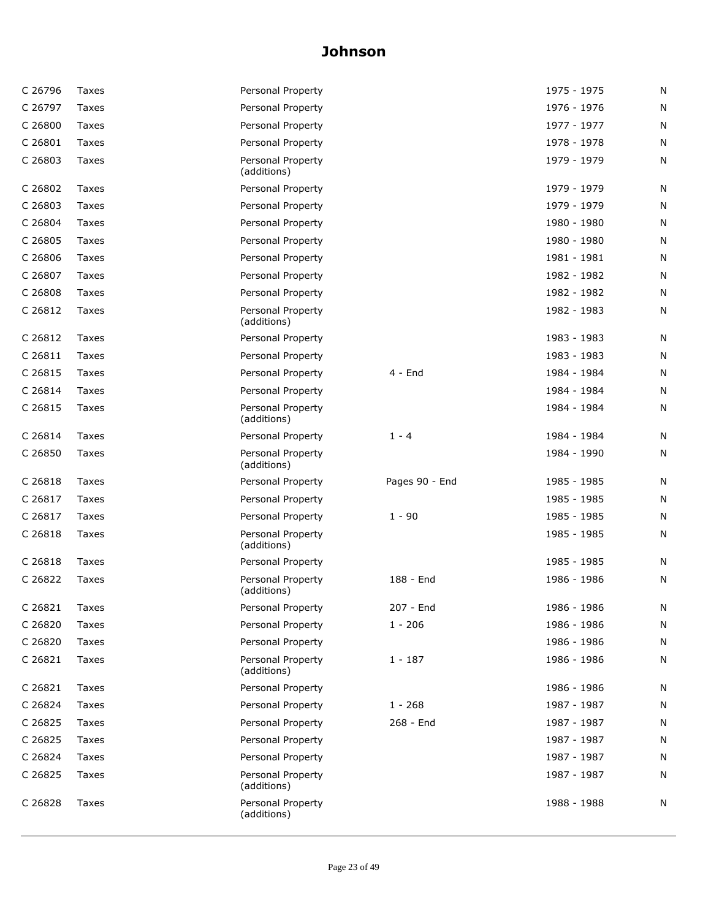| | | | | | |
|---|---|---|---|---|---|
| C 26796 | Taxes | Personal Property | | 1975 - 1975 | N |
| C 26797 | Taxes | Personal Property | | 1976 - 1976 | N |
| C 26800 | Taxes | Personal Property | | 1977 - 1977 | N |
| C 26801 | Taxes | Personal Property | | 1978 - 1978 | N |
| C 26803 | Taxes | Personal Property (additions) | | 1979 - 1979 | N |
| C 26802 | Taxes | Personal Property | | 1979 - 1979 | N |
| C 26803 | Taxes | Personal Property | | 1979 - 1979 | N |
| C 26804 | Taxes | Personal Property | | 1980 - 1980 | N |
| C 26805 | Taxes | Personal Property | | 1980 - 1980 | N |
| C 26806 | Taxes | Personal Property | | 1981 - 1981 | N |
| C 26807 | Taxes | Personal Property | | 1982 - 1982 | N |
| C 26808 | Taxes | Personal Property | | 1982 - 1982 | N |
| C 26812 | Taxes | Personal Property (additions) | | 1982 - 1983 | N |
| C 26812 | Taxes | Personal Property | | 1983 - 1983 | N |
| C 26811 | Taxes | Personal Property | | 1983 - 1983 | N |
| C 26815 | Taxes | Personal Property | 4 - End | 1984 - 1984 | N |
| C 26814 | Taxes | Personal Property | | 1984 - 1984 | N |
| C 26815 | Taxes | Personal Property (additions) | | 1984 - 1984 | N |
| C 26814 | Taxes | Personal Property | 1 - 4 | 1984 - 1984 | N |
| C 26850 | Taxes | Personal Property (additions) | | 1984 - 1990 | N |
| C 26818 | Taxes | Personal Property | Pages 90 - End | 1985 - 1985 | N |
| C 26817 | Taxes | Personal Property | | 1985 - 1985 | N |
| C 26817 | Taxes | Personal Property | 1 - 90 | 1985 - 1985 | N |
| C 26818 | Taxes | Personal Property (additions) | | 1985 - 1985 | N |
| C 26818 | Taxes | Personal Property | | 1985 - 1985 | N |
| C 26822 | Taxes | Personal Property (additions) | 188 - End | 1986 - 1986 | N |
| C 26821 | Taxes | Personal Property | 207 - End | 1986 - 1986 | N |
| C 26820 | Taxes | Personal Property | 1 - 206 | 1986 - 1986 | N |
| C 26820 | Taxes | Personal Property | | 1986 - 1986 | N |
| C 26821 | Taxes | Personal Property (additions) | 1 - 187 | 1986 - 1986 | N |
| C 26821 | Taxes | Personal Property | | 1986 - 1986 | N |
| C 26824 | Taxes | Personal Property | 1 - 268 | 1987 - 1987 | N |
| C 26825 | Taxes | Personal Property | 268 - End | 1987 - 1987 | N |
| C 26825 | Taxes | Personal Property | | 1987 - 1987 | N |
| C 26824 | Taxes | Personal Property | | 1987 - 1987 | N |
| C 26825 | Taxes | Personal Property (additions) | | 1987 - 1987 | N |
| C 26828 | Taxes | Personal Property (additions) | | 1988 - 1988 | N |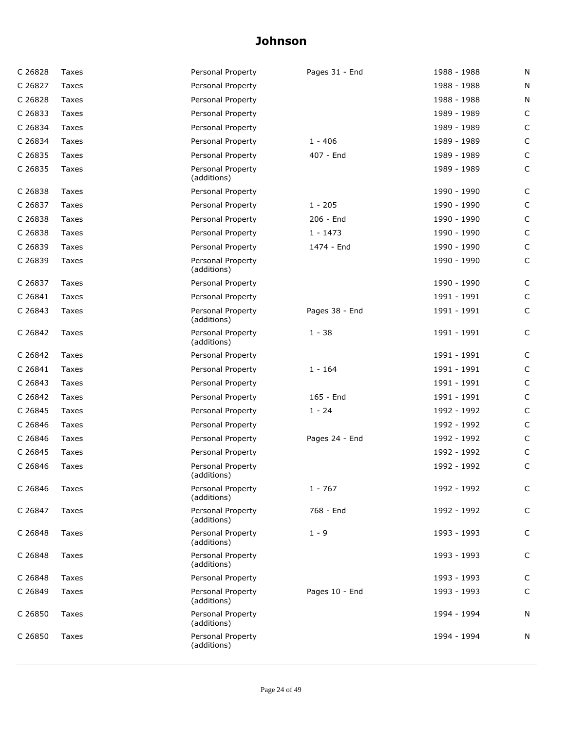| | | | | | |
|---|---|---|---|---|---|
| C 26828 | Taxes | Personal Property | Pages 31 - End | 1988 - 1988 | N |
| C 26827 | Taxes | Personal Property | | 1988 - 1988 | N |
| C 26828 | Taxes | Personal Property | | 1988 - 1988 | N |
| C 26833 | Taxes | Personal Property | | 1989 - 1989 | C |
| C 26834 | Taxes | Personal Property | | 1989 - 1989 | C |
| C 26834 | Taxes | Personal Property | 1 - 406 | 1989 - 1989 | C |
| C 26835 | Taxes | Personal Property | 407 - End | 1989 - 1989 | C |
| C 26835 | Taxes | Personal Property (additions) | | 1989 - 1989 | C |
| C 26838 | Taxes | Personal Property | | 1990 - 1990 | C |
| C 26837 | Taxes | Personal Property | 1 - 205 | 1990 - 1990 | C |
| C 26838 | Taxes | Personal Property | 206 - End | 1990 - 1990 | C |
| C 26838 | Taxes | Personal Property | 1 - 1473 | 1990 - 1990 | C |
| C 26839 | Taxes | Personal Property | 1474 - End | 1990 - 1990 | C |
| C 26839 | Taxes | Personal Property (additions) | | 1990 - 1990 | C |
| C 26837 | Taxes | Personal Property | | 1990 - 1990 | C |
| C 26841 | Taxes | Personal Property | | 1991 - 1991 | C |
| C 26843 | Taxes | Personal Property (additions) | Pages 38 - End | 1991 - 1991 | C |
| C 26842 | Taxes | Personal Property (additions) | 1 - 38 | 1991 - 1991 | C |
| C 26842 | Taxes | Personal Property | | 1991 - 1991 | C |
| C 26841 | Taxes | Personal Property | 1 - 164 | 1991 - 1991 | C |
| C 26843 | Taxes | Personal Property | | 1991 - 1991 | C |
| C 26842 | Taxes | Personal Property | 165 - End | 1991 - 1991 | C |
| C 26845 | Taxes | Personal Property | 1 - 24 | 1992 - 1992 | C |
| C 26846 | Taxes | Personal Property | | 1992 - 1992 | C |
| C 26846 | Taxes | Personal Property | Pages 24 - End | 1992 - 1992 | C |
| C 26845 | Taxes | Personal Property | | 1992 - 1992 | C |
| C 26846 | Taxes | Personal Property (additions) | | 1992 - 1992 | C |
| C 26846 | Taxes | Personal Property (additions) | 1 - 767 | 1992 - 1992 | C |
| C 26847 | Taxes | Personal Property (additions) | 768 - End | 1992 - 1992 | C |
| C 26848 | Taxes | Personal Property (additions) | 1 - 9 | 1993 - 1993 | C |
| C 26848 | Taxes | Personal Property (additions) | | 1993 - 1993 | C |
| C 26848 | Taxes | Personal Property | | 1993 - 1993 | C |
| C 26849 | Taxes | Personal Property (additions) | Pages 10 - End | 1993 - 1993 | C |
| C 26850 | Taxes | Personal Property (additions) | | 1994 - 1994 | N |
| C 26850 | Taxes | Personal Property (additions) | | 1994 - 1994 | N |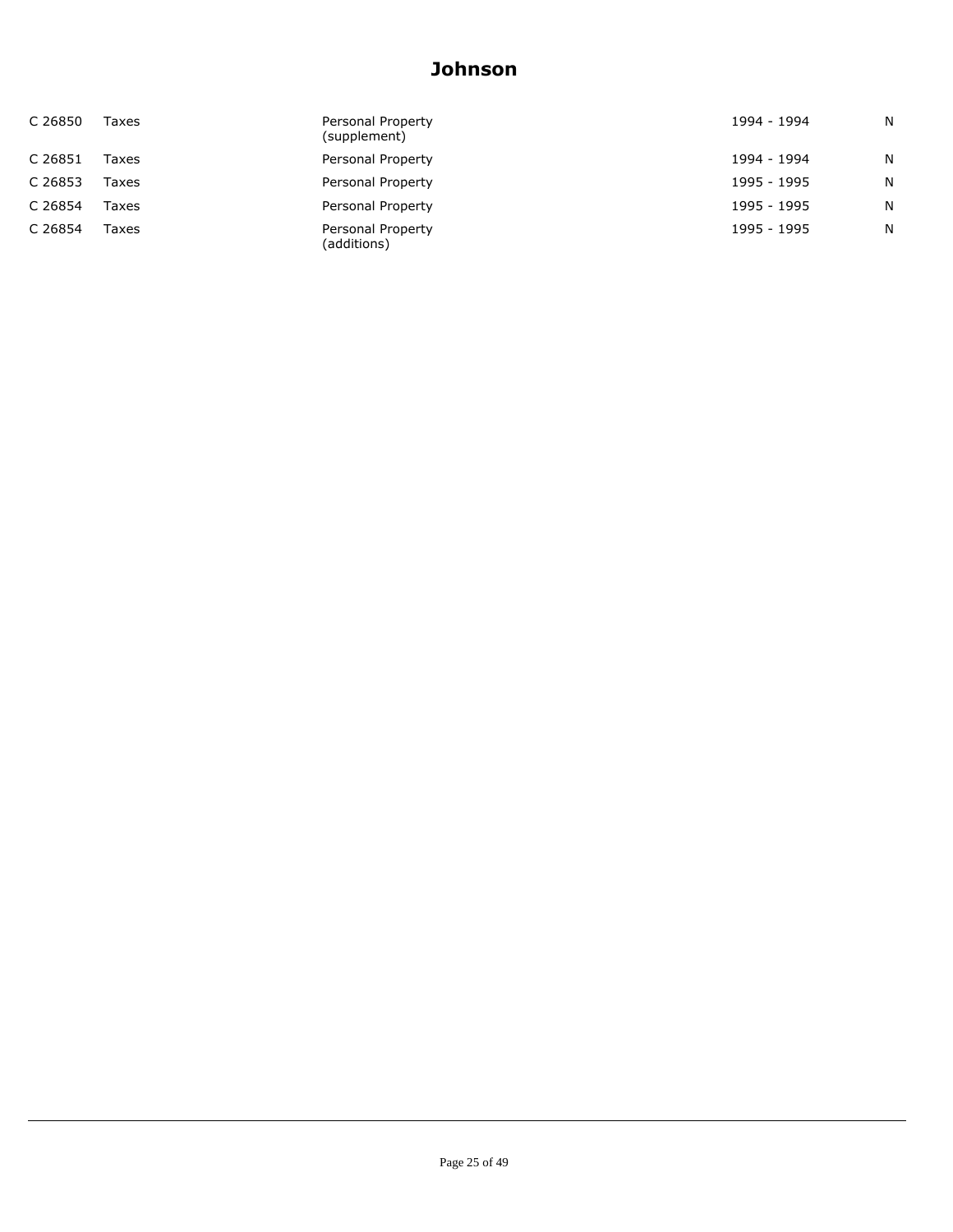# Johnson

| | | | | |
|---|---|---|---|---|
| C 26850 | Taxes | Personal Property (supplement) | 1994 - 1994 | N |
| C 26851 | Taxes | Personal Property | 1994 - 1994 | N |
| C 26853 | Taxes | Personal Property | 1995 - 1995 | N |
| C 26854 | Taxes | Personal Property | 1995 - 1995 | N |
| C 26854 | Taxes | Personal Property (additions) | 1995 - 1995 | N |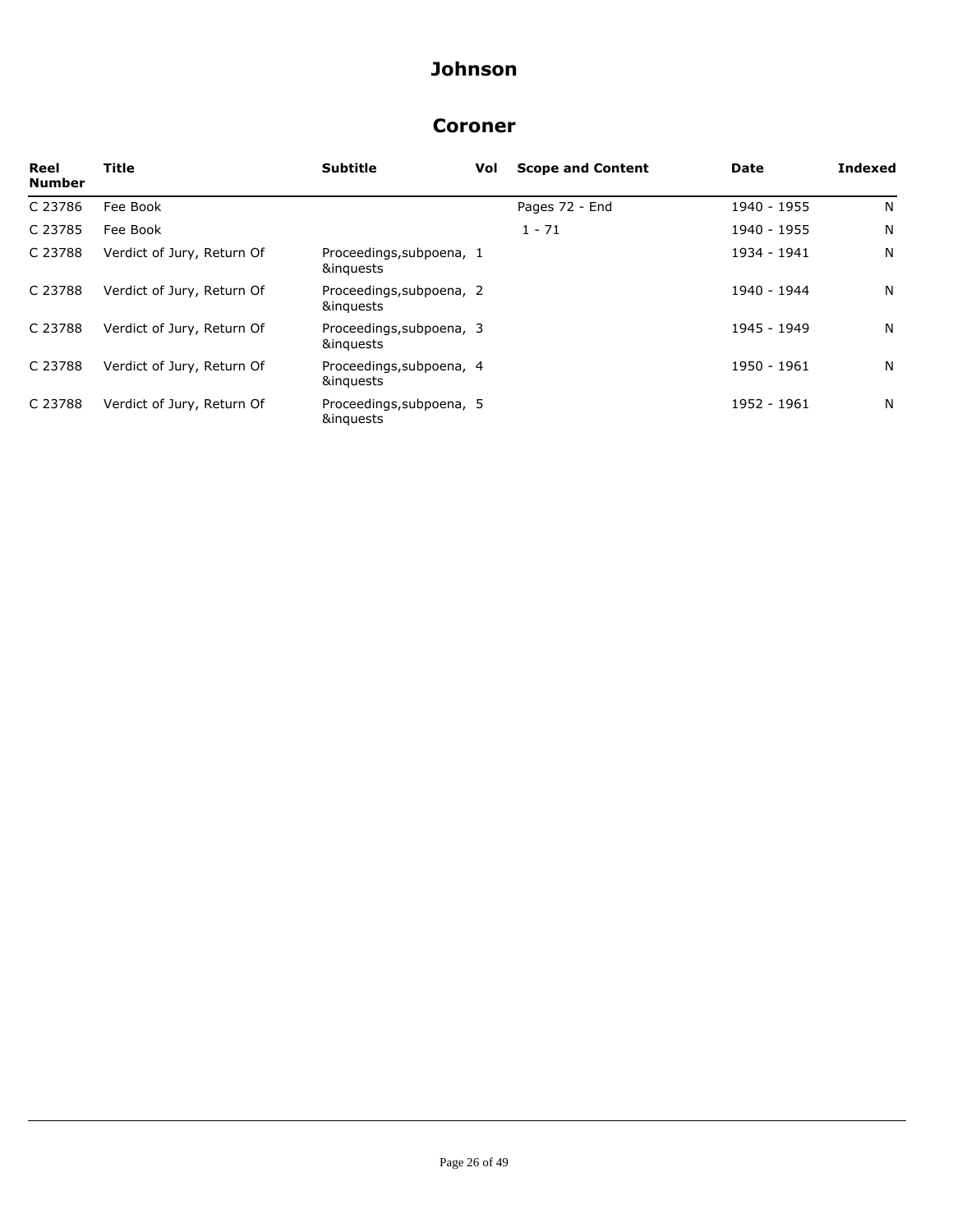# Johnson

## Coroner

| Reel Number | Title | Subtitle | Vol | Scope and Content | Date | Indexed |
|---|---|---|---|---|---|---|
| C 23786 | Fee Book | | | Pages 72 - End | 1940 - 1955 | N |
| C 23785 | Fee Book | | | 1 - 71 | 1940 - 1955 | N |
| C 23788 | Verdict of Jury, Return Of | Proceedings,subpoena, &inquests | 1 | | 1934 - 1941 | N |
| C 23788 | Verdict of Jury, Return Of | Proceedings,subpoena, &inquests | 2 | | 1940 - 1944 | N |
| C 23788 | Verdict of Jury, Return Of | Proceedings,subpoena, &inquests | 3 | | 1945 - 1949 | N |
| C 23788 | Verdict of Jury, Return Of | Proceedings,subpoena, &inquests | 4 | | 1950 - 1961 | N |
| C 23788 | Verdict of Jury, Return Of | Proceedings,subpoena, &inquests | 5 | | 1952 - 1961 | N |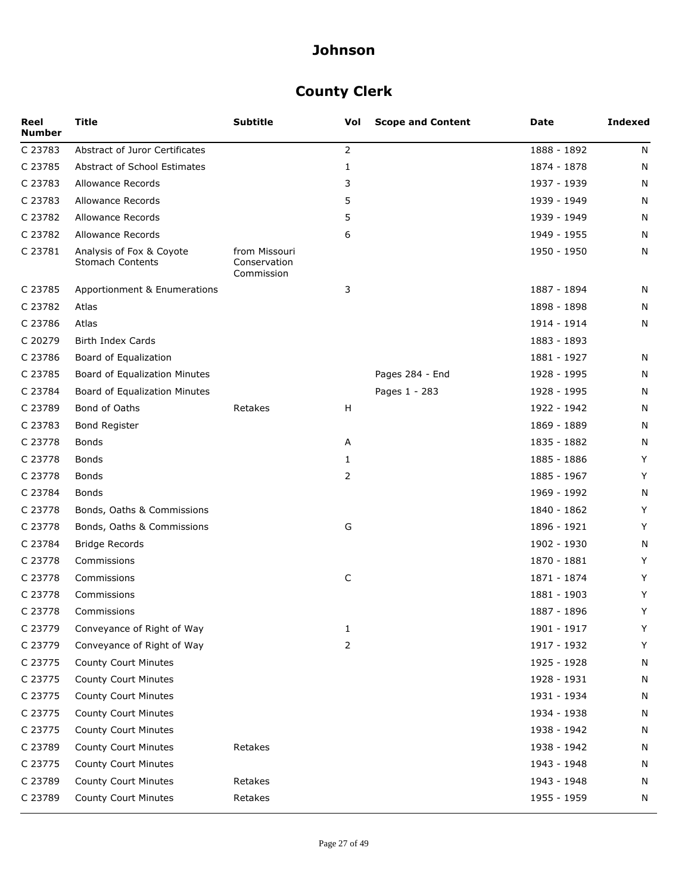# Johnson

## County Clerk

| Reel Number | Title | Subtitle | Vol | Scope and Content | Date | Indexed |
|---|---|---|---|---|---|---|
| C 23783 | Abstract of Juror Certificates | | 2 | | 1888 - 1892 | N |
| C 23785 | Abstract of School Estimates | | 1 | | 1874 - 1878 | N |
| C 23783 | Allowance Records | | 3 | | 1937 - 1939 | N |
| C 23783 | Allowance Records | | 5 | | 1939 - 1949 | N |
| C 23782 | Allowance Records | | 5 | | 1939 - 1949 | N |
| C 23782 | Allowance Records | | 6 | | 1949 - 1955 | N |
| C 23781 | Analysis of Fox & Coyote Stomach Contents | from Missouri Conservation Commission | | | 1950 - 1950 | N |
| C 23785 | Apportionment & Enumerations | | 3 | | 1887 - 1894 | N |
| C 23782 | Atlas | | | | 1898 - 1898 | N |
| C 23786 | Atlas | | | | 1914 - 1914 | N |
| C 20279 | Birth Index Cards | | | | 1883 - 1893 | |
| C 23786 | Board of Equalization | | | | 1881 - 1927 | N |
| C 23785 | Board of Equalization Minutes | | | Pages 284 - End | 1928 - 1995 | N |
| C 23784 | Board of Equalization Minutes | | | Pages 1 - 283 | 1928 - 1995 | N |
| C 23789 | Bond of Oaths | Retakes | H | | 1922 - 1942 | N |
| C 23783 | Bond Register | | | | 1869 - 1889 | N |
| C 23778 | Bonds | | A | | 1835 - 1882 | N |
| C 23778 | Bonds | | 1 | | 1885 - 1886 | Y |
| C 23778 | Bonds | | 2 | | 1885 - 1967 | Y |
| C 23784 | Bonds | | | | 1969 - 1992 | N |
| C 23778 | Bonds, Oaths & Commissions | | | | 1840 - 1862 | Y |
| C 23778 | Bonds, Oaths & Commissions | | G | | 1896 - 1921 | Y |
| C 23784 | Bridge Records | | | | 1902 - 1930 | N |
| C 23778 | Commissions | | | | 1870 - 1881 | Y |
| C 23778 | Commissions | | C | | 1871 - 1874 | Y |
| C 23778 | Commissions | | | | 1881 - 1903 | Y |
| C 23778 | Commissions | | | | 1887 - 1896 | Y |
| C 23779 | Conveyance of Right of Way | | 1 | | 1901 - 1917 | Y |
| C 23779 | Conveyance of Right of Way | | 2 | | 1917 - 1932 | Y |
| C 23775 | County Court Minutes | | | | 1925 - 1928 | N |
| C 23775 | County Court Minutes | | | | 1928 - 1931 | N |
| C 23775 | County Court Minutes | | | | 1931 - 1934 | N |
| C 23775 | County Court Minutes | | | | 1934 - 1938 | N |
| C 23775 | County Court Minutes | | | | 1938 - 1942 | N |
| C 23789 | County Court Minutes | Retakes | | | 1938 - 1942 | N |
| C 23775 | County Court Minutes | | | | 1943 - 1948 | N |
| C 23789 | County Court Minutes | Retakes | | | 1943 - 1948 | N |
| C 23789 | County Court Minutes | Retakes | | | 1955 - 1959 | N |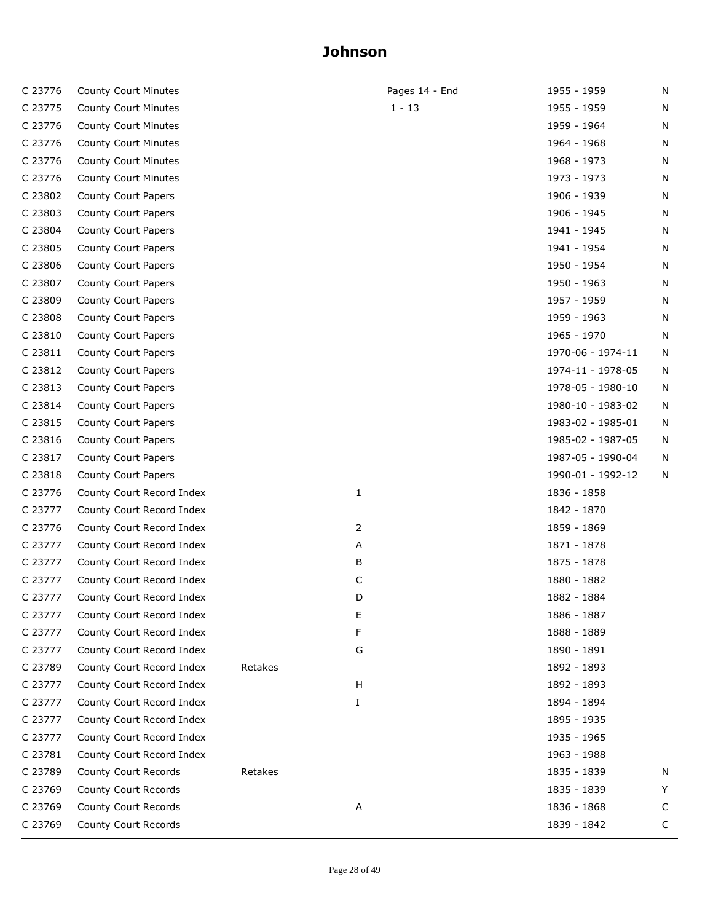# Johnson

| | | | | | |
|---|---|---|---|---|---|
| C 23776 | County Court Minutes | | Pages 14 - End | 1955 - 1959 | N |
| C 23775 | County Court Minutes | | 1 - 13 | 1955 - 1959 | N |
| C 23776 | County Court Minutes | | | 1959 - 1964 | N |
| C 23776 | County Court Minutes | | | 1964 - 1968 | N |
| C 23776 | County Court Minutes | | | 1968 - 1973 | N |
| C 23776 | County Court Minutes | | | 1973 - 1973 | N |
| C 23802 | County Court Papers | | | 1906 - 1939 | N |
| C 23803 | County Court Papers | | | 1906 - 1945 | N |
| C 23804 | County Court Papers | | | 1941 - 1945 | N |
| C 23805 | County Court Papers | | | 1941 - 1954 | N |
| C 23806 | County Court Papers | | | 1950 - 1954 | N |
| C 23807 | County Court Papers | | | 1950 - 1963 | N |
| C 23809 | County Court Papers | | | 1957 - 1959 | N |
| C 23808 | County Court Papers | | | 1959 - 1963 | N |
| C 23810 | County Court Papers | | | 1965 - 1970 | N |
| C 23811 | County Court Papers | | | 1970-06 - 1974-11 | N |
| C 23812 | County Court Papers | | | 1974-11 - 1978-05 | N |
| C 23813 | County Court Papers | | | 1978-05 - 1980-10 | N |
| C 23814 | County Court Papers | | | 1980-10 - 1983-02 | N |
| C 23815 | County Court Papers | | | 1983-02 - 1985-01 | N |
| C 23816 | County Court Papers | | | 1985-02 - 1987-05 | N |
| C 23817 | County Court Papers | | | 1987-05 - 1990-04 | N |
| C 23818 | County Court Papers | | | 1990-01 - 1992-12 | N |
| C 23776 | County Court Record Index | | 1 | 1836 - 1858 | |
| C 23777 | County Court Record Index | | | 1842 - 1870 | |
| C 23776 | County Court Record Index | | 2 | 1859 - 1869 | |
| C 23777 | County Court Record Index | | A | 1871 - 1878 | |
| C 23777 | County Court Record Index | | B | 1875 - 1878 | |
| C 23777 | County Court Record Index | | C | 1880 - 1882 | |
| C 23777 | County Court Record Index | | D | 1882 - 1884 | |
| C 23777 | County Court Record Index | | E | 1886 - 1887 | |
| C 23777 | County Court Record Index | | F | 1888 - 1889 | |
| C 23777 | County Court Record Index | | G | 1890 - 1891 | |
| C 23789 | County Court Record Index | Retakes | | 1892 - 1893 | |
| C 23777 | County Court Record Index | | H | 1892 - 1893 | |
| C 23777 | County Court Record Index | | I | 1894 - 1894 | |
| C 23777 | County Court Record Index | | | 1895 - 1935 | |
| C 23777 | County Court Record Index | | | 1935 - 1965 | |
| C 23781 | County Court Record Index | | | 1963 - 1988 | |
| C 23789 | County Court Records | Retakes | | 1835 - 1839 | N |
| C 23769 | County Court Records | | | 1835 - 1839 | Y |
| C 23769 | County Court Records | | A | 1836 - 1868 | C |
| C 23769 | County Court Records | | | 1839 - 1842 | C |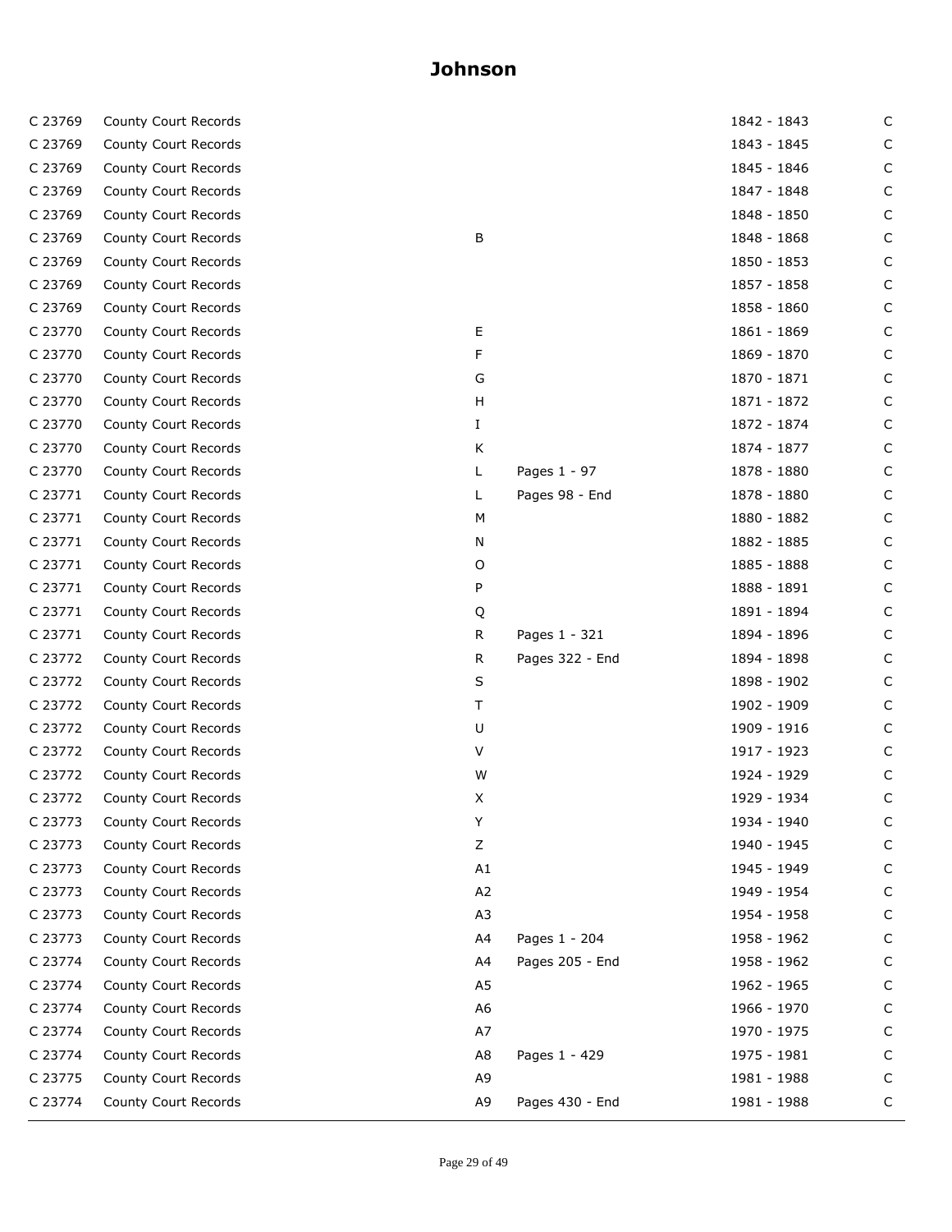# Johnson

| | | | | | |
|---|---|---|---|---|---|
| C 23769 | County Court Records | | | 1842 - 1843 | C |
| C 23769 | County Court Records | | | 1843 - 1845 | C |
| C 23769 | County Court Records | | | 1845 - 1846 | C |
| C 23769 | County Court Records | | | 1847 - 1848 | C |
| C 23769 | County Court Records | | | 1848 - 1850 | C |
| C 23769 | County Court Records | B | | 1848 - 1868 | C |
| C 23769 | County Court Records | | | 1850 - 1853 | C |
| C 23769 | County Court Records | | | 1857 - 1858 | C |
| C 23769 | County Court Records | | | 1858 - 1860 | C |
| C 23770 | County Court Records | E | | 1861 - 1869 | C |
| C 23770 | County Court Records | F | | 1869 - 1870 | C |
| C 23770 | County Court Records | G | | 1870 - 1871 | C |
| C 23770 | County Court Records | H | | 1871 - 1872 | C |
| C 23770 | County Court Records | I | | 1872 - 1874 | C |
| C 23770 | County Court Records | K | | 1874 - 1877 | C |
| C 23770 | County Court Records | L | Pages 1 - 97 | 1878 - 1880 | C |
| C 23771 | County Court Records | L | Pages 98 - End | 1878 - 1880 | C |
| C 23771 | County Court Records | M | | 1880 - 1882 | C |
| C 23771 | County Court Records | N | | 1882 - 1885 | C |
| C 23771 | County Court Records | O | | 1885 - 1888 | C |
| C 23771 | County Court Records | P | | 1888 - 1891 | C |
| C 23771 | County Court Records | Q | | 1891 - 1894 | C |
| C 23771 | County Court Records | R | Pages 1 - 321 | 1894 - 1896 | C |
| C 23772 | County Court Records | R | Pages 322 - End | 1894 - 1898 | C |
| C 23772 | County Court Records | S | | 1898 - 1902 | C |
| C 23772 | County Court Records | T | | 1902 - 1909 | C |
| C 23772 | County Court Records | U | | 1909 - 1916 | C |
| C 23772 | County Court Records | V | | 1917 - 1923 | C |
| C 23772 | County Court Records | W | | 1924 - 1929 | C |
| C 23772 | County Court Records | X | | 1929 - 1934 | C |
| C 23773 | County Court Records | Y | | 1934 - 1940 | C |
| C 23773 | County Court Records | Z | | 1940 - 1945 | C |
| C 23773 | County Court Records | A1 | | 1945 - 1949 | C |
| C 23773 | County Court Records | A2 | | 1949 - 1954 | C |
| C 23773 | County Court Records | A3 | | 1954 - 1958 | C |
| C 23773 | County Court Records | A4 | Pages 1 - 204 | 1958 - 1962 | C |
| C 23774 | County Court Records | A4 | Pages 205 - End | 1958 - 1962 | C |
| C 23774 | County Court Records | A5 | | 1962 - 1965 | C |
| C 23774 | County Court Records | A6 | | 1966 - 1970 | C |
| C 23774 | County Court Records | A7 | | 1970 - 1975 | C |
| C 23774 | County Court Records | A8 | Pages 1 - 429 | 1975 - 1981 | C |
| C 23775 | County Court Records | A9 | | 1981 - 1988 | C |
| C 23774 | County Court Records | A9 | Pages 430 - End | 1981 - 1988 | C |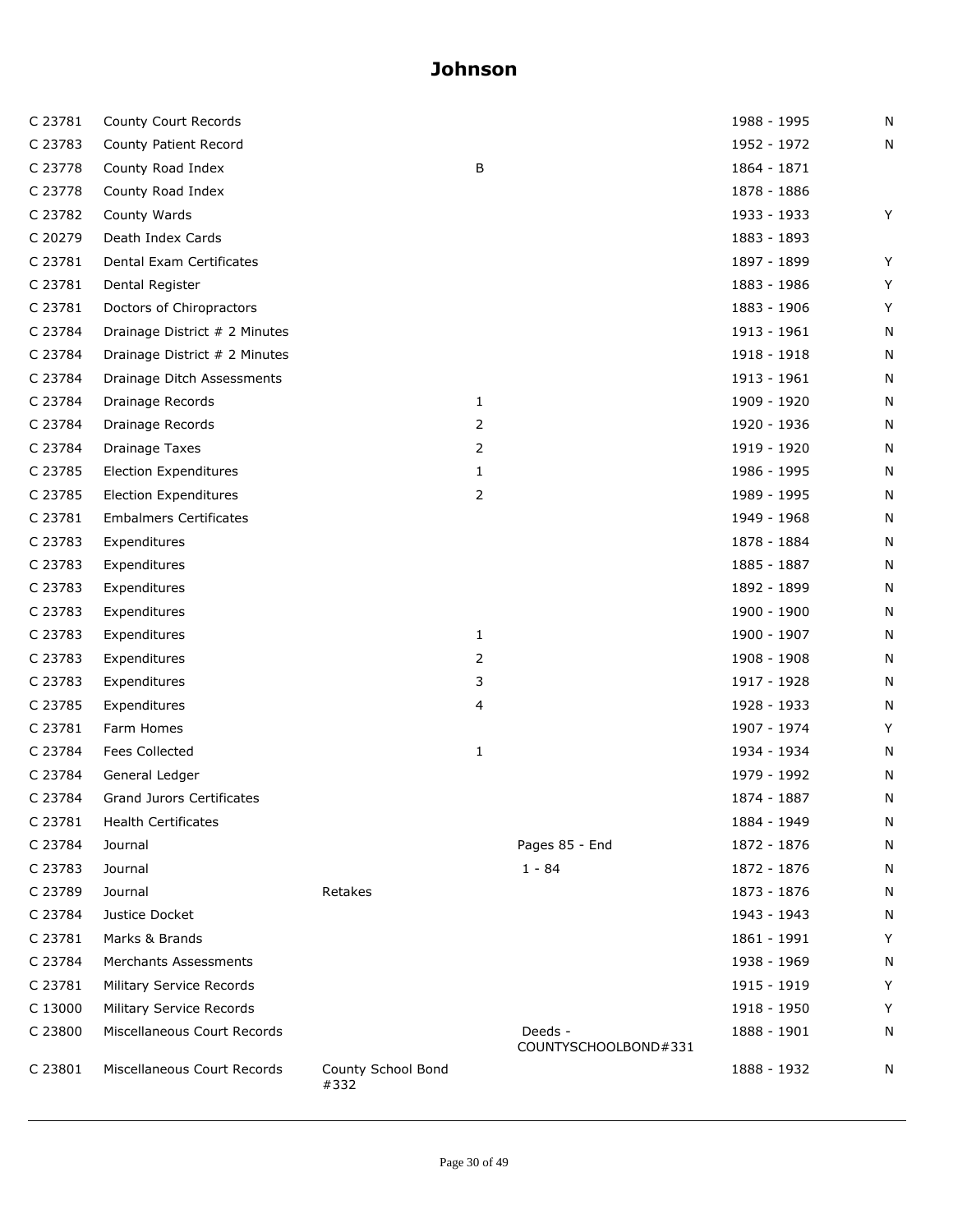# Johnson

| | | | | | | |
|---|---|---|---|---|---|---|
| C 23781 | County Court Records | | | | 1988 - 1995 | N |
| C 23783 | County Patient Record | | | | 1952 - 1972 | N |
| C 23778 | County Road Index | | B | | 1864 - 1871 | |
| C 23778 | County Road Index | | | | 1878 - 1886 | |
| C 23782 | County Wards | | | | 1933 - 1933 | Y |
| C 20279 | Death Index Cards | | | | 1883 - 1893 | |
| C 23781 | Dental Exam Certificates | | | | 1897 - 1899 | Y |
| C 23781 | Dental Register | | | | 1883 - 1986 | Y |
| C 23781 | Doctors of Chiropractors | | | | 1883 - 1906 | Y |
| C 23784 | Drainage District # 2 Minutes | | | | 1913 - 1961 | N |
| C 23784 | Drainage District # 2 Minutes | | | | 1918 - 1918 | N |
| C 23784 | Drainage Ditch Assessments | | | | 1913 - 1961 | N |
| C 23784 | Drainage Records | | 1 | | 1909 - 1920 | N |
| C 23784 | Drainage Records | | 2 | | 1920 - 1936 | N |
| C 23784 | Drainage Taxes | | 2 | | 1919 - 1920 | N |
| C 23785 | Election Expenditures | | 1 | | 1986 - 1995 | N |
| C 23785 | Election Expenditures | | 2 | | 1989 - 1995 | N |
| C 23781 | Embalmers Certificates | | | | 1949 - 1968 | N |
| C 23783 | Expenditures | | | | 1878 - 1884 | N |
| C 23783 | Expenditures | | | | 1885 - 1887 | N |
| C 23783 | Expenditures | | | | 1892 - 1899 | N |
| C 23783 | Expenditures | | | | 1900 - 1900 | N |
| C 23783 | Expenditures | | 1 | | 1900 - 1907 | N |
| C 23783 | Expenditures | | 2 | | 1908 - 1908 | N |
| C 23783 | Expenditures | | 3 | | 1917 - 1928 | N |
| C 23785 | Expenditures | | 4 | | 1928 - 1933 | N |
| C 23781 | Farm Homes | | | | 1907 - 1974 | Y |
| C 23784 | Fees Collected | | 1 | | 1934 - 1934 | N |
| C 23784 | General Ledger | | | | 1979 - 1992 | N |
| C 23784 | Grand Jurors Certificates | | | | 1874 - 1887 | N |
| C 23781 | Health Certificates | | | | 1884 - 1949 | N |
| C 23784 | Journal | | | Pages 85 - End | 1872 - 1876 | N |
| C 23783 | Journal | | | 1 - 84 | 1872 - 1876 | N |
| C 23789 | Journal | Retakes | | | 1873 - 1876 | N |
| C 23784 | Justice Docket | | | | 1943 - 1943 | N |
| C 23781 | Marks & Brands | | | | 1861 - 1991 | Y |
| C 23784 | Merchants Assessments | | | | 1938 - 1969 | N |
| C 23781 | Military Service Records | | | | 1915 - 1919 | Y |
| C 13000 | Military Service Records | | | | 1918 - 1950 | Y |
| C 23800 | Miscellaneous Court Records | | | Deeds - COUNTYSCHOOLBOND#331 | 1888 - 1901 | N |
| C 23801 | Miscellaneous Court Records | County School Bond #332 | | | 1888 - 1932 | N |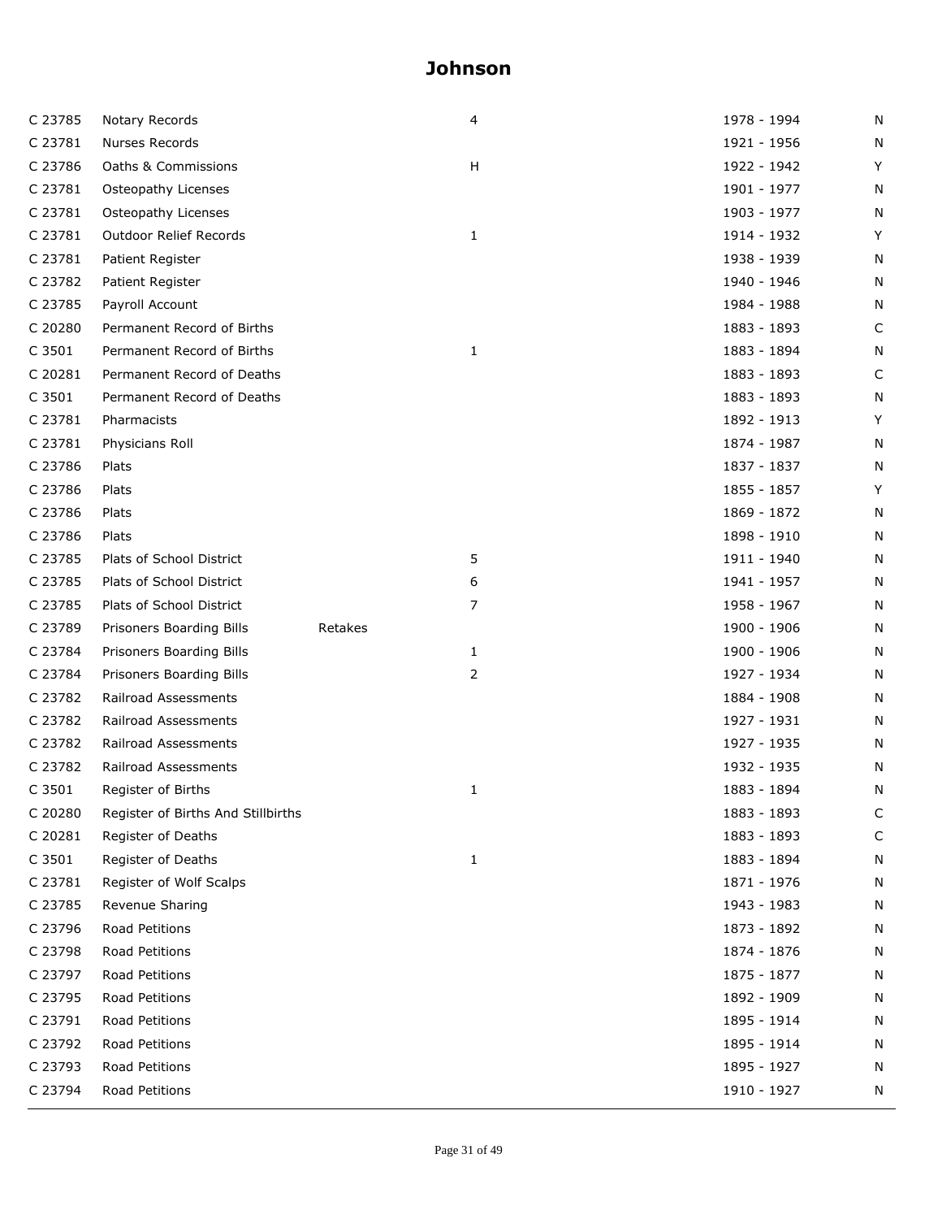# Johnson

| | | | | | |
|---|---|---|---|---|---|
| C 23785 | Notary Records | | 4 | 1978 - 1994 | N |
| C 23781 | Nurses Records | | | 1921 - 1956 | N |
| C 23786 | Oaths & Commissions | | H | 1922 - 1942 | Y |
| C 23781 | Osteopathy Licenses | | | 1901 - 1977 | N |
| C 23781 | Osteopathy Licenses | | | 1903 - 1977 | N |
| C 23781 | Outdoor Relief Records | | 1 | 1914 - 1932 | Y |
| C 23781 | Patient Register | | | 1938 - 1939 | N |
| C 23782 | Patient Register | | | 1940 - 1946 | N |
| C 23785 | Payroll Account | | | 1984 - 1988 | N |
| C 20280 | Permanent Record of Births | | | 1883 - 1893 | C |
| C 3501 | Permanent Record of Births | | 1 | 1883 - 1894 | N |
| C 20281 | Permanent Record of Deaths | | | 1883 - 1893 | C |
| C 3501 | Permanent Record of Deaths | | | 1883 - 1893 | N |
| C 23781 | Pharmacists | | | 1892 - 1913 | Y |
| C 23781 | Physicians Roll | | | 1874 - 1987 | N |
| C 23786 | Plats | | | 1837 - 1837 | N |
| C 23786 | Plats | | | 1855 - 1857 | Y |
| C 23786 | Plats | | | 1869 - 1872 | N |
| C 23786 | Plats | | | 1898 - 1910 | N |
| C 23785 | Plats of School District | | 5 | 1911 - 1940 | N |
| C 23785 | Plats of School District | | 6 | 1941 - 1957 | N |
| C 23785 | Plats of School District | | 7 | 1958 - 1967 | N |
| C 23789 | Prisoners Boarding Bills | Retakes | | 1900 - 1906 | N |
| C 23784 | Prisoners Boarding Bills | | 1 | 1900 - 1906 | N |
| C 23784 | Prisoners Boarding Bills | | 2 | 1927 - 1934 | N |
| C 23782 | Railroad Assessments | | | 1884 - 1908 | N |
| C 23782 | Railroad Assessments | | | 1927 - 1931 | N |
| C 23782 | Railroad Assessments | | | 1927 - 1935 | N |
| C 23782 | Railroad Assessments | | | 1932 - 1935 | N |
| C 3501 | Register of Births | | 1 | 1883 - 1894 | N |
| C 20280 | Register of Births And Stillbirths | | | 1883 - 1893 | C |
| C 20281 | Register of Deaths | | | 1883 - 1893 | C |
| C 3501 | Register of Deaths | | 1 | 1883 - 1894 | N |
| C 23781 | Register of Wolf Scalps | | | 1871 - 1976 | N |
| C 23785 | Revenue Sharing | | | 1943 - 1983 | N |
| C 23796 | Road Petitions | | | 1873 - 1892 | N |
| C 23798 | Road Petitions | | | 1874 - 1876 | N |
| C 23797 | Road Petitions | | | 1875 - 1877 | N |
| C 23795 | Road Petitions | | | 1892 - 1909 | N |
| C 23791 | Road Petitions | | | 1895 - 1914 | N |
| C 23792 | Road Petitions | | | 1895 - 1914 | N |
| C 23793 | Road Petitions | | | 1895 - 1927 | N |
| C 23794 | Road Petitions | | | 1910 - 1927 | N |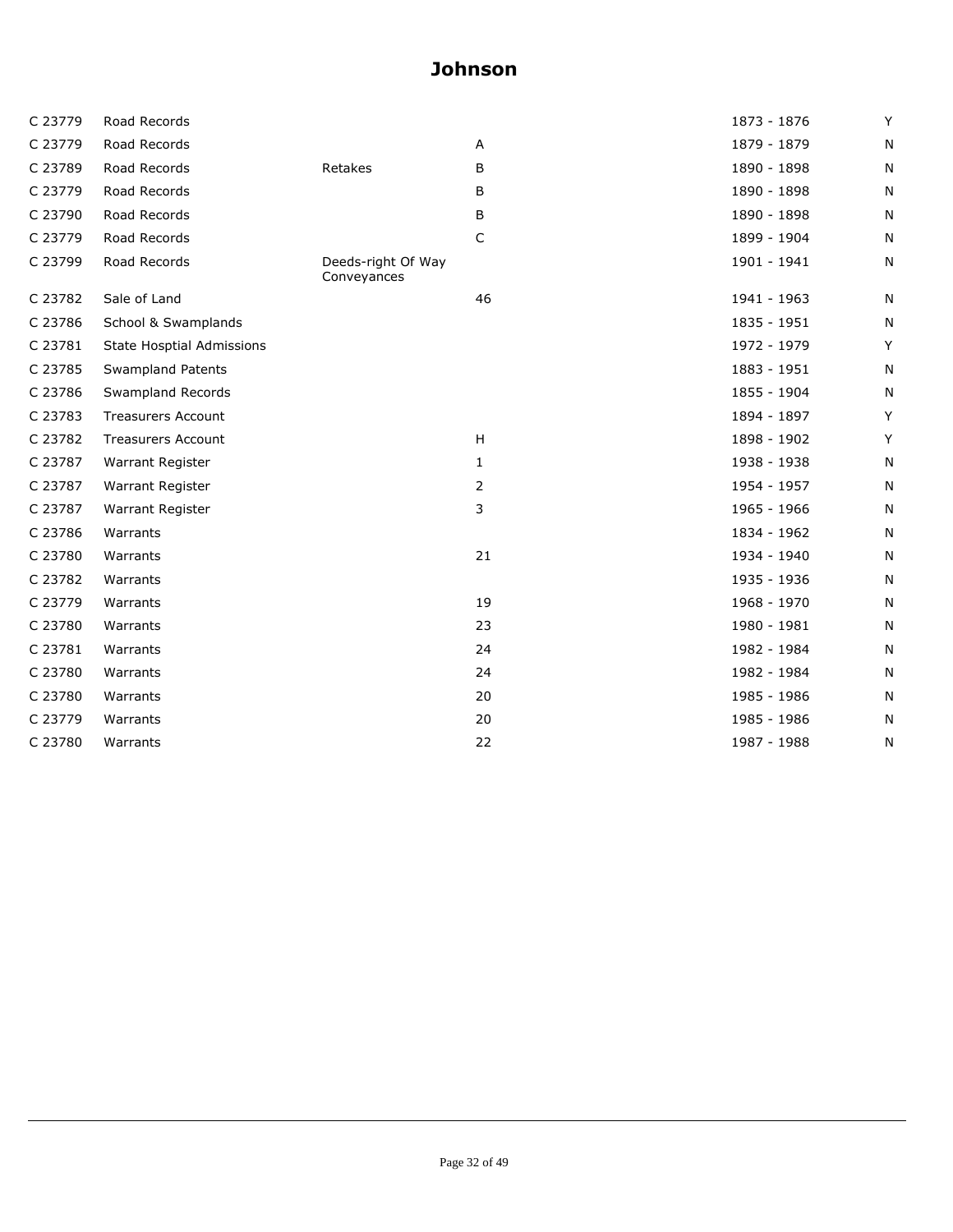# Johnson

| | | | | | |
|---|---|---|---|---|---|
| C 23779 | Road Records | | | 1873 - 1876 | Y |
| C 23779 | Road Records | | A | 1879 - 1879 | N |
| C 23789 | Road Records | Retakes | B | 1890 - 1898 | N |
| C 23779 | Road Records | | B | 1890 - 1898 | N |
| C 23790 | Road Records | | B | 1890 - 1898 | N |
| C 23779 | Road Records | | C | 1899 - 1904 | N |
| C 23799 | Road Records | Deeds-right Of Way Conveyances | | 1901 - 1941 | N |
| C 23782 | Sale of Land | | 46 | 1941 - 1963 | N |
| C 23786 | School & Swamplands | | | 1835 - 1951 | N |
| C 23781 | State Hosptial Admissions | | | 1972 - 1979 | Y |
| C 23785 | Swampland Patents | | | 1883 - 1951 | N |
| C 23786 | Swampland Records | | | 1855 - 1904 | N |
| C 23783 | Treasurers Account | | | 1894 - 1897 | Y |
| C 23782 | Treasurers Account | | H | 1898 - 1902 | Y |
| C 23787 | Warrant Register | | 1 | 1938 - 1938 | N |
| C 23787 | Warrant Register | | 2 | 1954 - 1957 | N |
| C 23787 | Warrant Register | | 3 | 1965 - 1966 | N |
| C 23786 | Warrants | | | 1834 - 1962 | N |
| C 23780 | Warrants | | 21 | 1934 - 1940 | N |
| C 23782 | Warrants | | | 1935 - 1936 | N |
| C 23779 | Warrants | | 19 | 1968 - 1970 | N |
| C 23780 | Warrants | | 23 | 1980 - 1981 | N |
| C 23781 | Warrants | | 24 | 1982 - 1984 | N |
| C 23780 | Warrants | | 24 | 1982 - 1984 | N |
| C 23780 | Warrants | | 20 | 1985 - 1986 | N |
| C 23779 | Warrants | | 20 | 1985 - 1986 | N |
| C 23780 | Warrants | | 22 | 1987 - 1988 | N |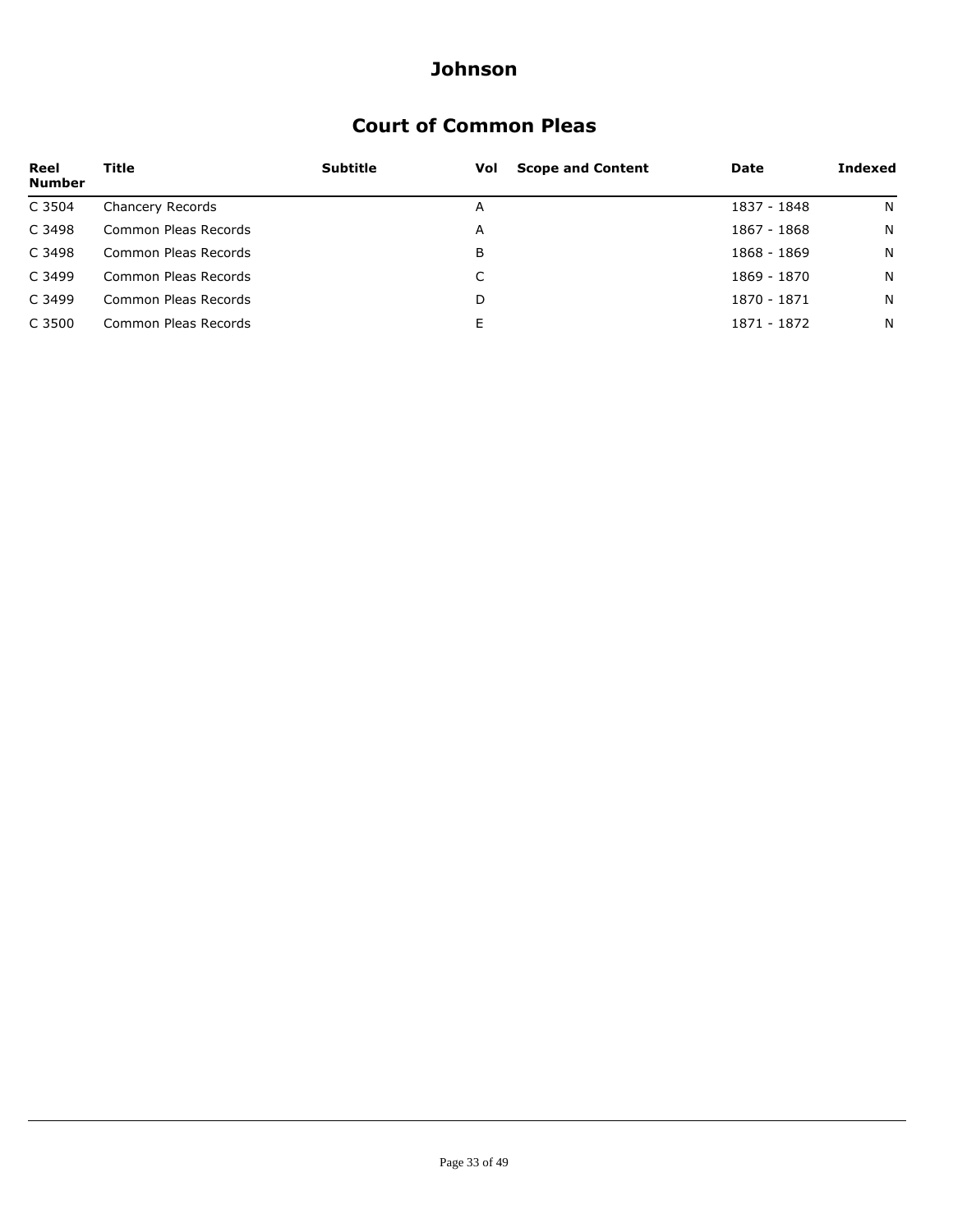# Johnson

## Court of Common Pleas

| Reel Number | Title | Subtitle | Vol | Scope and Content | Date | Indexed |
|---|---|---|---|---|---|---|
| C 3504 | Chancery Records | | A | | 1837 - 1848 | N |
| C 3498 | Common Pleas Records | | A | | 1867 - 1868 | N |
| C 3498 | Common Pleas Records | | B | | 1868 - 1869 | N |
| C 3499 | Common Pleas Records | | C | | 1869 - 1870 | N |
| C 3499 | Common Pleas Records | | D | | 1870 - 1871 | N |
| C 3500 | Common Pleas Records | | E | | 1871 - 1872 | N |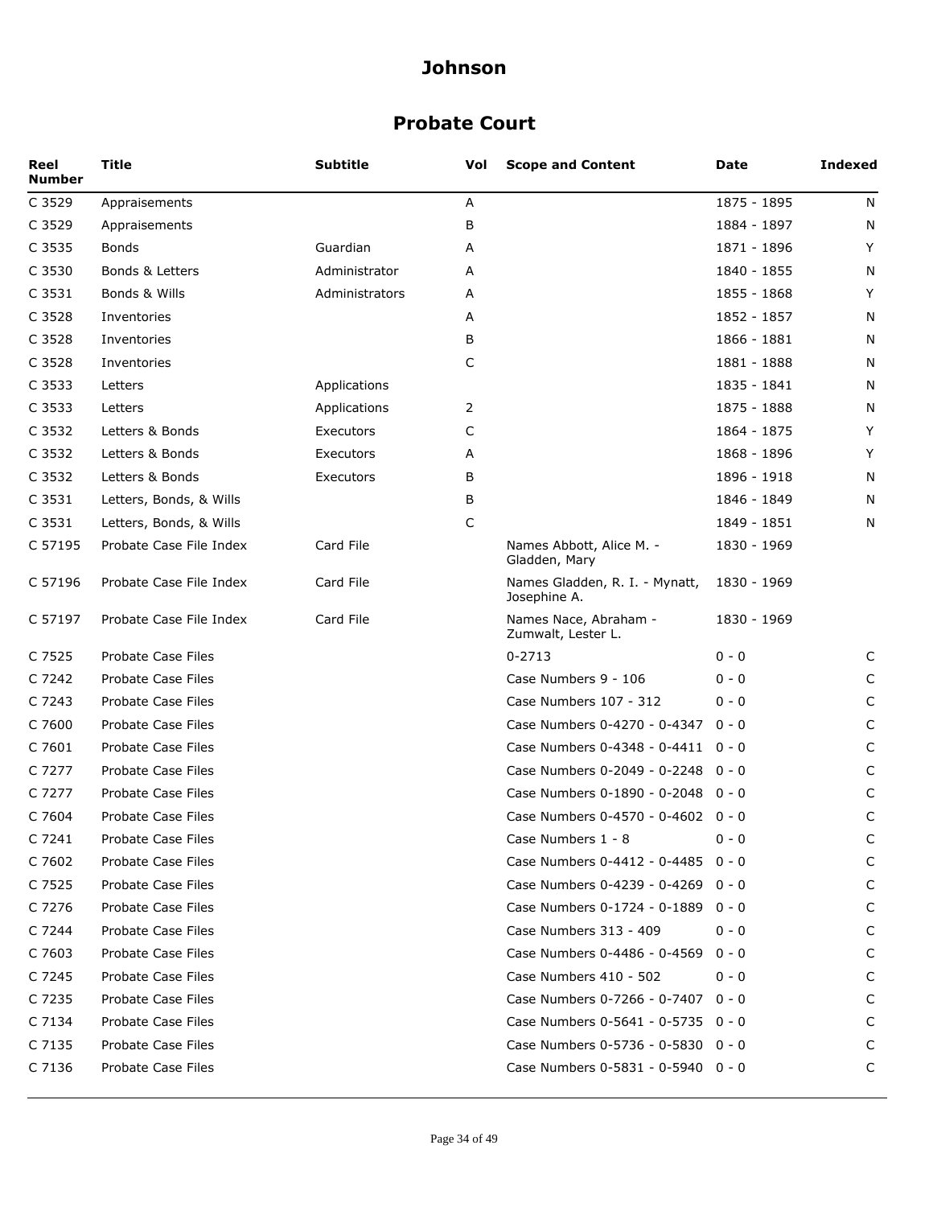# Johnson

## Probate Court

| Reel Number | Title | Subtitle | Vol | Scope and Content | Date | Indexed |
|---|---|---|---|---|---|---|
| C 3529 | Appraisements | | A | | 1875 - 1895 | N |
| C 3529 | Appraisements | | B | | 1884 - 1897 | N |
| C 3535 | Bonds | Guardian | A | | 1871 - 1896 | Y |
| C 3530 | Bonds & Letters | Administrator | A | | 1840 - 1855 | N |
| C 3531 | Bonds & Wills | Administrators | A | | 1855 - 1868 | Y |
| C 3528 | Inventories | | A | | 1852 - 1857 | N |
| C 3528 | Inventories | | B | | 1866 - 1881 | N |
| C 3528 | Inventories | | C | | 1881 - 1888 | N |
| C 3533 | Letters | Applications | | | 1835 - 1841 | N |
| C 3533 | Letters | Applications | 2 | | 1875 - 1888 | N |
| C 3532 | Letters & Bonds | Executors | C | | 1864 - 1875 | Y |
| C 3532 | Letters & Bonds | Executors | A | | 1868 - 1896 | Y |
| C 3532 | Letters & Bonds | Executors | B | | 1896 - 1918 | N |
| C 3531 | Letters, Bonds, & Wills | | B | | 1846 - 1849 | N |
| C 3531 | Letters, Bonds, & Wills | | C | | 1849 - 1851 | N |
| C 57195 | Probate Case File Index | Card File | | Names Abbott, Alice M. - Gladden, Mary | 1830 - 1969 | |
| C 57196 | Probate Case File Index | Card File | | Names Gladden, R. I. - Mynatt, Josephine A. | 1830 - 1969 | |
| C 57197 | Probate Case File Index | Card File | | Names Nace, Abraham - Zumwalt, Lester L. | 1830 - 1969 | |
| C 7525 | Probate Case Files | | | 0-2713 | 0 - 0 | C |
| C 7242 | Probate Case Files | | | Case Numbers 9 - 106 | 0 - 0 | C |
| C 7243 | Probate Case Files | | | Case Numbers 107 - 312 | 0 - 0 | C |
| C 7600 | Probate Case Files | | | Case Numbers 0-4270 - 0-4347 | 0 - 0 | C |
| C 7601 | Probate Case Files | | | Case Numbers 0-4348 - 0-4411 | 0 - 0 | C |
| C 7277 | Probate Case Files | | | Case Numbers 0-2049 - 0-2248 | 0 - 0 | C |
| C 7277 | Probate Case Files | | | Case Numbers 0-1890 - 0-2048 | 0 - 0 | C |
| C 7604 | Probate Case Files | | | Case Numbers 0-4570 - 0-4602 | 0 - 0 | C |
| C 7241 | Probate Case Files | | | Case Numbers 1 - 8 | 0 - 0 | C |
| C 7602 | Probate Case Files | | | Case Numbers 0-4412 - 0-4485 | 0 - 0 | C |
| C 7525 | Probate Case Files | | | Case Numbers 0-4239 - 0-4269 | 0 - 0 | C |
| C 7276 | Probate Case Files | | | Case Numbers 0-1724 - 0-1889 | 0 - 0 | C |
| C 7244 | Probate Case Files | | | Case Numbers 313 - 409 | 0 - 0 | C |
| C 7603 | Probate Case Files | | | Case Numbers 0-4486 - 0-4569 | 0 - 0 | C |
| C 7245 | Probate Case Files | | | Case Numbers 410 - 502 | 0 - 0 | C |
| C 7235 | Probate Case Files | | | Case Numbers 0-7266 - 0-7407 | 0 - 0 | C |
| C 7134 | Probate Case Files | | | Case Numbers 0-5641 - 0-5735 | 0 - 0 | C |
| C 7135 | Probate Case Files | | | Case Numbers 0-5736 - 0-5830 | 0 - 0 | C |
| C 7136 | Probate Case Files | | | Case Numbers 0-5831 - 0-5940 | 0 - 0 | C |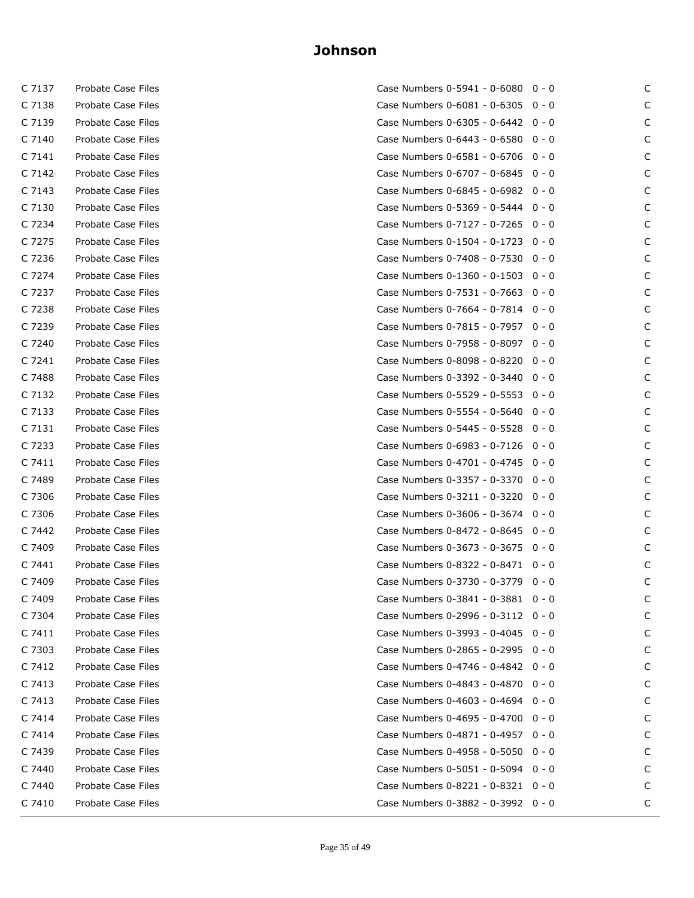# Johnson

| | | | |
|---|---|---|---|
| C 7137 | Probate Case Files | Case Numbers 0-5941 - 0-6080 0 - 0 | C |
| C 7138 | Probate Case Files | Case Numbers 0-6081 - 0-6305 0 - 0 | C |
| C 7139 | Probate Case Files | Case Numbers 0-6305 - 0-6442 0 - 0 | C |
| C 7140 | Probate Case Files | Case Numbers 0-6443 - 0-6580 0 - 0 | C |
| C 7141 | Probate Case Files | Case Numbers 0-6581 - 0-6706 0 - 0 | C |
| C 7142 | Probate Case Files | Case Numbers 0-6707 - 0-6845 0 - 0 | C |
| C 7143 | Probate Case Files | Case Numbers 0-6845 - 0-6982 0 - 0 | C |
| C 7130 | Probate Case Files | Case Numbers 0-5369 - 0-5444 0 - 0 | C |
| C 7234 | Probate Case Files | Case Numbers 0-7127 - 0-7265 0 - 0 | C |
| C 7275 | Probate Case Files | Case Numbers 0-1504 - 0-1723 0 - 0 | C |
| C 7236 | Probate Case Files | Case Numbers 0-7408 - 0-7530 0 - 0 | C |
| C 7274 | Probate Case Files | Case Numbers 0-1360 - 0-1503 0 - 0 | C |
| C 7237 | Probate Case Files | Case Numbers 0-7531 - 0-7663 0 - 0 | C |
| C 7238 | Probate Case Files | Case Numbers 0-7664 - 0-7814 0 - 0 | C |
| C 7239 | Probate Case Files | Case Numbers 0-7815 - 0-7957 0 - 0 | C |
| C 7240 | Probate Case Files | Case Numbers 0-7958 - 0-8097 0 - 0 | C |
| C 7241 | Probate Case Files | Case Numbers 0-8098 - 0-8220 0 - 0 | C |
| C 7488 | Probate Case Files | Case Numbers 0-3392 - 0-3440 0 - 0 | C |
| C 7132 | Probate Case Files | Case Numbers 0-5529 - 0-5553 0 - 0 | C |
| C 7133 | Probate Case Files | Case Numbers 0-5554 - 0-5640 0 - 0 | C |
| C 7131 | Probate Case Files | Case Numbers 0-5445 - 0-5528 0 - 0 | C |
| C 7233 | Probate Case Files | Case Numbers 0-6983 - 0-7126 0 - 0 | C |
| C 7411 | Probate Case Files | Case Numbers 0-4701 - 0-4745 0 - 0 | C |
| C 7489 | Probate Case Files | Case Numbers 0-3357 - 0-3370 0 - 0 | C |
| C 7306 | Probate Case Files | Case Numbers 0-3211 - 0-3220 0 - 0 | C |
| C 7306 | Probate Case Files | Case Numbers 0-3606 - 0-3674 0 - 0 | C |
| C 7442 | Probate Case Files | Case Numbers 0-8472 - 0-8645 0 - 0 | C |
| C 7409 | Probate Case Files | Case Numbers 0-3673 - 0-3675 0 - 0 | C |
| C 7441 | Probate Case Files | Case Numbers 0-8322 - 0-8471 0 - 0 | C |
| C 7409 | Probate Case Files | Case Numbers 0-3730 - 0-3779 0 - 0 | C |
| C 7409 | Probate Case Files | Case Numbers 0-3841 - 0-3881 0 - 0 | C |
| C 7304 | Probate Case Files | Case Numbers 0-2996 - 0-3112 0 - 0 | C |
| C 7411 | Probate Case Files | Case Numbers 0-3993 - 0-4045 0 - 0 | C |
| C 7303 | Probate Case Files | Case Numbers 0-2865 - 0-2995 0 - 0 | C |
| C 7412 | Probate Case Files | Case Numbers 0-4746 - 0-4842 0 - 0 | C |
| C 7413 | Probate Case Files | Case Numbers 0-4843 - 0-4870 0 - 0 | C |
| C 7413 | Probate Case Files | Case Numbers 0-4603 - 0-4694 0 - 0 | C |
| C 7414 | Probate Case Files | Case Numbers 0-4695 - 0-4700 0 - 0 | C |
| C 7414 | Probate Case Files | Case Numbers 0-4871 - 0-4957 0 - 0 | C |
| C 7439 | Probate Case Files | Case Numbers 0-4958 - 0-5050 0 - 0 | C |
| C 7440 | Probate Case Files | Case Numbers 0-5051 - 0-5094 0 - 0 | C |
| C 7440 | Probate Case Files | Case Numbers 0-8221 - 0-8321 0 - 0 | C |
| C 7410 | Probate Case Files | Case Numbers 0-3882 - 0-3992 0 - 0 | C |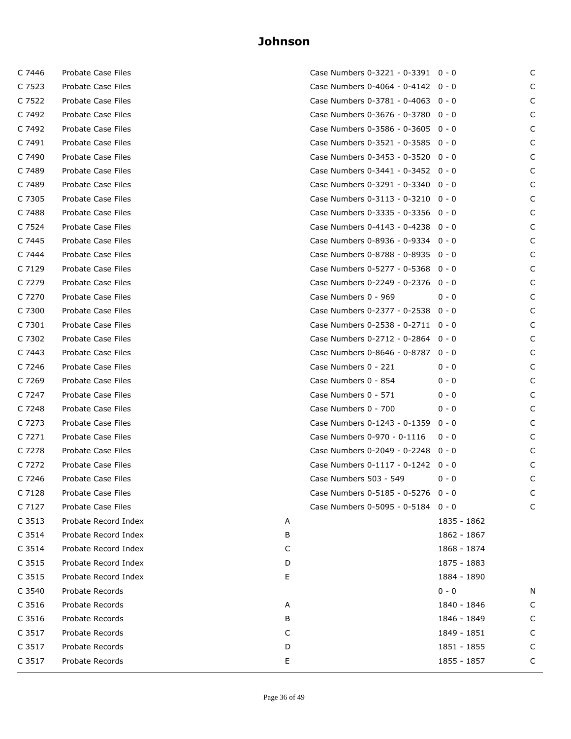# Johnson

| | | | | | |
|---|---|---|---|---|---|
| C 7446 | Probate Case Files | | Case Numbers 0-3221 - 0-3391 | 0 - 0 | C |
| C 7523 | Probate Case Files | | Case Numbers 0-4064 - 0-4142 | 0 - 0 | C |
| C 7522 | Probate Case Files | | Case Numbers 0-3781 - 0-4063 | 0 - 0 | C |
| C 7492 | Probate Case Files | | Case Numbers 0-3676 - 0-3780 | 0 - 0 | C |
| C 7492 | Probate Case Files | | Case Numbers 0-3586 - 0-3605 | 0 - 0 | C |
| C 7491 | Probate Case Files | | Case Numbers 0-3521 - 0-3585 | 0 - 0 | C |
| C 7490 | Probate Case Files | | Case Numbers 0-3453 - 0-3520 | 0 - 0 | C |
| C 7489 | Probate Case Files | | Case Numbers 0-3441 - 0-3452 | 0 - 0 | C |
| C 7489 | Probate Case Files | | Case Numbers 0-3291 - 0-3340 | 0 - 0 | C |
| C 7305 | Probate Case Files | | Case Numbers 0-3113 - 0-3210 | 0 - 0 | C |
| C 7488 | Probate Case Files | | Case Numbers 0-3335 - 0-3356 | 0 - 0 | C |
| C 7524 | Probate Case Files | | Case Numbers 0-4143 - 0-4238 | 0 - 0 | C |
| C 7445 | Probate Case Files | | Case Numbers 0-8936 - 0-9334 | 0 - 0 | C |
| C 7444 | Probate Case Files | | Case Numbers 0-8788 - 0-8935 | 0 - 0 | C |
| C 7129 | Probate Case Files | | Case Numbers 0-5277 - 0-5368 | 0 - 0 | C |
| C 7279 | Probate Case Files | | Case Numbers 0-2249 - 0-2376 | 0 - 0 | C |
| C 7270 | Probate Case Files | | Case Numbers 0 - 969 | 0 - 0 | C |
| C 7300 | Probate Case Files | | Case Numbers 0-2377 - 0-2538 | 0 - 0 | C |
| C 7301 | Probate Case Files | | Case Numbers 0-2538 - 0-2711 | 0 - 0 | C |
| C 7302 | Probate Case Files | | Case Numbers 0-2712 - 0-2864 | 0 - 0 | C |
| C 7443 | Probate Case Files | | Case Numbers 0-8646 - 0-8787 | 0 - 0 | C |
| C 7246 | Probate Case Files | | Case Numbers 0 - 221 | 0 - 0 | C |
| C 7269 | Probate Case Files | | Case Numbers 0 - 854 | 0 - 0 | C |
| C 7247 | Probate Case Files | | Case Numbers 0 - 571 | 0 - 0 | C |
| C 7248 | Probate Case Files | | Case Numbers 0 - 700 | 0 - 0 | C |
| C 7273 | Probate Case Files | | Case Numbers 0-1243 - 0-1359 | 0 - 0 | C |
| C 7271 | Probate Case Files | | Case Numbers 0-970 - 0-1116 | 0 - 0 | C |
| C 7278 | Probate Case Files | | Case Numbers 0-2049 - 0-2248 | 0 - 0 | C |
| C 7272 | Probate Case Files | | Case Numbers 0-1117 - 0-1242 | 0 - 0 | C |
| C 7246 | Probate Case Files | | Case Numbers 503 - 549 | 0 - 0 | C |
| C 7128 | Probate Case Files | | Case Numbers 0-5185 - 0-5276 | 0 - 0 | C |
| C 7127 | Probate Case Files | | Case Numbers 0-5095 - 0-5184 | 0 - 0 | C |
| C 3513 | Probate Record Index | A | | 1835 - 1862 | |
| C 3514 | Probate Record Index | B | | 1862 - 1867 | |
| C 3514 | Probate Record Index | C | | 1868 - 1874 | |
| C 3515 | Probate Record Index | D | | 1875 - 1883 | |
| C 3515 | Probate Record Index | E | | 1884 - 1890 | |
| C 3540 | Probate Records | | | 0 - 0 | N |
| C 3516 | Probate Records | A | | 1840 - 1846 | C |
| C 3516 | Probate Records | B | | 1846 - 1849 | C |
| C 3517 | Probate Records | C | | 1849 - 1851 | C |
| C 3517 | Probate Records | D | | 1851 - 1855 | C |
| C 3517 | Probate Records | E | | 1855 - 1857 | C |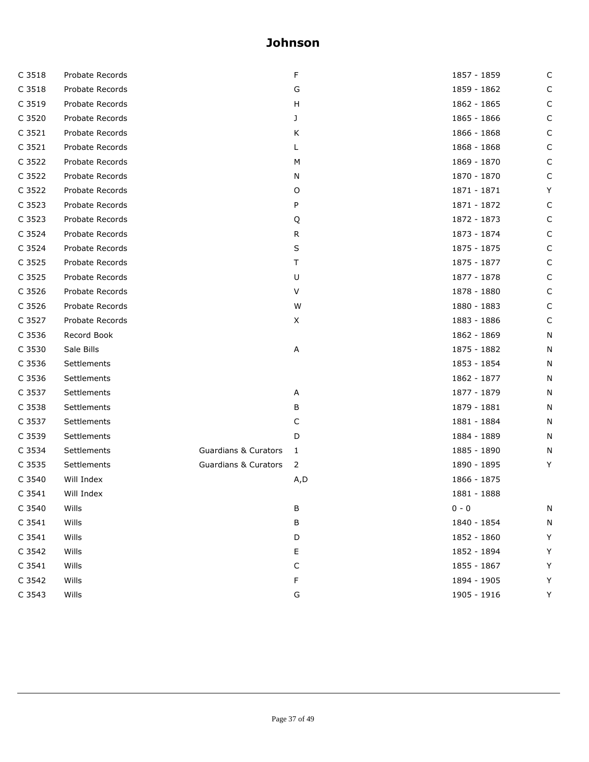# Johnson

| | | | | | |
|---|---|---|---|---|---|
| C 3518 | Probate Records | | F | 1857 - 1859 | C |
| C 3518 | Probate Records | | G | 1859 - 1862 | C |
| C 3519 | Probate Records | | H | 1862 - 1865 | C |
| C 3520 | Probate Records | | J | 1865 - 1866 | C |
| C 3521 | Probate Records | | K | 1866 - 1868 | C |
| C 3521 | Probate Records | | L | 1868 - 1868 | C |
| C 3522 | Probate Records | | M | 1869 - 1870 | C |
| C 3522 | Probate Records | | N | 1870 - 1870 | C |
| C 3522 | Probate Records | | O | 1871 - 1871 | Y |
| C 3523 | Probate Records | | P | 1871 - 1872 | C |
| C 3523 | Probate Records | | Q | 1872 - 1873 | C |
| C 3524 | Probate Records | | R | 1873 - 1874 | C |
| C 3524 | Probate Records | | S | 1875 - 1875 | C |
| C 3525 | Probate Records | | T | 1875 - 1877 | C |
| C 3525 | Probate Records | | U | 1877 - 1878 | C |
| C 3526 | Probate Records | | V | 1878 - 1880 | C |
| C 3526 | Probate Records | | W | 1880 - 1883 | C |
| C 3527 | Probate Records | | X | 1883 - 1886 | C |
| C 3536 | Record Book | | | 1862 - 1869 | N |
| C 3530 | Sale Bills | | A | 1875 - 1882 | N |
| C 3536 | Settlements | | | 1853 - 1854 | N |
| C 3536 | Settlements | | | 1862 - 1877 | N |
| C 3537 | Settlements | | A | 1877 - 1879 | N |
| C 3538 | Settlements | | B | 1879 - 1881 | N |
| C 3537 | Settlements | | C | 1881 - 1884 | N |
| C 3539 | Settlements | | D | 1884 - 1889 | N |
| C 3534 | Settlements | Guardians & Curators | 1 | 1885 - 1890 | N |
| C 3535 | Settlements | Guardians & Curators | 2 | 1890 - 1895 | Y |
| C 3540 | Will Index | | A,D | 1866 - 1875 | |
| C 3541 | Will Index | | | 1881 - 1888 | |
| C 3540 | Wills | | B | 0 - 0 | N |
| C 3541 | Wills | | B | 1840 - 1854 | N |
| C 3541 | Wills | | D | 1852 - 1860 | Y |
| C 3542 | Wills | | E | 1852 - 1894 | Y |
| C 3541 | Wills | | C | 1855 - 1867 | Y |
| C 3542 | Wills | | F | 1894 - 1905 | Y |
| C 3543 | Wills | | G | 1905 - 1916 | Y |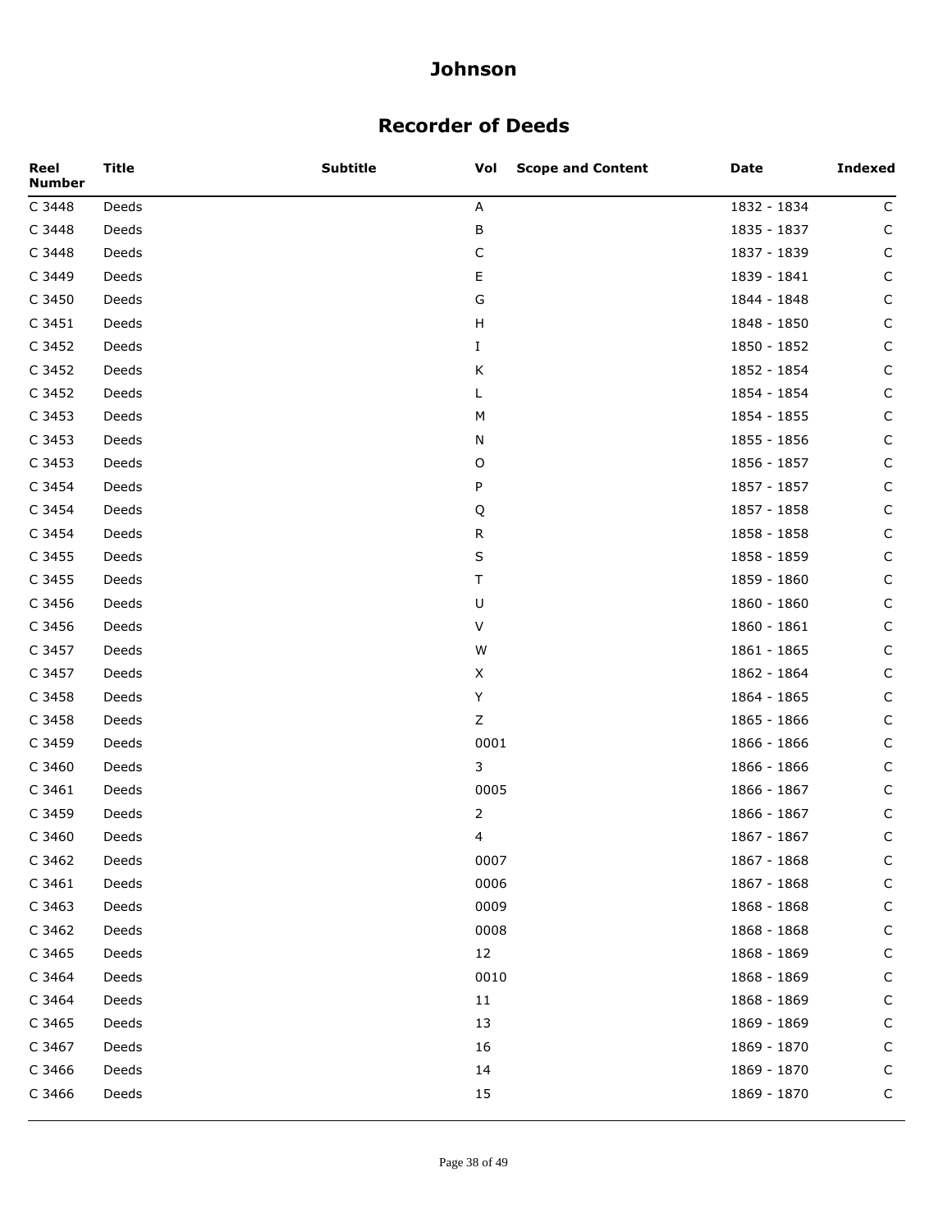# Johnson

## Recorder of Deeds

| Reel Number | Title | Subtitle | Vol | Scope and Content | Date | Indexed |
|---|---|---|---|---|---|---|
| C 3448 | Deeds | | A | | 1832 - 1834 | C |
| C 3448 | Deeds | | B | | 1835 - 1837 | C |
| C 3448 | Deeds | | C | | 1837 - 1839 | C |
| C 3449 | Deeds | | E | | 1839 - 1841 | C |
| C 3450 | Deeds | | G | | 1844 - 1848 | C |
| C 3451 | Deeds | | H | | 1848 - 1850 | C |
| C 3452 | Deeds | | I | | 1850 - 1852 | C |
| C 3452 | Deeds | | K | | 1852 - 1854 | C |
| C 3452 | Deeds | | L | | 1854 - 1854 | C |
| C 3453 | Deeds | | M | | 1854 - 1855 | C |
| C 3453 | Deeds | | N | | 1855 - 1856 | C |
| C 3453 | Deeds | | O | | 1856 - 1857 | C |
| C 3454 | Deeds | | P | | 1857 - 1857 | C |
| C 3454 | Deeds | | Q | | 1857 - 1858 | C |
| C 3454 | Deeds | | R | | 1858 - 1858 | C |
| C 3455 | Deeds | | S | | 1858 - 1859 | C |
| C 3455 | Deeds | | T | | 1859 - 1860 | C |
| C 3456 | Deeds | | U | | 1860 - 1860 | C |
| C 3456 | Deeds | | V | | 1860 - 1861 | C |
| C 3457 | Deeds | | W | | 1861 - 1865 | C |
| C 3457 | Deeds | | X | | 1862 - 1864 | C |
| C 3458 | Deeds | | Y | | 1864 - 1865 | C |
| C 3458 | Deeds | | Z | | 1865 - 1866 | C |
| C 3459 | Deeds | | 0001 | | 1866 - 1866 | C |
| C 3460 | Deeds | | 3 | | 1866 - 1866 | C |
| C 3461 | Deeds | | 0005 | | 1866 - 1867 | C |
| C 3459 | Deeds | | 2 | | 1866 - 1867 | C |
| C 3460 | Deeds | | 4 | | 1867 - 1867 | C |
| C 3462 | Deeds | | 0007 | | 1867 - 1868 | C |
| C 3461 | Deeds | | 0006 | | 1867 - 1868 | C |
| C 3463 | Deeds | | 0009 | | 1868 - 1868 | C |
| C 3462 | Deeds | | 0008 | | 1868 - 1868 | C |
| C 3465 | Deeds | | 12 | | 1868 - 1869 | C |
| C 3464 | Deeds | | 0010 | | 1868 - 1869 | C |
| C 3464 | Deeds | | 11 | | 1868 - 1869 | C |
| C 3465 | Deeds | | 13 | | 1869 - 1869 | C |
| C 3467 | Deeds | | 16 | | 1869 - 1870 | C |
| C 3466 | Deeds | | 14 | | 1869 - 1870 | C |
| C 3466 | Deeds | | 15 | | 1869 - 1870 | C |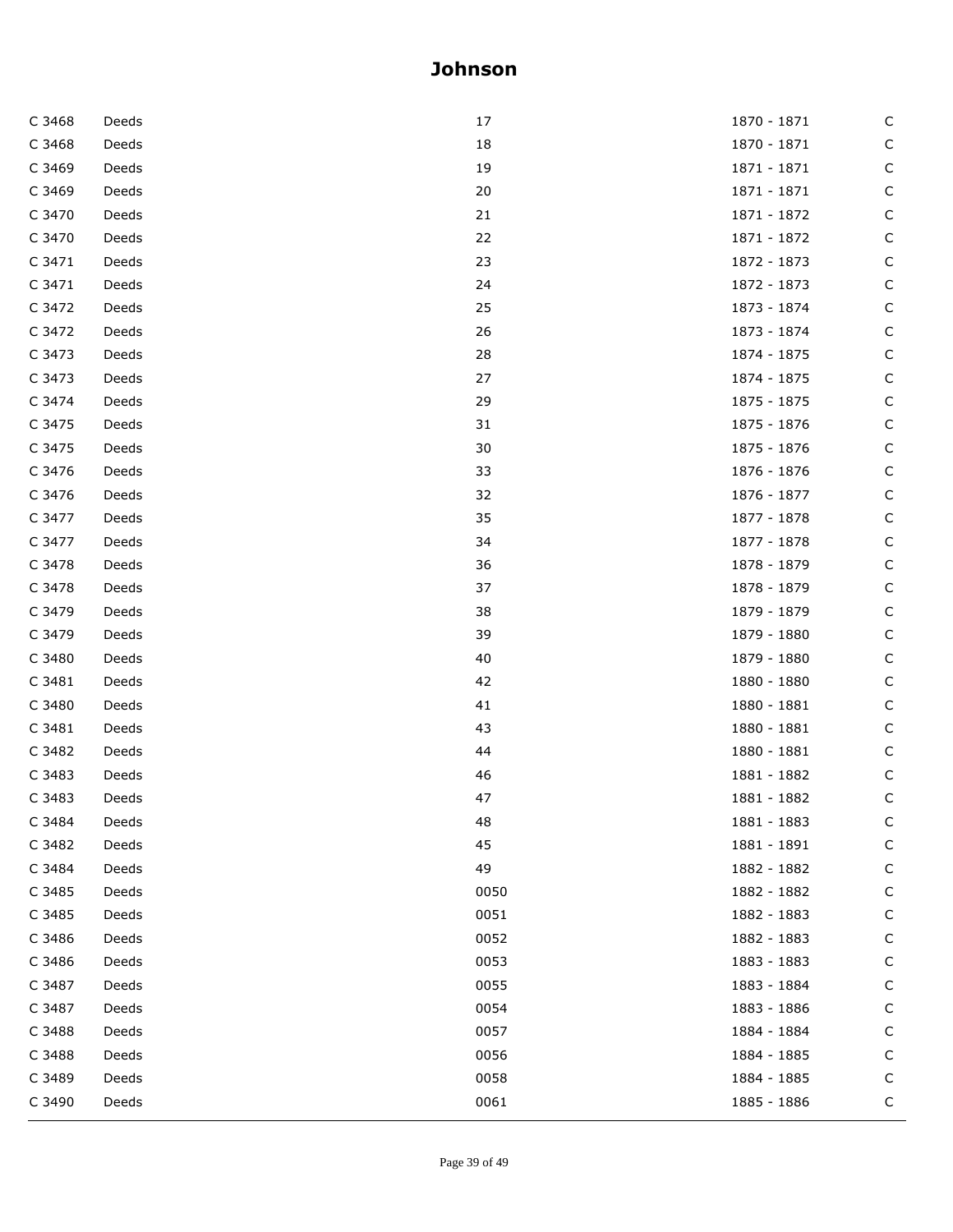# Johnson

| | | | | |
|---|---|---|---|---|
| C 3468 | Deeds | 17 | 1870 - 1871 | C |
| C 3468 | Deeds | 18 | 1870 - 1871 | C |
| C 3469 | Deeds | 19 | 1871 - 1871 | C |
| C 3469 | Deeds | 20 | 1871 - 1871 | C |
| C 3470 | Deeds | 21 | 1871 - 1872 | C |
| C 3470 | Deeds | 22 | 1871 - 1872 | C |
| C 3471 | Deeds | 23 | 1872 - 1873 | C |
| C 3471 | Deeds | 24 | 1872 - 1873 | C |
| C 3472 | Deeds | 25 | 1873 - 1874 | C |
| C 3472 | Deeds | 26 | 1873 - 1874 | C |
| C 3473 | Deeds | 28 | 1874 - 1875 | C |
| C 3473 | Deeds | 27 | 1874 - 1875 | C |
| C 3474 | Deeds | 29 | 1875 - 1875 | C |
| C 3475 | Deeds | 31 | 1875 - 1876 | C |
| C 3475 | Deeds | 30 | 1875 - 1876 | C |
| C 3476 | Deeds | 33 | 1876 - 1876 | C |
| C 3476 | Deeds | 32 | 1876 - 1877 | C |
| C 3477 | Deeds | 35 | 1877 - 1878 | C |
| C 3477 | Deeds | 34 | 1877 - 1878 | C |
| C 3478 | Deeds | 36 | 1878 - 1879 | C |
| C 3478 | Deeds | 37 | 1878 - 1879 | C |
| C 3479 | Deeds | 38 | 1879 - 1879 | C |
| C 3479 | Deeds | 39 | 1879 - 1880 | C |
| C 3480 | Deeds | 40 | 1879 - 1880 | C |
| C 3481 | Deeds | 42 | 1880 - 1880 | C |
| C 3480 | Deeds | 41 | 1880 - 1881 | C |
| C 3481 | Deeds | 43 | 1880 - 1881 | C |
| C 3482 | Deeds | 44 | 1880 - 1881 | C |
| C 3483 | Deeds | 46 | 1881 - 1882 | C |
| C 3483 | Deeds | 47 | 1881 - 1882 | C |
| C 3484 | Deeds | 48 | 1881 - 1883 | C |
| C 3482 | Deeds | 45 | 1881 - 1891 | C |
| C 3484 | Deeds | 49 | 1882 - 1882 | C |
| C 3485 | Deeds | 0050 | 1882 - 1882 | C |
| C 3485 | Deeds | 0051 | 1882 - 1883 | C |
| C 3486 | Deeds | 0052 | 1882 - 1883 | C |
| C 3486 | Deeds | 0053 | 1883 - 1883 | C |
| C 3487 | Deeds | 0055 | 1883 - 1884 | C |
| C 3487 | Deeds | 0054 | 1883 - 1886 | C |
| C 3488 | Deeds | 0057 | 1884 - 1884 | C |
| C 3488 | Deeds | 0056 | 1884 - 1885 | C |
| C 3489 | Deeds | 0058 | 1884 - 1885 | C |
| C 3490 | Deeds | 0061 | 1885 - 1886 | C |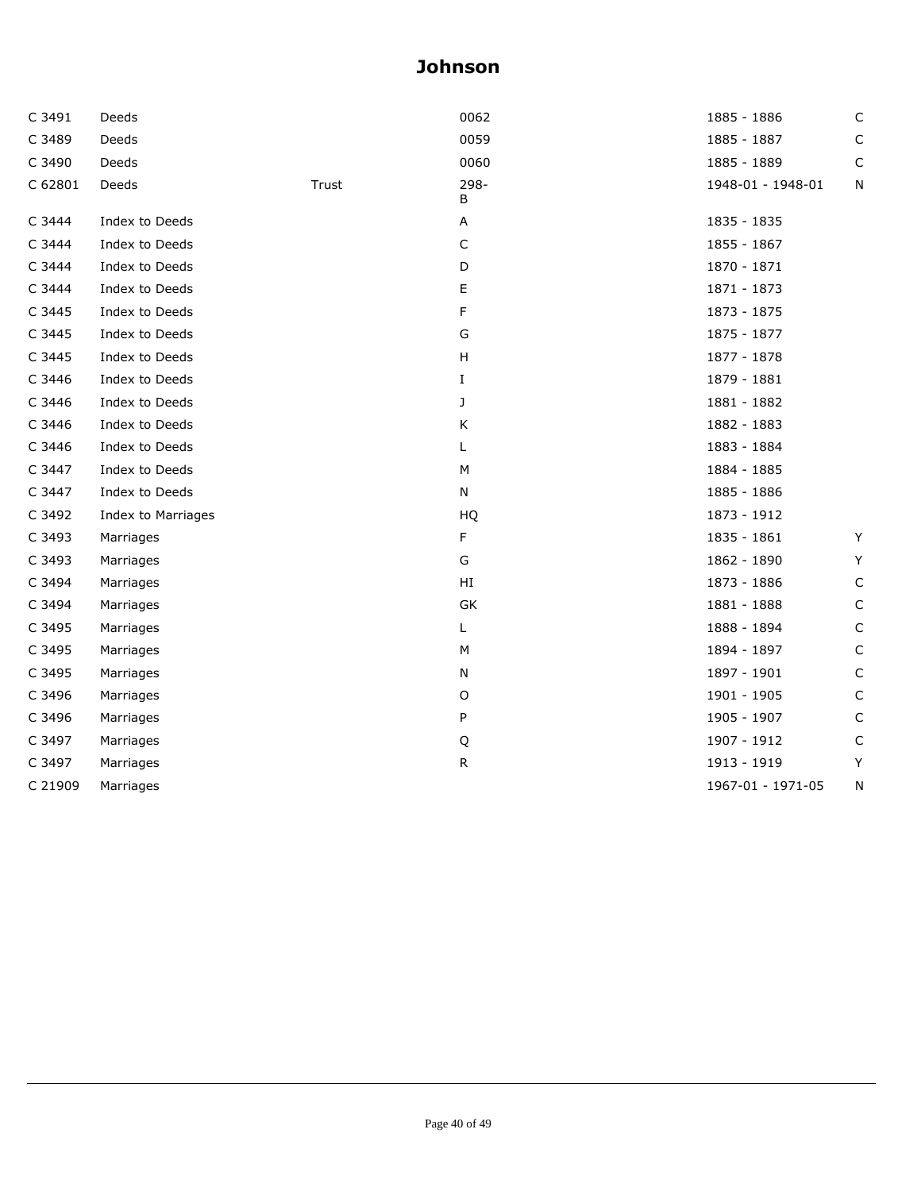# Johnson

| | | | | | |
|---|---|---|---|---|---|
| C 3491 | Deeds | | 0062 | 1885 - 1886 | C |
| C 3489 | Deeds | | 0059 | 1885 - 1887 | C |
| C 3490 | Deeds | | 0060 | 1885 - 1889 | C |
| C 62801 | Deeds | Trust | 298-B | 1948-01 - 1948-01 | N |
| C 3444 | Index to Deeds | | A | 1835 - 1835 | |
| C 3444 | Index to Deeds | | C | 1855 - 1867 | |
| C 3444 | Index to Deeds | | D | 1870 - 1871 | |
| C 3444 | Index to Deeds | | E | 1871 - 1873 | |
| C 3445 | Index to Deeds | | F | 1873 - 1875 | |
| C 3445 | Index to Deeds | | G | 1875 - 1877 | |
| C 3445 | Index to Deeds | | H | 1877 - 1878 | |
| C 3446 | Index to Deeds | | I | 1879 - 1881 | |
| C 3446 | Index to Deeds | | J | 1881 - 1882 | |
| C 3446 | Index to Deeds | | K | 1882 - 1883 | |
| C 3446 | Index to Deeds | | L | 1883 - 1884 | |
| C 3447 | Index to Deeds | | M | 1884 - 1885 | |
| C 3447 | Index to Deeds | | N | 1885 - 1886 | |
| C 3492 | Index to Marriages | | HQ | 1873 - 1912 | |
| C 3493 | Marriages | | F | 1835 - 1861 | Y |
| C 3493 | Marriages | | G | 1862 - 1890 | Y |
| C 3494 | Marriages | | HI | 1873 - 1886 | C |
| C 3494 | Marriages | | GK | 1881 - 1888 | C |
| C 3495 | Marriages | | L | 1888 - 1894 | C |
| C 3495 | Marriages | | M | 1894 - 1897 | C |
| C 3495 | Marriages | | N | 1897 - 1901 | C |
| C 3496 | Marriages | | O | 1901 - 1905 | C |
| C 3496 | Marriages | | P | 1905 - 1907 | C |
| C 3497 | Marriages | | Q | 1907 - 1912 | C |
| C 3497 | Marriages | | R | 1913 - 1919 | Y |
| C 21909 | Marriages | | | 1967-01 - 1971-05 | N |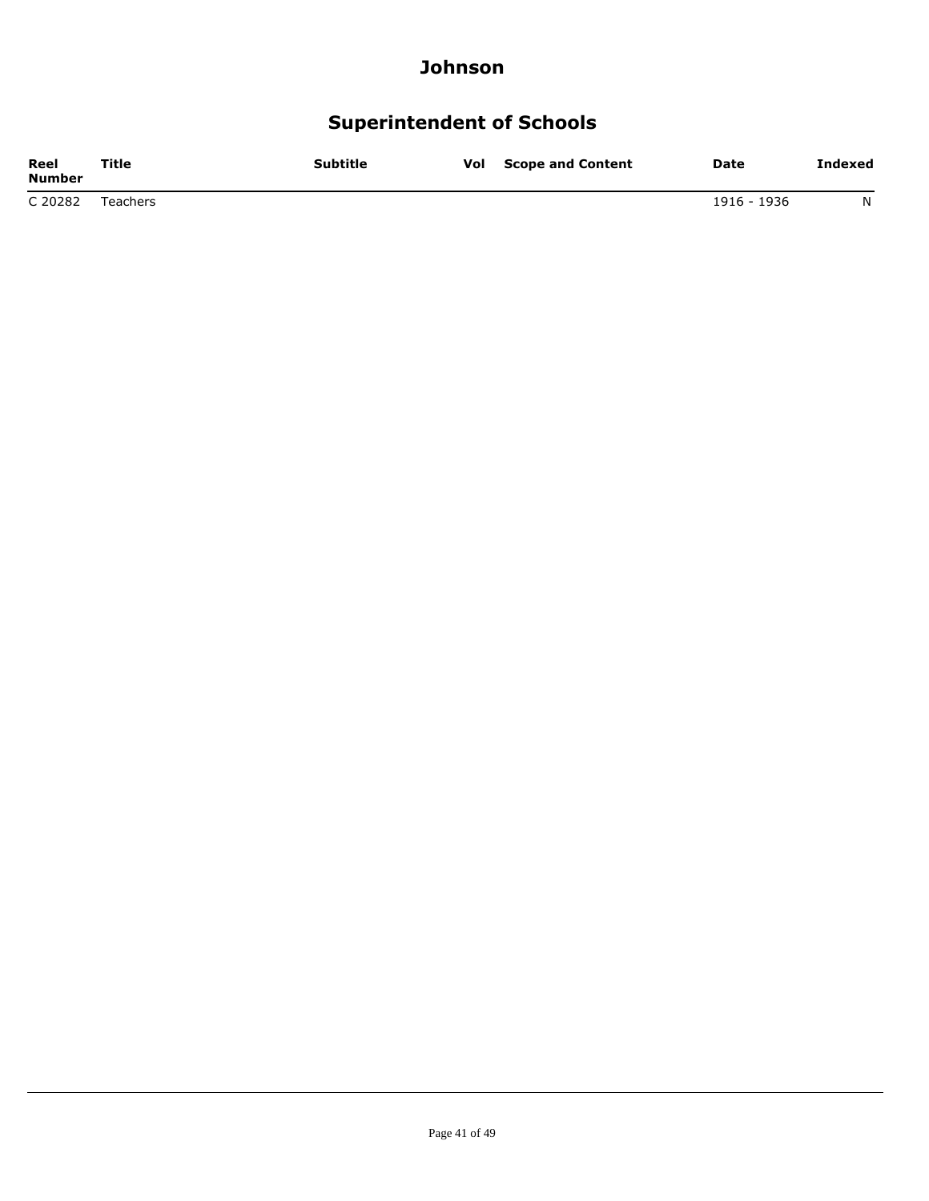# Johnson

## Superintendent of Schools

| Reel Number | Title | Subtitle | Vol | Scope and Content | Date | Indexed |
|---|---|---|---|---|---|---|
| C 20282 | Teachers | | | | 1916 - 1936 | N |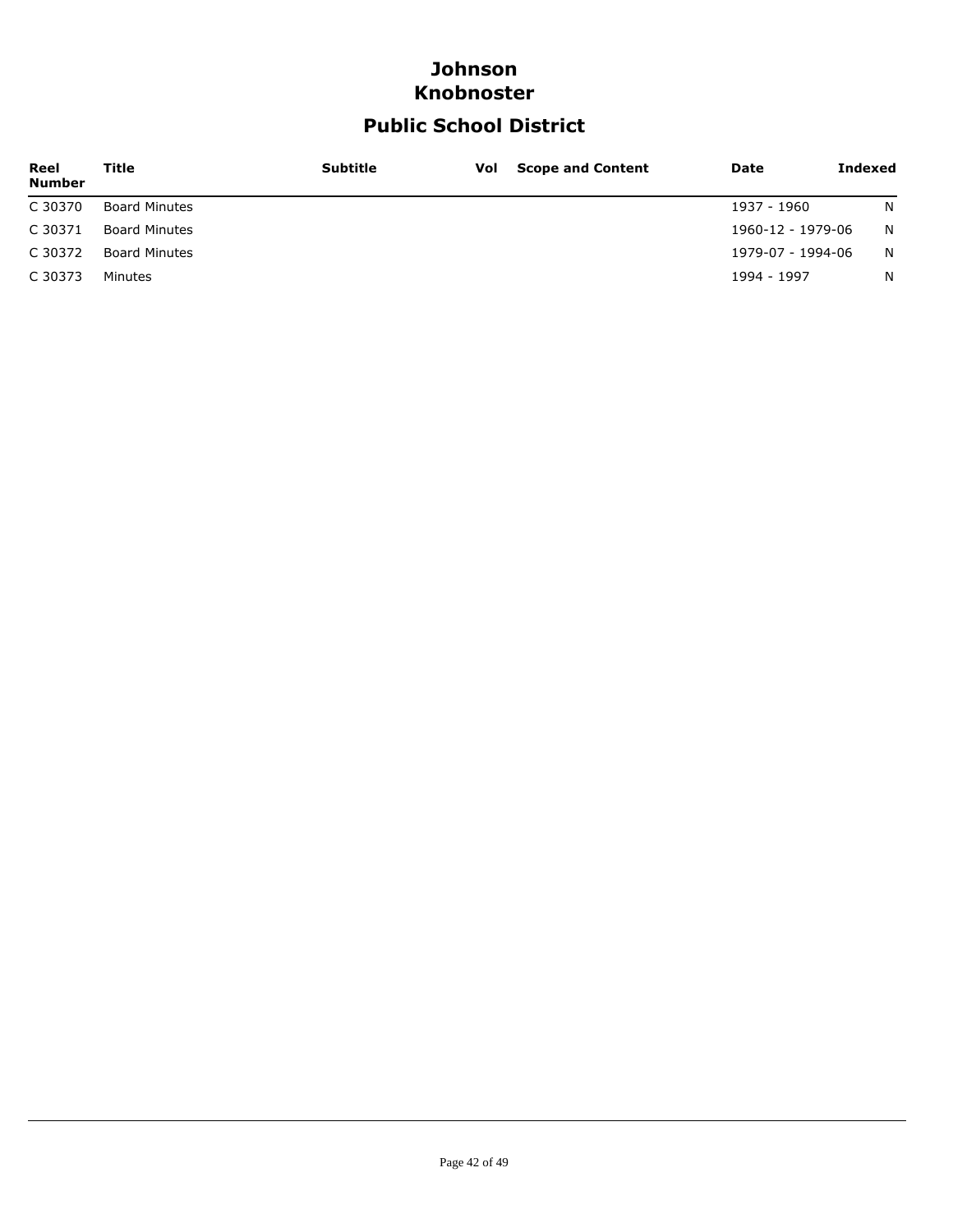# Johnson
# Knobnoster

## Public School District

| Reel Number | Title | Subtitle | Vol | Scope and Content | Date | Indexed |
|---|---|---|---|---|---|---|
| C 30370 | Board Minutes | | | | 1937 - 1960 | N |
| C 30371 | Board Minutes | | | | 1960-12 - 1979-06 | N |
| C 30372 | Board Minutes | | | | 1979-07 - 1994-06 | N |
| C 30373 | Minutes | | | | 1994 - 1997 | N |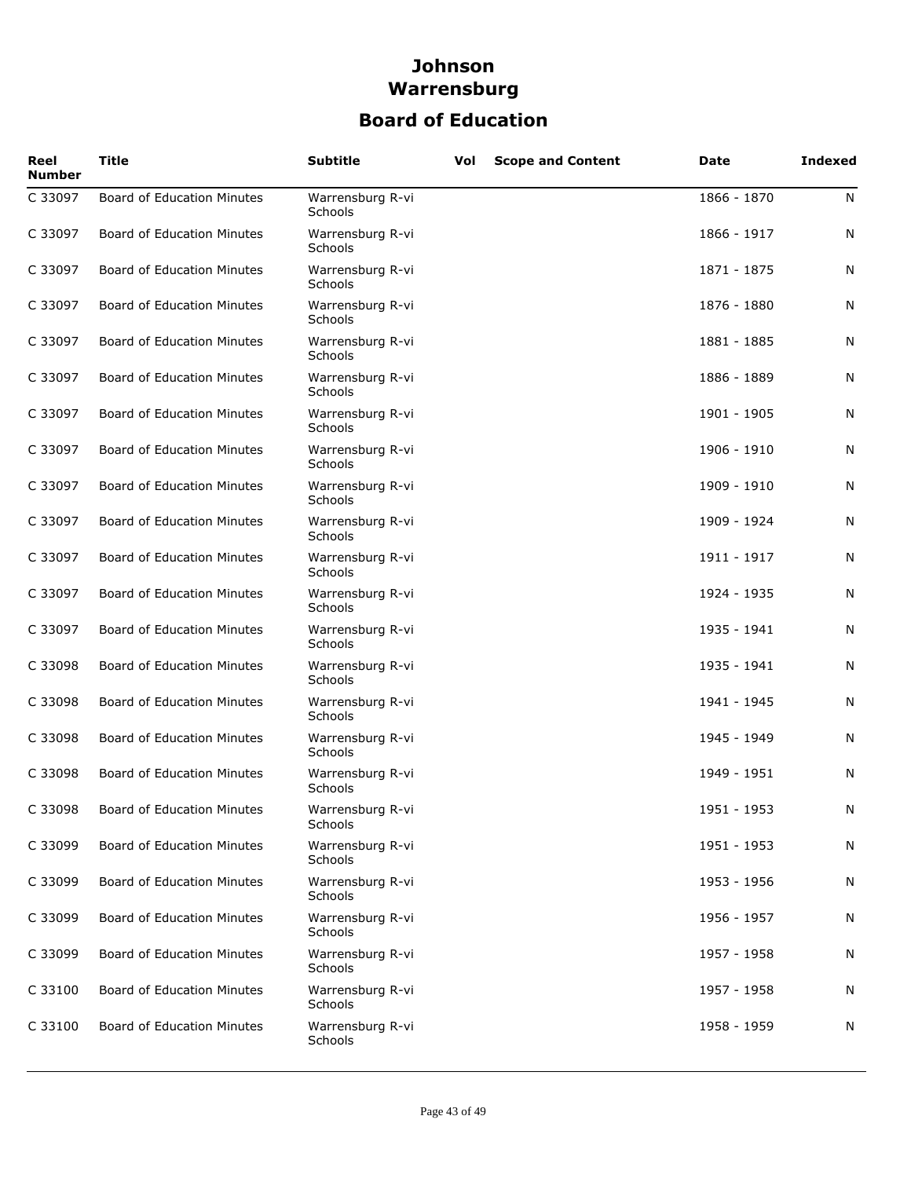# Johnson
# Warrensburg
## Board of Education

| Reel Number | Title | Subtitle | Vol | Scope and Content | Date | Indexed |
|---|---|---|---|---|---|---|
| C 33097 | Board of Education Minutes | Warrensburg R-vi Schools | | | 1866 - 1870 | N |
| C 33097 | Board of Education Minutes | Warrensburg R-vi Schools | | | 1866 - 1917 | N |
| C 33097 | Board of Education Minutes | Warrensburg R-vi Schools | | | 1871 - 1875 | N |
| C 33097 | Board of Education Minutes | Warrensburg R-vi Schools | | | 1876 - 1880 | N |
| C 33097 | Board of Education Minutes | Warrensburg R-vi Schools | | | 1881 - 1885 | N |
| C 33097 | Board of Education Minutes | Warrensburg R-vi Schools | | | 1886 - 1889 | N |
| C 33097 | Board of Education Minutes | Warrensburg R-vi Schools | | | 1901 - 1905 | N |
| C 33097 | Board of Education Minutes | Warrensburg R-vi Schools | | | 1906 - 1910 | N |
| C 33097 | Board of Education Minutes | Warrensburg R-vi Schools | | | 1909 - 1910 | N |
| C 33097 | Board of Education Minutes | Warrensburg R-vi Schools | | | 1909 - 1924 | N |
| C 33097 | Board of Education Minutes | Warrensburg R-vi Schools | | | 1911 - 1917 | N |
| C 33097 | Board of Education Minutes | Warrensburg R-vi Schools | | | 1924 - 1935 | N |
| C 33097 | Board of Education Minutes | Warrensburg R-vi Schools | | | 1935 - 1941 | N |
| C 33098 | Board of Education Minutes | Warrensburg R-vi Schools | | | 1935 - 1941 | N |
| C 33098 | Board of Education Minutes | Warrensburg R-vi Schools | | | 1941 - 1945 | N |
| C 33098 | Board of Education Minutes | Warrensburg R-vi Schools | | | 1945 - 1949 | N |
| C 33098 | Board of Education Minutes | Warrensburg R-vi Schools | | | 1949 - 1951 | N |
| C 33098 | Board of Education Minutes | Warrensburg R-vi Schools | | | 1951 - 1953 | N |
| C 33099 | Board of Education Minutes | Warrensburg R-vi Schools | | | 1951 - 1953 | N |
| C 33099 | Board of Education Minutes | Warrensburg R-vi Schools | | | 1953 - 1956 | N |
| C 33099 | Board of Education Minutes | Warrensburg R-vi Schools | | | 1956 - 1957 | N |
| C 33099 | Board of Education Minutes | Warrensburg R-vi Schools | | | 1957 - 1958 | N |
| C 33100 | Board of Education Minutes | Warrensburg R-vi Schools | | | 1957 - 1958 | N |
| C 33100 | Board of Education Minutes | Warrensburg R-vi Schools | | | 1958 - 1959 | N |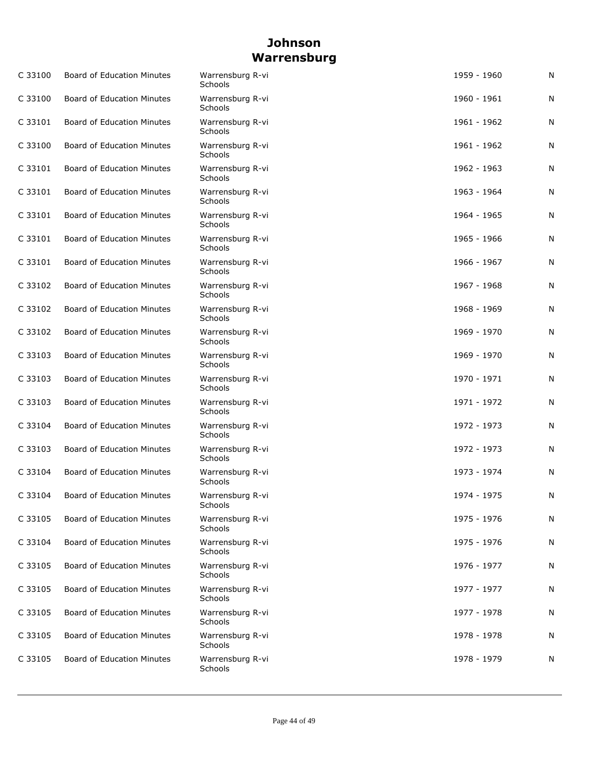# Johnson
## Warrensburg

| | | | | |
|---|---|---|---|---|
| C 33100 | Board of Education Minutes | Warrensburg R-vi Schools | 1959 - 1960 | N |
| C 33100 | Board of Education Minutes | Warrensburg R-vi Schools | 1960 - 1961 | N |
| C 33101 | Board of Education Minutes | Warrensburg R-vi Schools | 1961 - 1962 | N |
| C 33100 | Board of Education Minutes | Warrensburg R-vi Schools | 1961 - 1962 | N |
| C 33101 | Board of Education Minutes | Warrensburg R-vi Schools | 1962 - 1963 | N |
| C 33101 | Board of Education Minutes | Warrensburg R-vi Schools | 1963 - 1964 | N |
| C 33101 | Board of Education Minutes | Warrensburg R-vi Schools | 1964 - 1965 | N |
| C 33101 | Board of Education Minutes | Warrensburg R-vi Schools | 1965 - 1966 | N |
| C 33101 | Board of Education Minutes | Warrensburg R-vi Schools | 1966 - 1967 | N |
| C 33102 | Board of Education Minutes | Warrensburg R-vi Schools | 1967 - 1968 | N |
| C 33102 | Board of Education Minutes | Warrensburg R-vi Schools | 1968 - 1969 | N |
| C 33102 | Board of Education Minutes | Warrensburg R-vi Schools | 1969 - 1970 | N |
| C 33103 | Board of Education Minutes | Warrensburg R-vi Schools | 1969 - 1970 | N |
| C 33103 | Board of Education Minutes | Warrensburg R-vi Schools | 1970 - 1971 | N |
| C 33103 | Board of Education Minutes | Warrensburg R-vi Schools | 1971 - 1972 | N |
| C 33104 | Board of Education Minutes | Warrensburg R-vi Schools | 1972 - 1973 | N |
| C 33103 | Board of Education Minutes | Warrensburg R-vi Schools | 1972 - 1973 | N |
| C 33104 | Board of Education Minutes | Warrensburg R-vi Schools | 1973 - 1974 | N |
| C 33104 | Board of Education Minutes | Warrensburg R-vi Schools | 1974 - 1975 | N |
| C 33105 | Board of Education Minutes | Warrensburg R-vi Schools | 1975 - 1976 | N |
| C 33104 | Board of Education Minutes | Warrensburg R-vi Schools | 1975 - 1976 | N |
| C 33105 | Board of Education Minutes | Warrensburg R-vi Schools | 1976 - 1977 | N |
| C 33105 | Board of Education Minutes | Warrensburg R-vi Schools | 1977 - 1977 | N |
| C 33105 | Board of Education Minutes | Warrensburg R-vi Schools | 1977 - 1978 | N |
| C 33105 | Board of Education Minutes | Warrensburg R-vi Schools | 1978 - 1978 | N |
| C 33105 | Board of Education Minutes | Warrensburg R-vi Schools | 1978 - 1979 | N |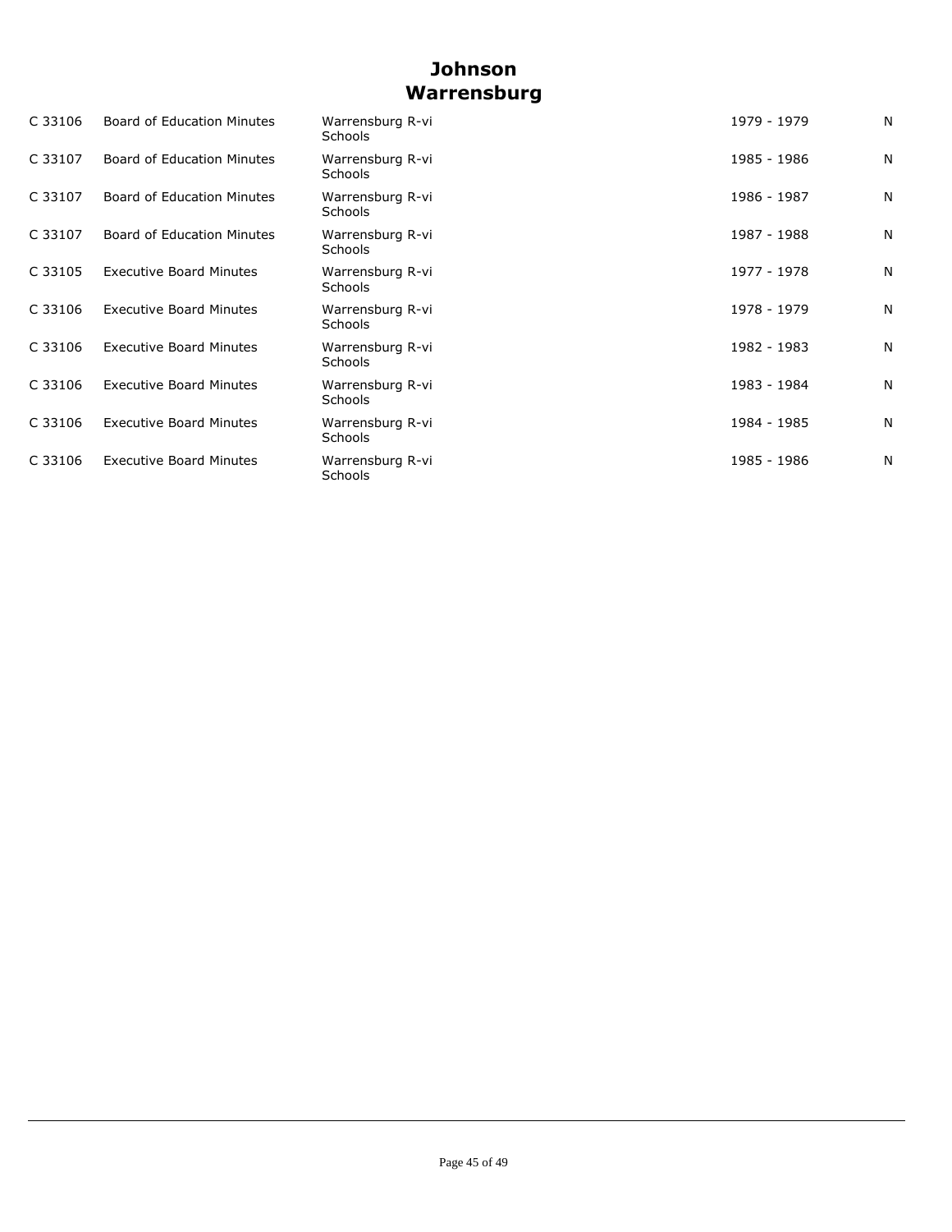# Johnson
## Warrensburg

| | | | | |
|---|---|---|---|---|
| C 33106 | Board of Education Minutes | Warrensburg R-vi Schools | 1979 - 1979 | N |
| C 33107 | Board of Education Minutes | Warrensburg R-vi Schools | 1985 - 1986 | N |
| C 33107 | Board of Education Minutes | Warrensburg R-vi Schools | 1986 - 1987 | N |
| C 33107 | Board of Education Minutes | Warrensburg R-vi Schools | 1987 - 1988 | N |
| C 33105 | Executive Board Minutes | Warrensburg R-vi Schools | 1977 - 1978 | N |
| C 33106 | Executive Board Minutes | Warrensburg R-vi Schools | 1978 - 1979 | N |
| C 33106 | Executive Board Minutes | Warrensburg R-vi Schools | 1982 - 1983 | N |
| C 33106 | Executive Board Minutes | Warrensburg R-vi Schools | 1983 - 1984 | N |
| C 33106 | Executive Board Minutes | Warrensburg R-vi Schools | 1984 - 1985 | N |
| C 33106 | Executive Board Minutes | Warrensburg R-vi Schools | 1985 - 1986 | N |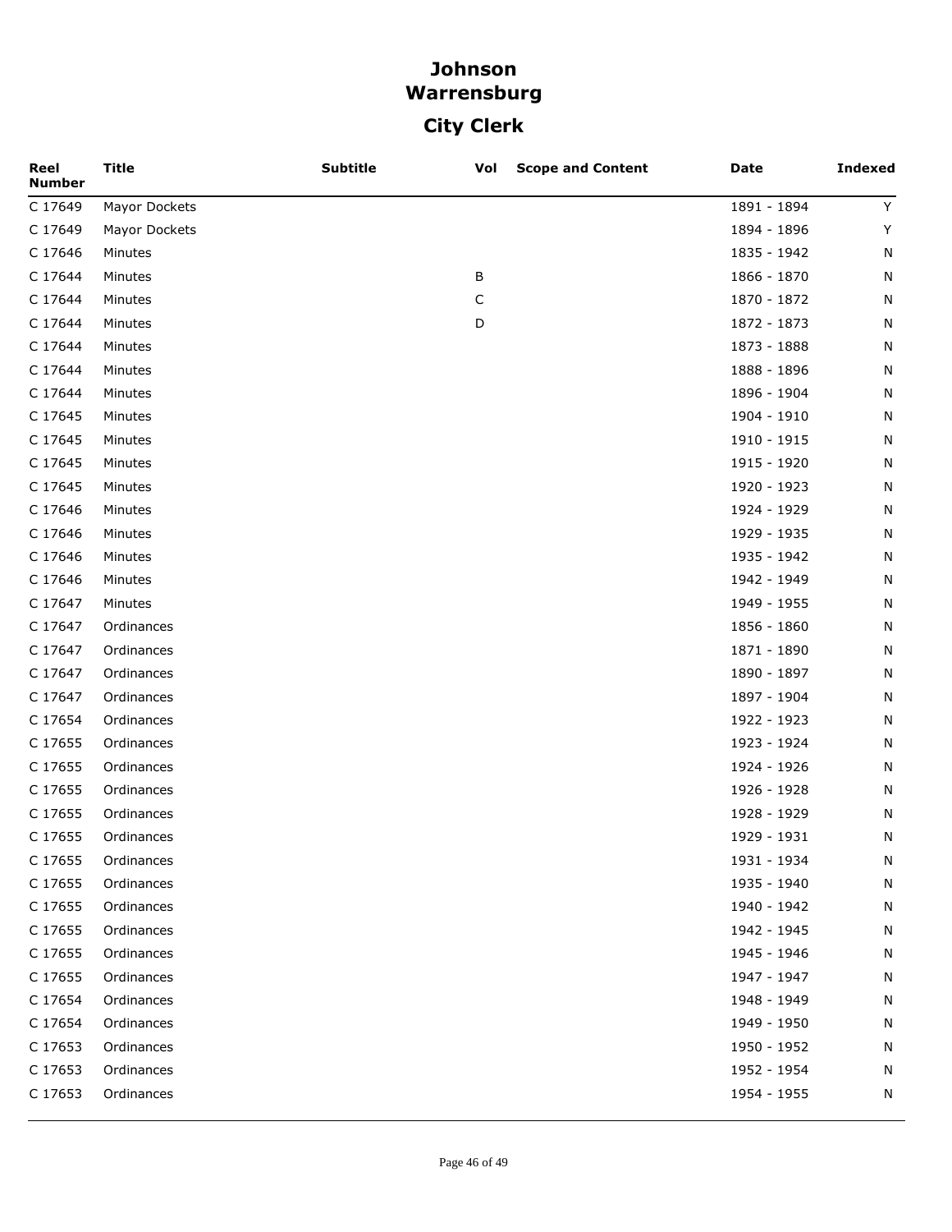# Johnson
# Warrensburg
## City Clerk

| Reel Number | Title | Subtitle | Vol | Scope and Content | Date | Indexed |
|---|---|---|---|---|---|---|
| C 17649 | Mayor Dockets | | | | 1891 - 1894 | Y |
| C 17649 | Mayor Dockets | | | | 1894 - 1896 | Y |
| C 17646 | Minutes | | | | 1835 - 1942 | N |
| C 17644 | Minutes | | B | | 1866 - 1870 | N |
| C 17644 | Minutes | | C | | 1870 - 1872 | N |
| C 17644 | Minutes | | D | | 1872 - 1873 | N |
| C 17644 | Minutes | | | | 1873 - 1888 | N |
| C 17644 | Minutes | | | | 1888 - 1896 | N |
| C 17644 | Minutes | | | | 1896 - 1904 | N |
| C 17645 | Minutes | | | | 1904 - 1910 | N |
| C 17645 | Minutes | | | | 1910 - 1915 | N |
| C 17645 | Minutes | | | | 1915 - 1920 | N |
| C 17645 | Minutes | | | | 1920 - 1923 | N |
| C 17646 | Minutes | | | | 1924 - 1929 | N |
| C 17646 | Minutes | | | | 1929 - 1935 | N |
| C 17646 | Minutes | | | | 1935 - 1942 | N |
| C 17646 | Minutes | | | | 1942 - 1949 | N |
| C 17647 | Minutes | | | | 1949 - 1955 | N |
| C 17647 | Ordinances | | | | 1856 - 1860 | N |
| C 17647 | Ordinances | | | | 1871 - 1890 | N |
| C 17647 | Ordinances | | | | 1890 - 1897 | N |
| C 17647 | Ordinances | | | | 1897 - 1904 | N |
| C 17654 | Ordinances | | | | 1922 - 1923 | N |
| C 17655 | Ordinances | | | | 1923 - 1924 | N |
| C 17655 | Ordinances | | | | 1924 - 1926 | N |
| C 17655 | Ordinances | | | | 1926 - 1928 | N |
| C 17655 | Ordinances | | | | 1928 - 1929 | N |
| C 17655 | Ordinances | | | | 1929 - 1931 | N |
| C 17655 | Ordinances | | | | 1931 - 1934 | N |
| C 17655 | Ordinances | | | | 1935 - 1940 | N |
| C 17655 | Ordinances | | | | 1940 - 1942 | N |
| C 17655 | Ordinances | | | | 1942 - 1945 | N |
| C 17655 | Ordinances | | | | 1945 - 1946 | N |
| C 17655 | Ordinances | | | | 1947 - 1947 | N |
| C 17654 | Ordinances | | | | 1948 - 1949 | N |
| C 17654 | Ordinances | | | | 1949 - 1950 | N |
| C 17653 | Ordinances | | | | 1950 - 1952 | N |
| C 17653 | Ordinances | | | | 1952 - 1954 | N |
| C 17653 | Ordinances | | | | 1954 - 1955 | N |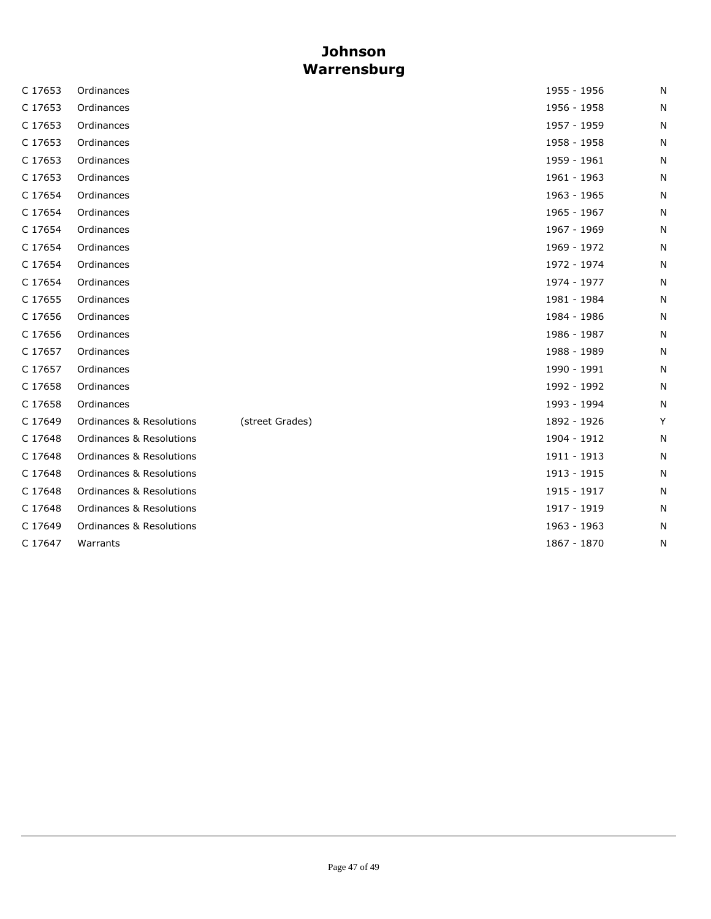# Johnson
## Warrensburg

| | | | | |
|---|---|---|---|---|
| C 17653 | Ordinances | | 1955 - 1956 | N |
| C 17653 | Ordinances | | 1956 - 1958 | N |
| C 17653 | Ordinances | | 1957 - 1959 | N |
| C 17653 | Ordinances | | 1958 - 1958 | N |
| C 17653 | Ordinances | | 1959 - 1961 | N |
| C 17653 | Ordinances | | 1961 - 1963 | N |
| C 17654 | Ordinances | | 1963 - 1965 | N |
| C 17654 | Ordinances | | 1965 - 1967 | N |
| C 17654 | Ordinances | | 1967 - 1969 | N |
| C 17654 | Ordinances | | 1969 - 1972 | N |
| C 17654 | Ordinances | | 1972 - 1974 | N |
| C 17654 | Ordinances | | 1974 - 1977 | N |
| C 17655 | Ordinances | | 1981 - 1984 | N |
| C 17656 | Ordinances | | 1984 - 1986 | N |
| C 17656 | Ordinances | | 1986 - 1987 | N |
| C 17657 | Ordinances | | 1988 - 1989 | N |
| C 17657 | Ordinances | | 1990 - 1991 | N |
| C 17658 | Ordinances | | 1992 - 1992 | N |
| C 17658 | Ordinances | | 1993 - 1994 | N |
| C 17649 | Ordinances & Resolutions | (street Grades) | 1892 - 1926 | Y |
| C 17648 | Ordinances & Resolutions | | 1904 - 1912 | N |
| C 17648 | Ordinances & Resolutions | | 1911 - 1913 | N |
| C 17648 | Ordinances & Resolutions | | 1913 - 1915 | N |
| C 17648 | Ordinances & Resolutions | | 1915 - 1917 | N |
| C 17648 | Ordinances & Resolutions | | 1917 - 1919 | N |
| C 17649 | Ordinances & Resolutions | | 1963 - 1963 | N |
| C 17647 | Warrants | | 1867 - 1870 | N |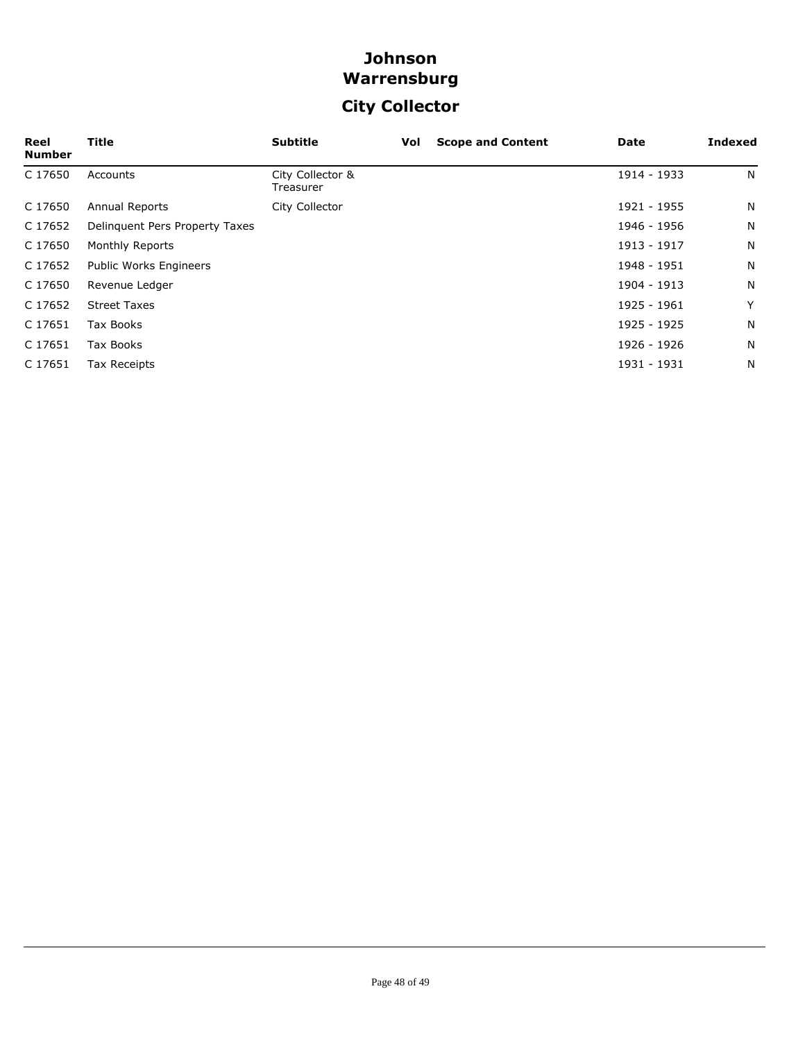# Johnson
# Warrensburg
## City Collector

| Reel Number | Title | Subtitle | Vol | Scope and Content | Date | Indexed |
|---|---|---|---|---|---|---|
| C 17650 | Accounts | City Collector & Treasurer | | | 1914 - 1933 | N |
| C 17650 | Annual Reports | City Collector | | | 1921 - 1955 | N |
| C 17652 | Delinquent Pers Property Taxes | | | | 1946 - 1956 | N |
| C 17650 | Monthly Reports | | | | 1913 - 1917 | N |
| C 17652 | Public Works Engineers | | | | 1948 - 1951 | N |
| C 17650 | Revenue Ledger | | | | 1904 - 1913 | N |
| C 17652 | Street Taxes | | | | 1925 - 1961 | Y |
| C 17651 | Tax Books | | | | 1925 - 1925 | N |
| C 17651 | Tax Books | | | | 1926 - 1926 | N |
| C 17651 | Tax Receipts | | | | 1931 - 1931 | N |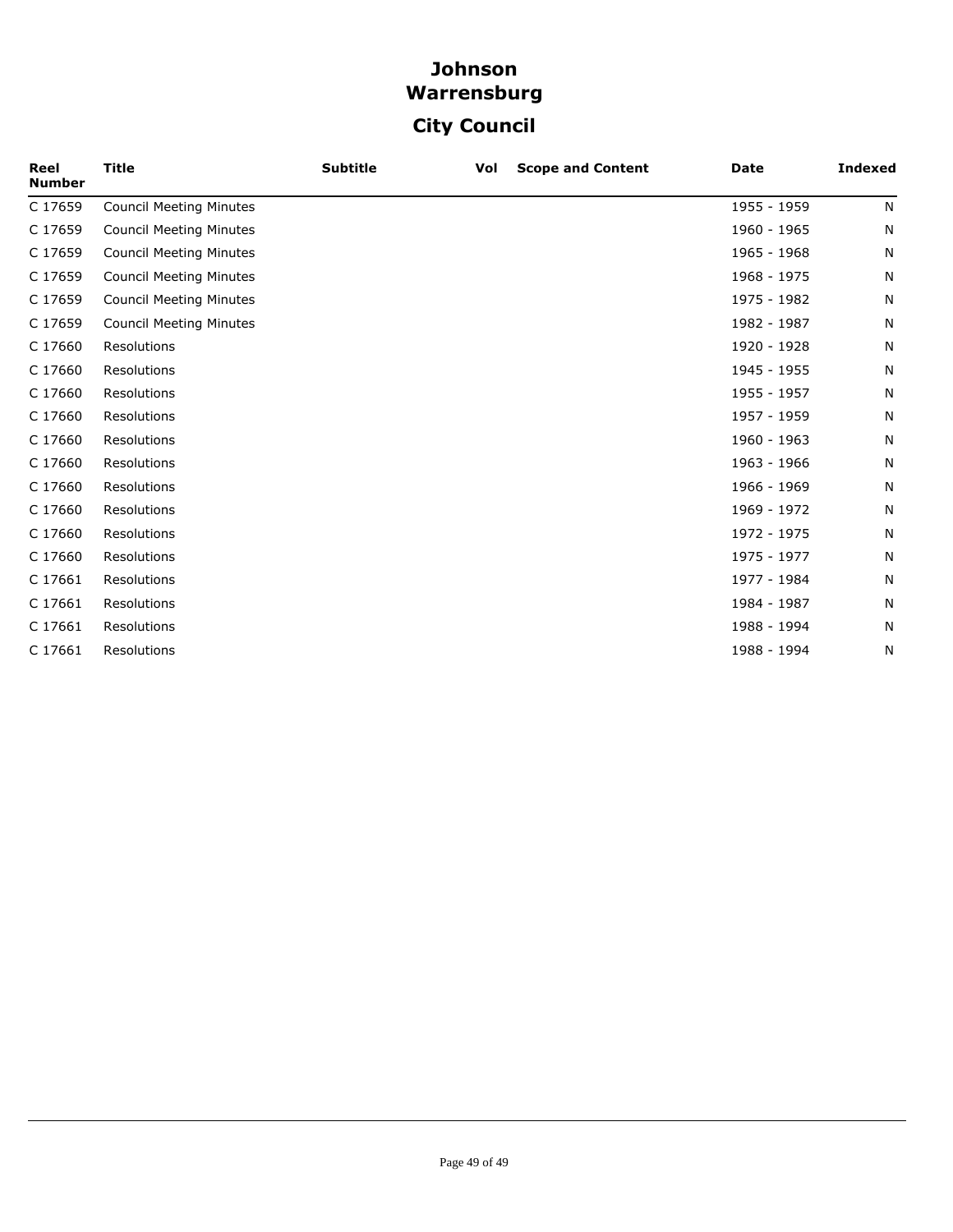# Johnson
# Warrensburg
## City Council

| Reel Number | Title | Subtitle | Vol | Scope and Content | Date | Indexed |
|---|---|---|---|---|---|---|
| C 17659 | Council Meeting Minutes | | | | 1955 - 1959 | N |
| C 17659 | Council Meeting Minutes | | | | 1960 - 1965 | N |
| C 17659 | Council Meeting Minutes | | | | 1965 - 1968 | N |
| C 17659 | Council Meeting Minutes | | | | 1968 - 1975 | N |
| C 17659 | Council Meeting Minutes | | | | 1975 - 1982 | N |
| C 17659 | Council Meeting Minutes | | | | 1982 - 1987 | N |
| C 17660 | Resolutions | | | | 1920 - 1928 | N |
| C 17660 | Resolutions | | | | 1945 - 1955 | N |
| C 17660 | Resolutions | | | | 1955 - 1957 | N |
| C 17660 | Resolutions | | | | 1957 - 1959 | N |
| C 17660 | Resolutions | | | | 1960 - 1963 | N |
| C 17660 | Resolutions | | | | 1963 - 1966 | N |
| C 17660 | Resolutions | | | | 1966 - 1969 | N |
| C 17660 | Resolutions | | | | 1969 - 1972 | N |
| C 17660 | Resolutions | | | | 1972 - 1975 | N |
| C 17660 | Resolutions | | | | 1975 - 1977 | N |
| C 17661 | Resolutions | | | | 1977 - 1984 | N |
| C 17661 | Resolutions | | | | 1984 - 1987 | N |
| C 17661 | Resolutions | | | | 1988 - 1994 | N |
| C 17661 | Resolutions | | | | 1988 - 1994 | N |